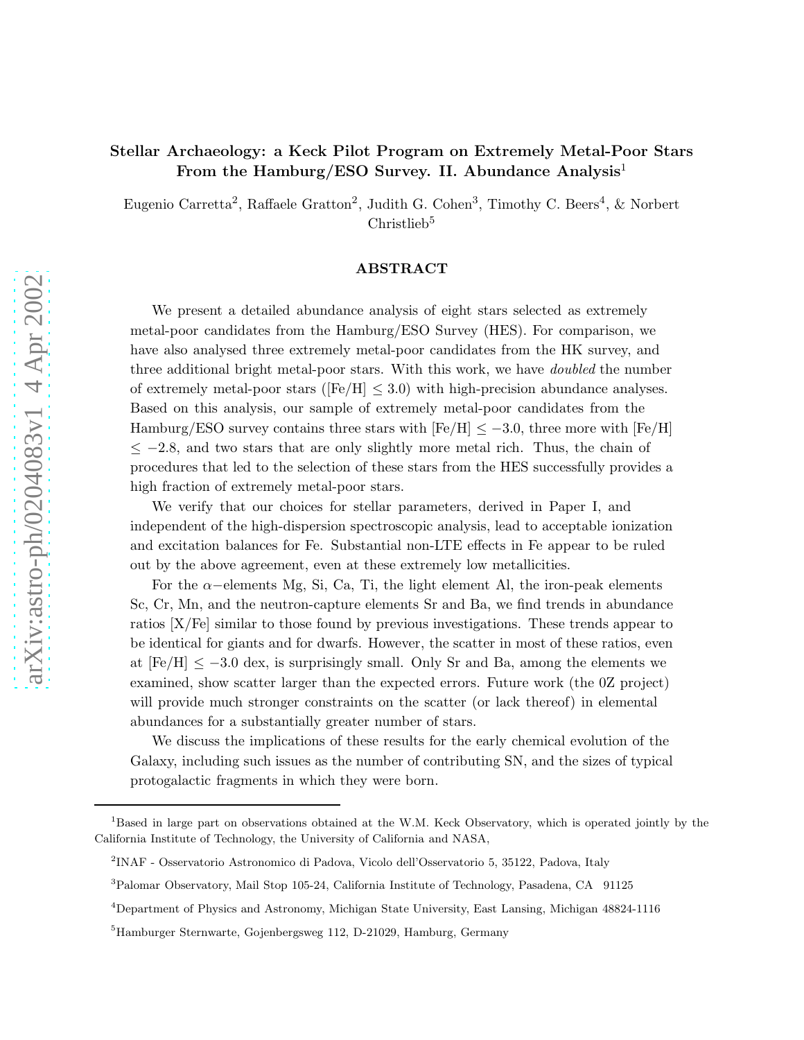# Stellar Archaeology: a Keck Pilot Program on Extremely Metal-Poor Stars From the Hamburg/ESO Survey. II. Abundance Analysis[1]

Eugenio Carretta[2], Raffaele Gratton[2], Judith G. Cohen[3], Timothy C. Beers[4], & Norbert Christlieb[5]

## ABSTRACT

We present a detailed abundance analysis of eight stars selected as extremely metal-poor candidates from the Hamburg/ESO Survey (HES). For comparison, we have also analysed three extremely metal-poor candidates from the HK survey, and three additional bright metal-poor stars. With this work, we have *doubled* the number of extremely metal-poor stars ([Fe/H] $\leq 3.0$) with high-precision abundance analyses. Based on this analysis, our sample of extremely metal-poor candidates from the Hamburg/ESO survey contains three stars with [Fe/H] $\leq -3.0$, three more with [Fe/H] $\leq -2.8$, and two stars that are only slightly more metal rich. Thus, the chain of procedures that led to the selection of these stars from the HES successfully provides a high fraction of extremely metal-poor stars.

We verify that our choices for stellar parameters, derived in Paper I, and independent of the high-dispersion spectroscopic analysis, lead to acceptable ionization and excitation balances for Fe. Substantial non-LTE effects in Fe appear to be ruled out by the above agreement, even at these extremely low metallicities.

For the $\alpha-$elements Mg, Si, Ca, Ti, the light element Al, the iron-peak elements Sc, Cr, Mn, and the neutron-capture elements Sr and Ba, we find trends in abundance ratios [X/Fe] similar to those found by previous investigations. These trends appear to be identical for giants and for dwarfs. However, the scatter in most of these ratios, even at [Fe/H] $\leq -3.0$ dex, is surprisingly small. Only Sr and Ba, among the elements we examined, show scatter larger than the expected errors. Future work (the 0Z project) will provide much stronger constraints on the scatter (or lack thereof) in elemental abundances for a substantially greater number of stars.

We discuss the implications of these results for the early chemical evolution of the Galaxy, including such issues as the number of contributing SN, and the sizes of typical protogalactic fragments in which they were born.

---

[1]Based in large part on observations obtained at the W.M. Keck Observatory, which is operated jointly by the California Institute of Technology, the University of California and NASA,

[2]INAF - Osservatorio Astronomico di Padova, Vicolo dell'Osservatorio 5, 35122, Padova, Italy

[3]Palomar Observatory, Mail Stop 105-24, California Institute of Technology, Pasadena, CA 91125

[4]Department of Physics and Astronomy, Michigan State University, East Lansing, Michigan 48824-1116

[5]Hamburger Sternwarte, Gojenbergsweg 112, D-21029, Hamburg, Germany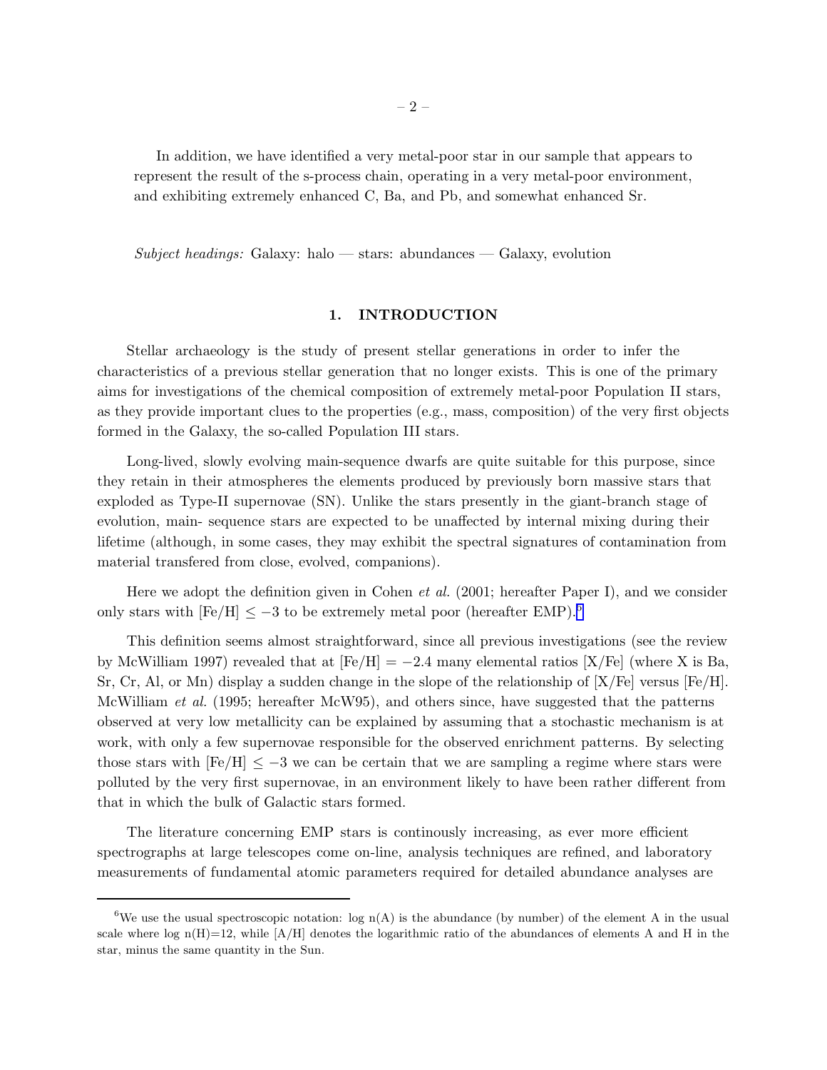In addition, we have identified a very metal-poor star in our sample that appears to represent the result of the s-process chain, operating in a very metal-poor environment, and exhibiting extremely enhanced C, Ba, and Pb, and somewhat enhanced Sr.

*Subject headings:* Galaxy: halo — stars: abundances — Galaxy, evolution

## 1. INTRODUCTION

Stellar archaeology is the study of present stellar generations in order to infer the characteristics of a previous stellar generation that no longer exists. This is one of the primary aims for investigations of the chemical composition of extremely metal-poor Population II stars, as they provide important clues to the properties (e.g., mass, composition) of the very first objects formed in the Galaxy, the so-called Population III stars.

Long-lived, slowly evolving main-sequence dwarfs are quite suitable for this purpose, since they retain in their atmospheres the elements produced by previously born massive stars that exploded as Type-II supernovae (SN). Unlike the stars presently in the giant-branch stage of evolution, main- sequence stars are expected to be unaffected by internal mixing during their lifetime (although, in some cases, they may exhibit the spectral signatures of contamination from material transfered from close, evolved, companions).

Here we adopt the definition given in Cohen *et al.* (2001; hereafter Paper I), and we consider only stars with [Fe/H] $\leq -3$ to be extremely metal poor (hereafter EMP).[6]

This definition seems almost straightforward, since all previous investigations (see the review by McWilliam 1997) revealed that at [Fe/H] $= -2.4$ many elemental ratios [X/Fe] (where X is Ba, Sr, Cr, Al, or Mn) display a sudden change in the slope of the relationship of [X/Fe] versus [Fe/H]. McWilliam *et al.* (1995; hereafter McW95), and others since, have suggested that the patterns observed at very low metallicity can be explained by assuming that a stochastic mechanism is at work, with only a few supernovae responsible for the observed enrichment patterns. By selecting those stars with [Fe/H] $\leq -3$ we can be certain that we are sampling a regime where stars were polluted by the very first supernovae, in an environment likely to have been rather different from that in which the bulk of Galactic stars formed.

The literature concerning EMP stars is continously increasing, as ever more efficient spectrographs at large telescopes come on-line, analysis techniques are refined, and laboratory measurements of fundamental atomic parameters required for detailed abundance analyses are

[6] We use the usual spectroscopic notation: log n(A) is the abundance (by number) of the element A in the usual scale where log n(H)=12, while [A/H] denotes the logarithmic ratio of the abundances of elements A and H in the star, minus the same quantity in the Sun.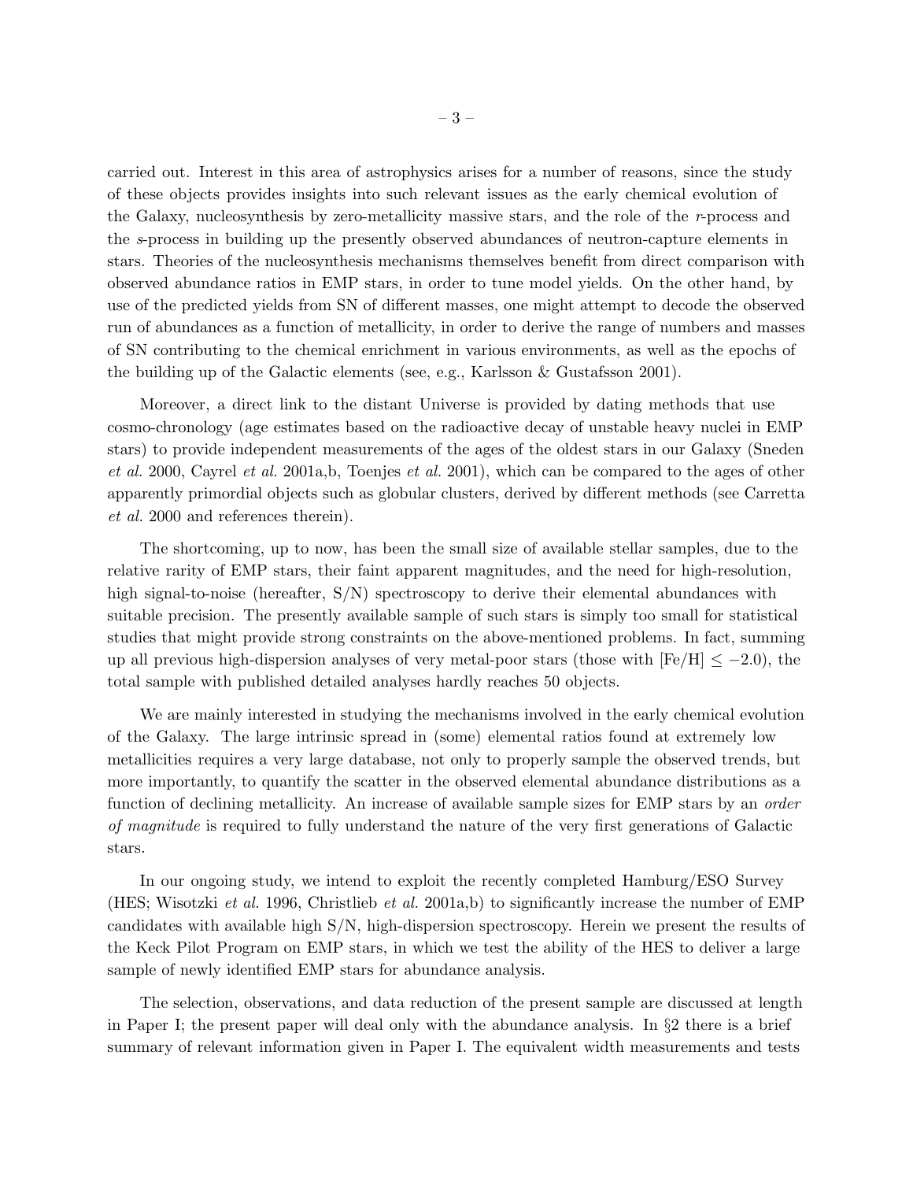carried out. Interest in this area of astrophysics arises for a number of reasons, since the study of these objects provides insights into such relevant issues as the early chemical evolution of the Galaxy, nucleosynthesis by zero-metallicity massive stars, and the role of the *r*-process and the *s*-process in building up the presently observed abundances of neutron-capture elements in stars. Theories of the nucleosynthesis mechanisms themselves benefit from direct comparison with observed abundance ratios in EMP stars, in order to tune model yields. On the other hand, by use of the predicted yields from SN of different masses, one might attempt to decode the observed run of abundances as a function of metallicity, in order to derive the range of numbers and masses of SN contributing to the chemical enrichment in various environments, as well as the epochs of the building up of the Galactic elements (see, e.g., Karlsson & Gustafsson 2001).

Moreover, a direct link to the distant Universe is provided by dating methods that use cosmo-chronology (age estimates based on the radioactive decay of unstable heavy nuclei in EMP stars) to provide independent measurements of the ages of the oldest stars in our Galaxy (Sneden *et al.* 2000, Cayrel *et al.* 2001a,b, Toenjes *et al.* 2001), which can be compared to the ages of other apparently primordial objects such as globular clusters, derived by different methods (see Carretta *et al.* 2000 and references therein).

The shortcoming, up to now, has been the small size of available stellar samples, due to the relative rarity of EMP stars, their faint apparent magnitudes, and the need for high-resolution, high signal-to-noise (hereafter, S/N) spectroscopy to derive their elemental abundances with suitable precision. The presently available sample of such stars is simply too small for statistical studies that might provide strong constraints on the above-mentioned problems. In fact, summing up all previous high-dispersion analyses of very metal-poor stars (those with $[Fe/H] \leq -2.0$), the total sample with published detailed analyses hardly reaches 50 objects.

We are mainly interested in studying the mechanisms involved in the early chemical evolution of the Galaxy. The large intrinsic spread in (some) elemental ratios found at extremely low metallicities requires a very large database, not only to properly sample the observed trends, but more importantly, to quantify the scatter in the observed elemental abundance distributions as a function of declining metallicity. An increase of available sample sizes for EMP stars by an *order of magnitude* is required to fully understand the nature of the very first generations of Galactic stars.

In our ongoing study, we intend to exploit the recently completed Hamburg/ESO Survey (HES; Wisotzki *et al.* 1996, Christlieb *et al.* 2001a,b) to significantly increase the number of EMP candidates with available high S/N, high-dispersion spectroscopy. Herein we present the results of the Keck Pilot Program on EMP stars, in which we test the ability of the HES to deliver a large sample of newly identified EMP stars for abundance analysis.

The selection, observations, and data reduction of the present sample are discussed at length in Paper I; the present paper will deal only with the abundance analysis. In §2 there is a brief summary of relevant information given in Paper I. The equivalent width measurements and tests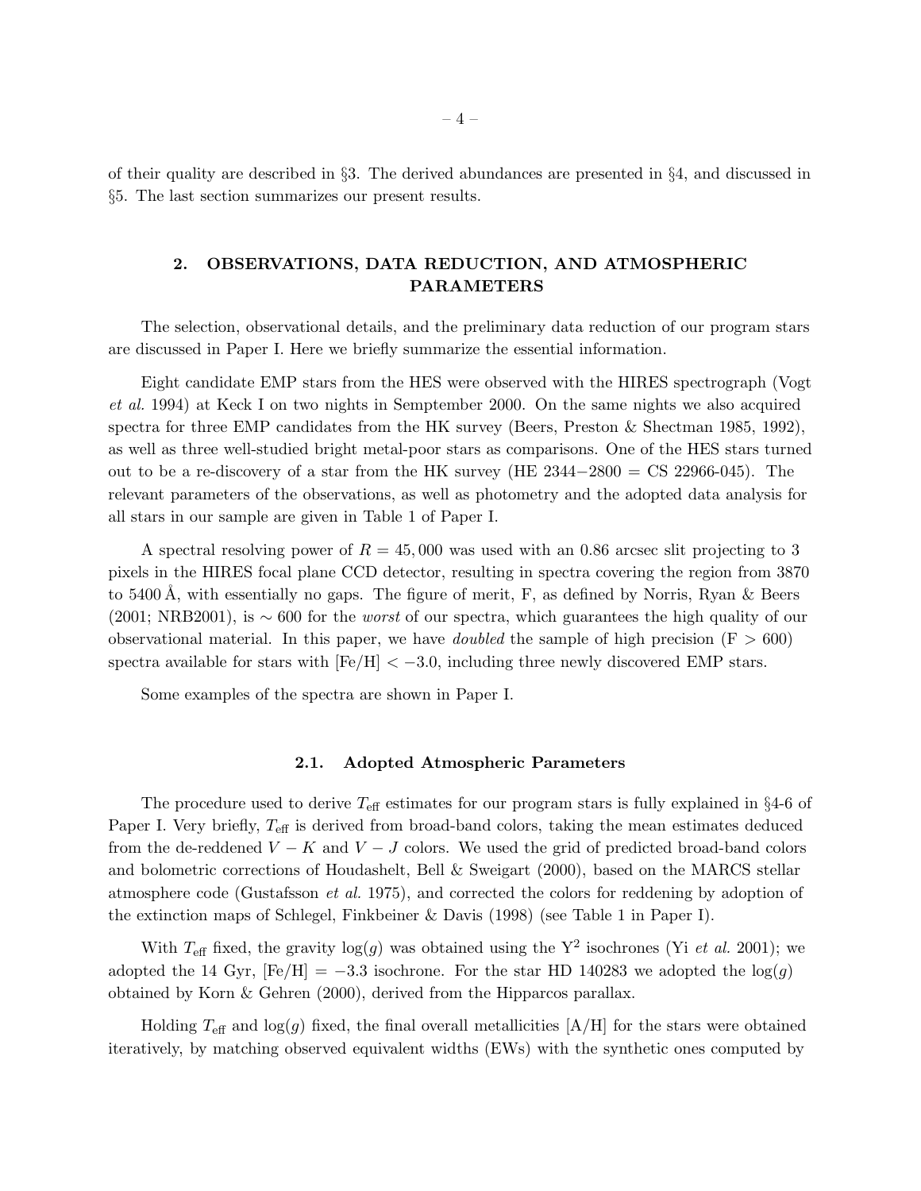of their quality are described in §3. The derived abundances are presented in §4, and discussed in §5. The last section summarizes our present results.

## 2. OBSERVATIONS, DATA REDUCTION, AND ATMOSPHERIC PARAMETERS

The selection, observational details, and the preliminary data reduction of our program stars are discussed in Paper I. Here we briefly summarize the essential information.

Eight candidate EMP stars from the HES were observed with the HIRES spectrograph (Vogt *et al.* 1994) at Keck I on two nights in Semptember 2000. On the same nights we also acquired spectra for three EMP candidates from the HK survey (Beers, Preston & Shectman 1985, 1992), as well as three well-studied bright metal-poor stars as comparisons. One of the HES stars turned out to be a re-discovery of a star from the HK survey (HE 2344−2800 = CS 22966-045). The relevant parameters of the observations, as well as photometry and the adopted data analysis for all stars in our sample are given in Table 1 of Paper I.

A spectral resolving power of $R = 45,000$ was used with an 0.86 arcsec slit projecting to 3 pixels in the HIRES focal plane CCD detector, resulting in spectra covering the region from 3870 to 5400 Å, with essentially no gaps. The figure of merit, F, as defined by Norris, Ryan & Beers (2001; NRB2001), is $\sim 600$ for the *worst* of our spectra, which guarantees the high quality of our observational material. In this paper, we have *doubled* the sample of high precision (F $> 600$) spectra available for stars with [Fe/H] $< -3.0$, including three newly discovered EMP stars.

Some examples of the spectra are shown in Paper I.

### 2.1. Adopted Atmospheric Parameters

The procedure used to derive $T_{\rm eff}$ estimates for our program stars is fully explained in §4-6 of Paper I. Very briefly, $T_{\rm eff}$ is derived from broad-band colors, taking the mean estimates deduced from the de-reddened $V-K$ and $V-J$ colors. We used the grid of predicted broad-band colors and bolometric corrections of Houdashelt, Bell & Sweigart (2000), based on the MARCS stellar atmosphere code (Gustafsson *et al.* 1975), and corrected the colors for reddening by adoption of the extinction maps of Schlegel, Finkbeiner & Davis (1998) (see Table 1 in Paper I).

With $T_{\rm eff}$ fixed, the gravity $\log(g)$ was obtained using the $\mathrm{Y}^2$ isochrones (Yi *et al.* 2001); we adopted the 14 Gyr, [Fe/H] $= -3.3$ isochrone. For the star HD 140283 we adopted the $\log(g)$ obtained by Korn & Gehren (2000), derived from the Hipparcos parallax.

Holding $T_{\rm eff}$ and $\log(g)$ fixed, the final overall metallicities [A/H] for the stars were obtained iteratively, by matching observed equivalent widths (EWs) with the synthetic ones computed by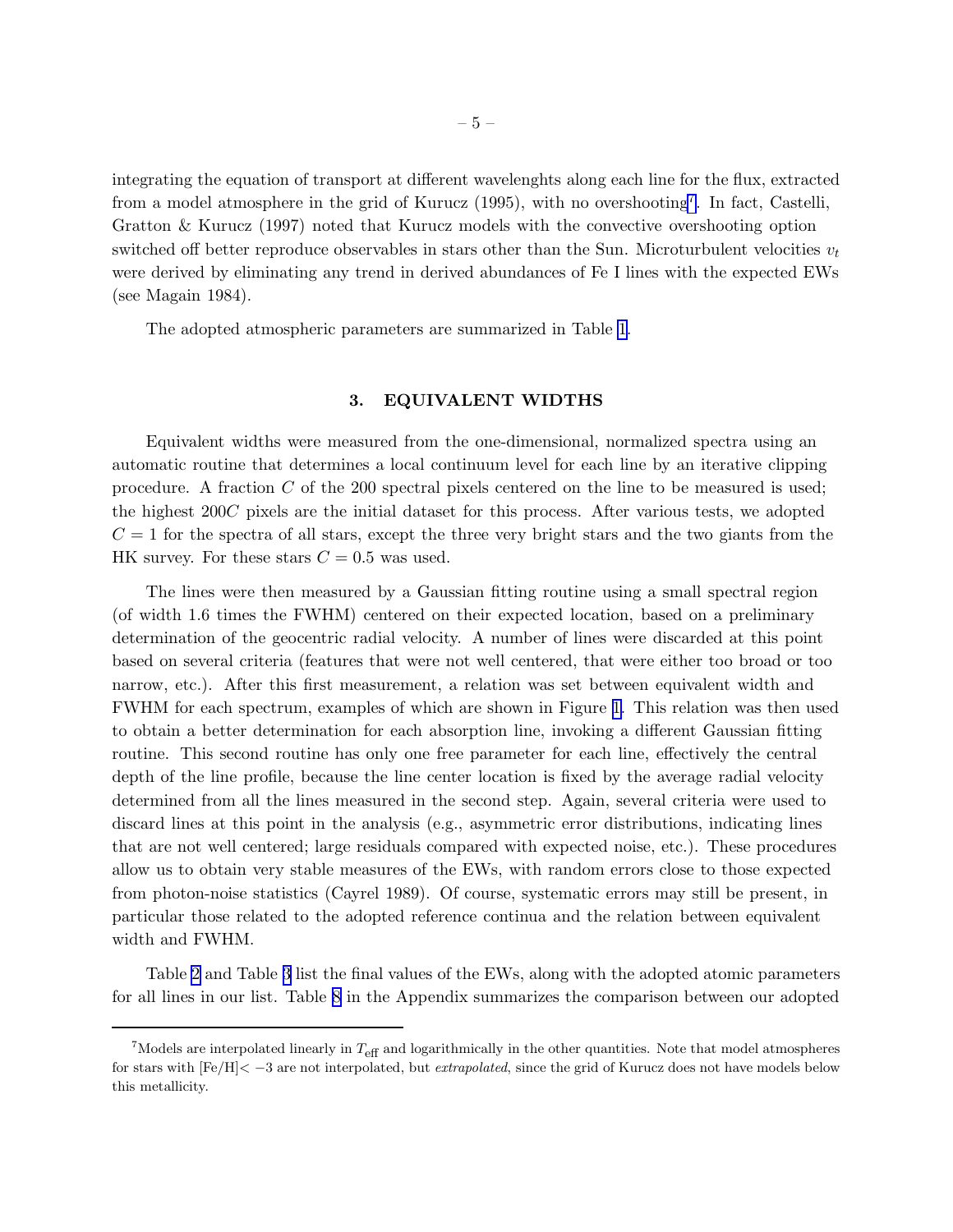integrating the equation of transport at different wavelenghts along each line for the flux, extracted from a model atmosphere in the grid of Kurucz (1995), with no overshooting[7]. In fact, Castelli, Gratton & Kurucz (1997) noted that Kurucz models with the convective overshooting option switched off better reproduce observables in stars other than the Sun. Microturbulent velocities $v_t$ were derived by eliminating any trend in derived abundances of Fe I lines with the expected EWs (see Magain 1984).

The adopted atmospheric parameters are summarized in Table 1.

## 3. EQUIVALENT WIDTHS

Equivalent widths were measured from the one-dimensional, normalized spectra using an automatic routine that determines a local continuum level for each line by an iterative clipping procedure. A fraction $C$ of the 200 spectral pixels centered on the line to be measured is used; the highest $200C$ pixels are the initial dataset for this process. After various tests, we adopted $C = 1$ for the spectra of all stars, except the three very bright stars and the two giants from the HK survey. For these stars $C = 0.5$ was used.

The lines were then measured by a Gaussian fitting routine using a small spectral region (of width 1.6 times the FWHM) centered on their expected location, based on a preliminary determination of the geocentric radial velocity. A number of lines were discarded at this point based on several criteria (features that were not well centered, that were either too broad or too narrow, etc.). After this first measurement, a relation was set between equivalent width and FWHM for each spectrum, examples of which are shown in Figure 1. This relation was then used to obtain a better determination for each absorption line, invoking a different Gaussian fitting routine. This second routine has only one free parameter for each line, effectively the central depth of the line profile, because the line center location is fixed by the average radial velocity determined from all the lines measured in the second step. Again, several criteria were used to discard lines at this point in the analysis (e.g., asymmetric error distributions, indicating lines that are not well centered; large residuals compared with expected noise, etc.). These procedures allow us to obtain very stable measures of the EWs, with random errors close to those expected from photon-noise statistics (Cayrel 1989). Of course, systematic errors may still be present, in particular those related to the adopted reference continua and the relation between equivalent width and FWHM.

Table 2 and Table 3 list the final values of the EWs, along with the adopted atomic parameters for all lines in our list. Table 8 in the Appendix summarizes the comparison between our adopted

---

[7] Models are interpolated linearly in $T_{\rm eff}$ and logarithmically in the other quantities. Note that model atmospheres for stars with [Fe/H]$< -3$ are not interpolated, but *extrapolated*, since the grid of Kurucz does not have models below this metallicity.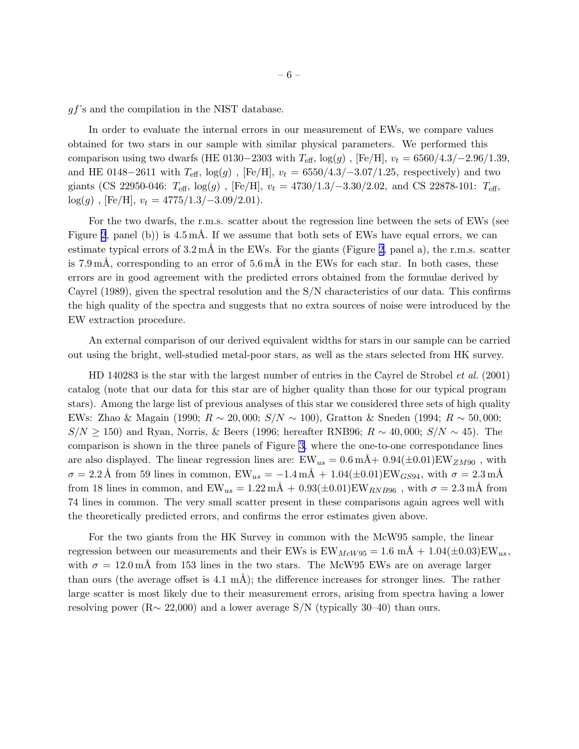$gf$'s and the compilation in the NIST database.

In order to evaluate the internal errors in our measurement of EWs, we compare values obtained for two stars in our sample with similar physical parameters. We performed this comparison using two dwarfs (HE 0130−2303 with $T_{\rm eff}$, $\log(g)$ , [Fe/H], $v_t$ = 6560/4.3/−2.96/1.39, and HE 0148−2611 with $T_{\rm eff}$, $\log(g)$ , [Fe/H], $v_t$ = 6550/4.3/−3.07/1.25, respectively) and two giants (CS 22950-046: $T_{\rm eff}$, $\log(g)$ , [Fe/H], $v_t$ = 4730/1.3/−3.30/2.02, and CS 22878-101: $T_{\rm eff}$, $\log(g)$ , [Fe/H], $v_t$ = 4775/1.3/−3.09/2.01).

For the two dwarfs, the r.m.s. scatter about the regression line between the sets of EWs (see Figure 2, panel (b)) is 4.5 mÅ. If we assume that both sets of EWs have equal errors, we can estimate typical errors of 3.2 mÅ in the EWs. For the giants (Figure 2, panel a), the r.m.s. scatter is 7.9 mÅ, corresponding to an error of 5.6 mÅ in the EWs for each star. In both cases, these errors are in good agreement with the predicted errors obtained from the formulae derived by Cayrel (1989), given the spectral resolution and the S/N characteristics of our data. This confirms the high quality of the spectra and suggests that no extra sources of noise were introduced by the EW extraction procedure.

An external comparison of our derived equivalent widths for stars in our sample can be carried out using the bright, well-studied metal-poor stars, as well as the stars selected from HK survey.

HD 140283 is the star with the largest number of entries in the Cayrel de Strobel *et al.* (2001) catalog (note that our data for this star are of higher quality than those for our typical program stars). Among the large list of previous analyses of this star we considered three sets of high quality EWs: Zhao & Magain (1990; $R \sim 20,000$; $S/N \sim 100$), Gratton & Sneden (1994; $R \sim 50,000$; $S/N \geq 150$) and Ryan, Norris, & Beers (1996; hereafter RNB96; $R \sim 40,000$; $S/N \sim 45$). The comparison is shown in the three panels of Figure 3, where the one-to-one correspondance lines are also displayed. The linear regression lines are: $\mathrm{EW}_{us} = 0.6\,\mathrm{m\AA} + 0.94(\pm0.01)\mathrm{EW}_{ZM90}$ , with $\sigma = 2.2$ Å from 59 lines in common, $\mathrm{EW}_{us} = -1.4\,\mathrm{m\AA} + 1.04(\pm0.01)\mathrm{EW}_{GS94}$, with $\sigma = 2.3\,\mathrm{m\AA}$ from 18 lines in common, and $\mathrm{EW}_{us} = 1.22\,\mathrm{m\AA} + 0.93(\pm0.01)\mathrm{EW}_{RNB96}$ , with $\sigma = 2.3\,\mathrm{m\AA}$ from 74 lines in common. The very small scatter present in these comparisons again agrees well with the theoretically predicted errors, and confirms the error estimates given above.

For the two giants from the HK Survey in common with the McW95 sample, the linear regression between our measurements and their EWs is $\mathrm{EW}_{McW95} = 1.6\ \mathrm{m\AA} + 1.04(\pm0.03)\mathrm{EW}_{us}$, with $\sigma = 12.0\,\mathrm{m\AA}$ from 153 lines in the two stars. The McW95 EWs are on average larger than ours (the average offset is 4.1 mÅ); the difference increases for stronger lines. The rather large scatter is most likely due to their measurement errors, arising from spectra having a lower resolving power (R∼ 22,000) and a lower average S/N (typically 30–40) than ours.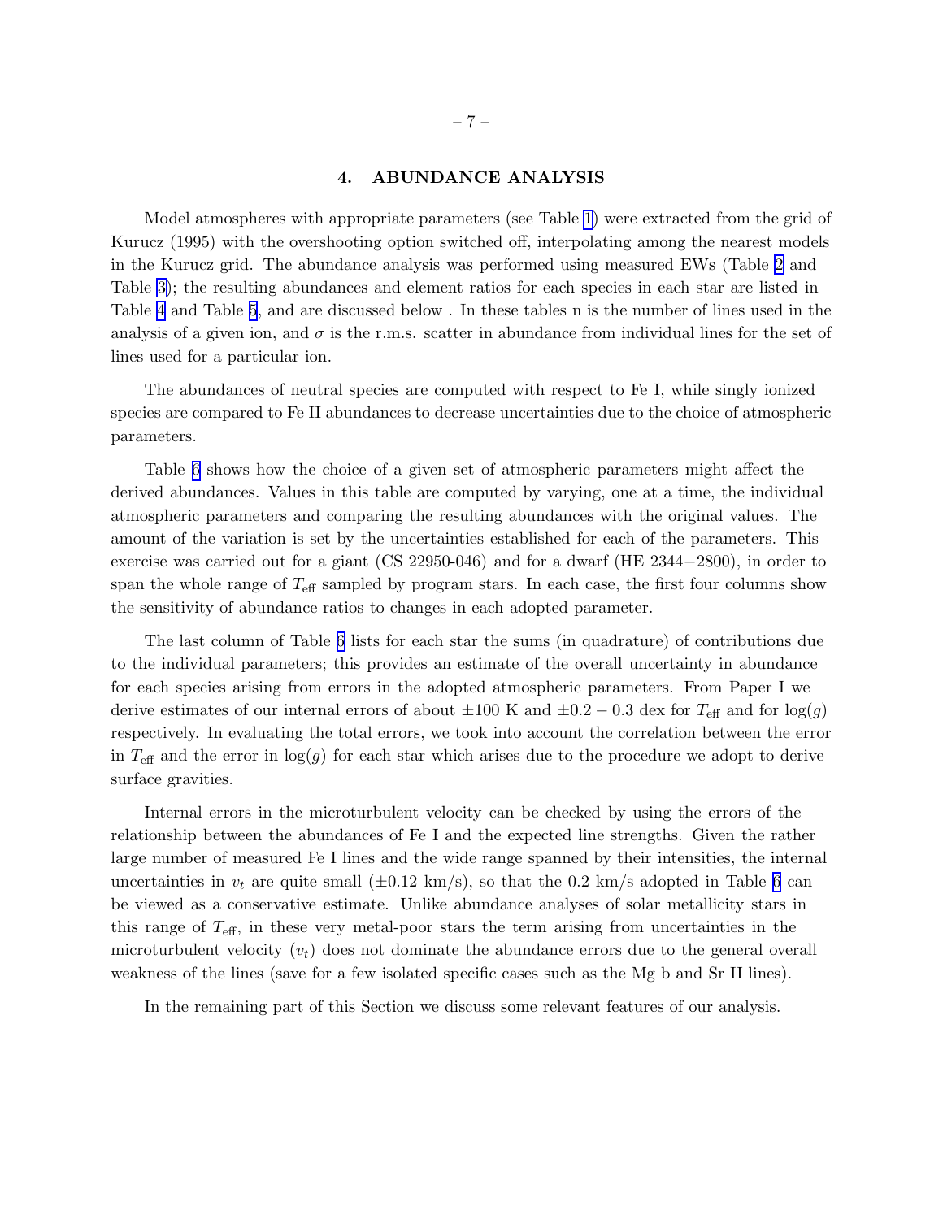## 4. ABUNDANCE ANALYSIS

Model atmospheres with appropriate parameters (see Table 1) were extracted from the grid of Kurucz (1995) with the overshooting option switched off, interpolating among the nearest models in the Kurucz grid. The abundance analysis was performed using measured EWs (Table 2 and Table 3); the resulting abundances and element ratios for each species in each star are listed in Table 4 and Table 5, and are discussed below . In these tables n is the number of lines used in the analysis of a given ion, and $\sigma$ is the r.m.s. scatter in abundance from individual lines for the set of lines used for a particular ion.

The abundances of neutral species are computed with respect to Fe I, while singly ionized species are compared to Fe II abundances to decrease uncertainties due to the choice of atmospheric parameters.

Table 6 shows how the choice of a given set of atmospheric parameters might affect the derived abundances. Values in this table are computed by varying, one at a time, the individual atmospheric parameters and comparing the resulting abundances with the original values. The amount of the variation is set by the uncertainties established for each of the parameters. This exercise was carried out for a giant (CS 22950-046) and for a dwarf (HE 2344−2800), in order to span the whole range of $T_{\rm eff}$ sampled by program stars. In each case, the first four columns show the sensitivity of abundance ratios to changes in each adopted parameter.

The last column of Table 6 lists for each star the sums (in quadrature) of contributions due to the individual parameters; this provides an estimate of the overall uncertainty in abundance for each species arising from errors in the adopted atmospheric parameters. From Paper I we derive estimates of our internal errors of about $\pm 100$ K and $\pm 0.2 - 0.3$ dex for $T_{\rm eff}$ and for $\log(g)$ respectively. In evaluating the total errors, we took into account the correlation between the error in $T_{\rm eff}$ and the error in $\log(g)$ for each star which arises due to the procedure we adopt to derive surface gravities.

Internal errors in the microturbulent velocity can be checked by using the errors of the relationship between the abundances of Fe I and the expected line strengths. Given the rather large number of measured Fe I lines and the wide range spanned by their intensities, the internal uncertainties in $v_t$ are quite small ($\pm 0.12$ km/s), so that the 0.2 km/s adopted in Table 6 can be viewed as a conservative estimate. Unlike abundance analyses of solar metallicity stars in this range of $T_{\rm eff}$, in these very metal-poor stars the term arising from uncertainties in the microturbulent velocity ($v_t$) does not dominate the abundance errors due to the general overall weakness of the lines (save for a few isolated specific cases such as the Mg b and Sr II lines).

In the remaining part of this Section we discuss some relevant features of our analysis.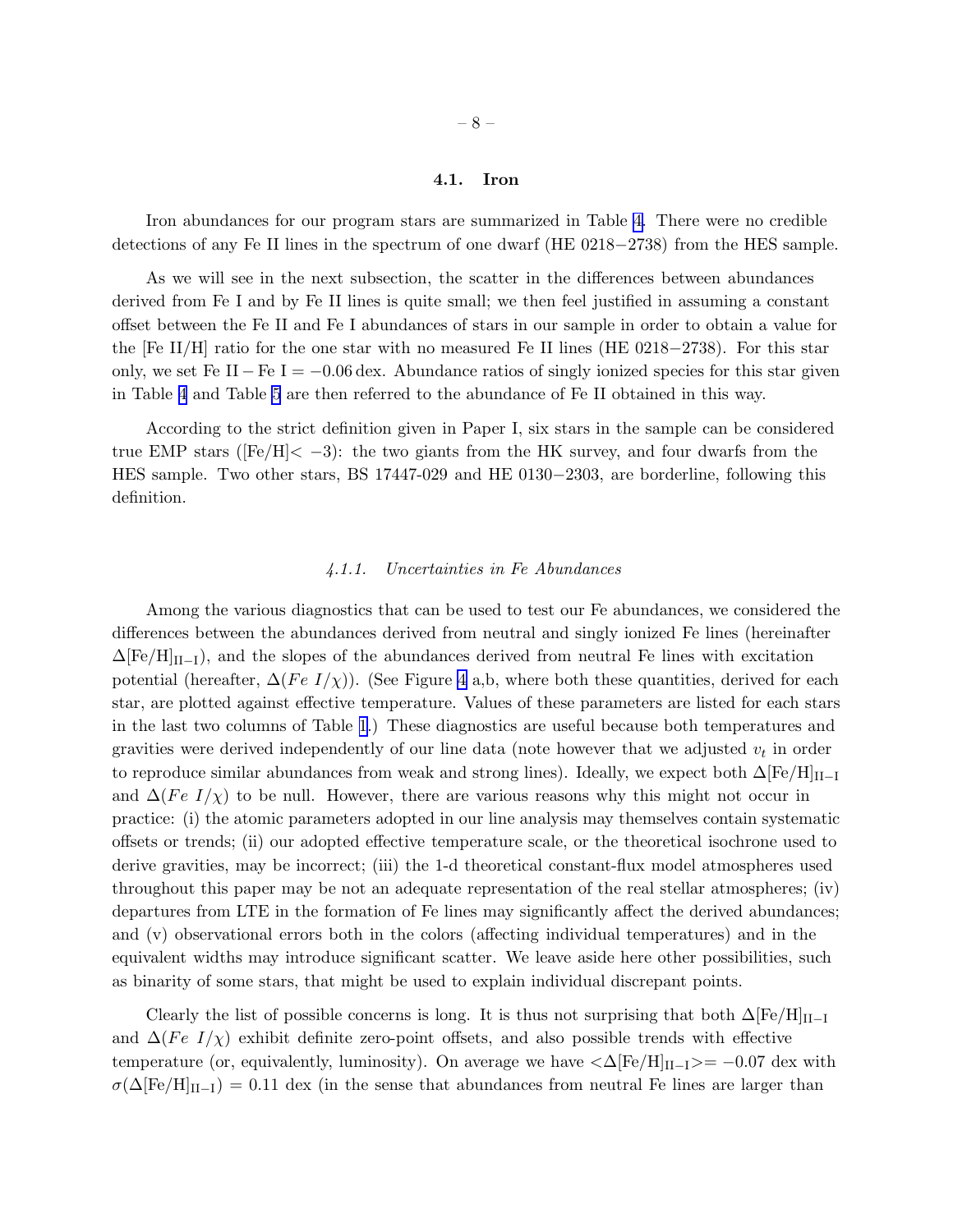### 4.1. Iron

Iron abundances for our program stars are summarized in Table 4. There were no credible detections of any Fe II lines in the spectrum of one dwarf (HE 0218−2738) from the HES sample.

As we will see in the next subsection, the scatter in the differences between abundances derived from Fe I and by Fe II lines is quite small; we then feel justified in assuming a constant offset between the Fe II and Fe I abundances of stars in our sample in order to obtain a value for the [Fe II/H] ratio for the one star with no measured Fe II lines (HE 0218−2738). For this star only, we set Fe II − Fe I = −0.06 dex. Abundance ratios of singly ionized species for this star given in Table 4 and Table 5 are then referred to the abundance of Fe II obtained in this way.

According to the strict definition given in Paper I, six stars in the sample can be considered true EMP stars ([Fe/H]$< -3$): the two giants from the HK survey, and four dwarfs from the HES sample. Two other stars, BS 17447-029 and HE 0130−2303, are borderline, following this definition.

#### 4.1.1. *Uncertainties in Fe Abundances*

Among the various diagnostics that can be used to test our Fe abundances, we considered the differences between the abundances derived from neutral and singly ionized Fe lines (hereinafter $\Delta[\mathrm{Fe/H}]_{\mathrm{II-I}}$), and the slopes of the abundances derived from neutral Fe lines with excitation potential (hereafter, $\Delta(Fe\ I/\chi)$). (See Figure 4 a,b, where both these quantities, derived for each star, are plotted against effective temperature. Values of these parameters are listed for each stars in the last two columns of Table 1.) These diagnostics are useful because both temperatures and gravities were derived independently of our line data (note however that we adjusted $v_t$ in order to reproduce similar abundances from weak and strong lines). Ideally, we expect both $\Delta[\mathrm{Fe/H}]_{\mathrm{II-I}}$ and $\Delta(Fe\ I/\chi)$ to be null. However, there are various reasons why this might not occur in practice: (i) the atomic parameters adopted in our line analysis may themselves contain systematic offsets or trends; (ii) our adopted effective temperature scale, or the theoretical isochrone used to derive gravities, may be incorrect; (iii) the 1-d theoretical constant-flux model atmospheres used throughout this paper may be not an adequate representation of the real stellar atmospheres; (iv) departures from LTE in the formation of Fe lines may significantly affect the derived abundances; and (v) observational errors both in the colors (affecting individual temperatures) and in the equivalent widths may introduce significant scatter. We leave aside here other possibilities, such as binarity of some stars, that might be used to explain individual discrepant points.

Clearly the list of possible concerns is long. It is thus not surprising that both $\Delta[\mathrm{Fe/H}]_{\mathrm{II-I}}$ and $\Delta(Fe\ I/\chi)$ exhibit definite zero-point offsets, and also possible trends with effective temperature (or, equivalently, luminosity). On average we have $<\Delta[\mathrm{Fe/H}]_{\mathrm{II-I}}>= -0.07$ dex with $\sigma(\Delta[\mathrm{Fe/H}]_{\mathrm{II-I}}) = 0.11$ dex (in the sense that abundances from neutral Fe lines are larger than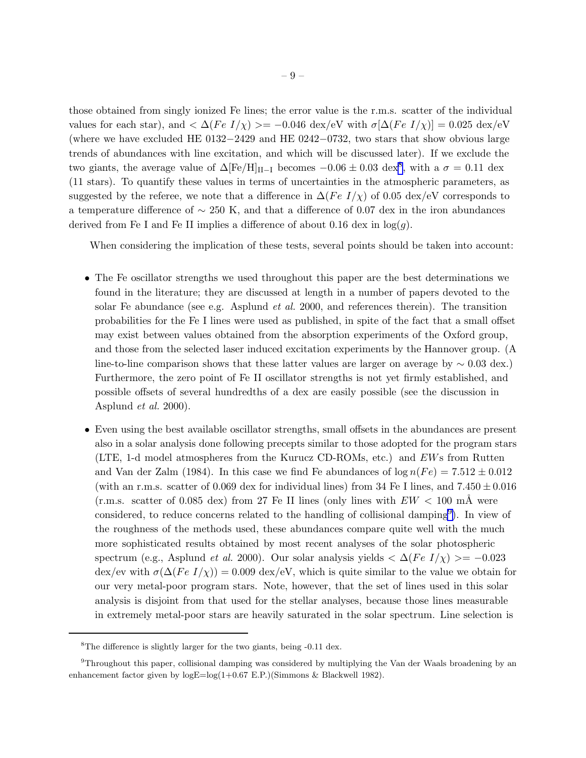those obtained from singly ionized Fe lines; the error value is the r.m.s. scatter of the individual values for each star), and $<\Delta(Fe\ I/\chi)>= -0.046$ dex/eV with $\sigma[\Delta(Fe\ I/\chi)] = 0.025$ dex/eV (where we have excluded HE 0132−2429 and HE 0242−0732, two stars that show obvious large trends of abundances with line excitation, and which will be discussed later). If we exclude the two giants, the average value of $\Delta$[Fe/H]$_{\rm II-I}$ becomes $-0.06 \pm 0.03$ dex[8], with a $\sigma = 0.11$ dex (11 stars). To quantify these values in terms of uncertainties in the atmospheric parameters, as suggested by the referee, we note that a difference in $\Delta(Fe\ I/\chi)$ of 0.05 dex/eV corresponds to a temperature difference of $\sim 250$ K, and that a difference of 0.07 dex in the iron abundances derived from Fe I and Fe II implies a difference of about 0.16 dex in $\log(g)$.

When considering the implication of these tests, several points should be taken into account:

- The Fe oscillator strengths we used throughout this paper are the best determinations we found in the literature; they are discussed at length in a number of papers devoted to the solar Fe abundance (see e.g. Asplund *et al.* 2000, and references therein). The transition probabilities for the Fe I lines were used as published, in spite of the fact that a small offset may exist between values obtained from the absorption experiments of the Oxford group, and those from the selected laser induced excitation experiments by the Hannover group. (A line-to-line comparison shows that these latter values are larger on average by $\sim 0.03$ dex.) Furthermore, the zero point of Fe II oscillator strengths is not yet firmly established, and possible offsets of several hundredths of a dex are easily possible (see the discussion in Asplund *et al.* 2000).

- Even using the best available oscillator strengths, small offsets in the abundances are present also in a solar analysis done following precepts similar to those adopted for the program stars (LTE, 1-d model atmospheres from the Kurucz CD-ROMs, etc.) and *EW*s from Rutten and Van der Zalm (1984). In this case we find Fe abundances of $\log n(Fe) = 7.512 \pm 0.012$ (with an r.m.s. scatter of 0.069 dex for individual lines) from 34 Fe I lines, and $7.450 \pm 0.016$ (r.m.s. scatter of 0.085 dex) from 27 Fe II lines (only lines with $EW < 100$ mÅ were considered, to reduce concerns related to the handling of collisional damping[9]). In view of the roughness of the methods used, these abundances compare quite well with the much more sophisticated results obtained by most recent analyses of the solar photospheric spectrum (e.g., Asplund *et al.* 2000). Our solar analysis yields $<\Delta(Fe\ I/\chi)>= -0.023$ dex/ev with $\sigma(\Delta(Fe\ I/\chi)) = 0.009$ dex/eV, which is quite similar to the value we obtain for our very metal-poor program stars. Note, however, that the set of lines used in this solar analysis is disjoint from that used for the stellar analyses, because those lines measurable in extremely metal-poor stars are heavily saturated in the solar spectrum. Line selection is

[8] The difference is slightly larger for the two giants, being -0.11 dex.

[9] Throughout this paper, collisional damping was considered by multiplying the Van der Waals broadening by an enhancement factor given by logE=log(1+0.67 E.P.)(Simmons & Blackwell 1982).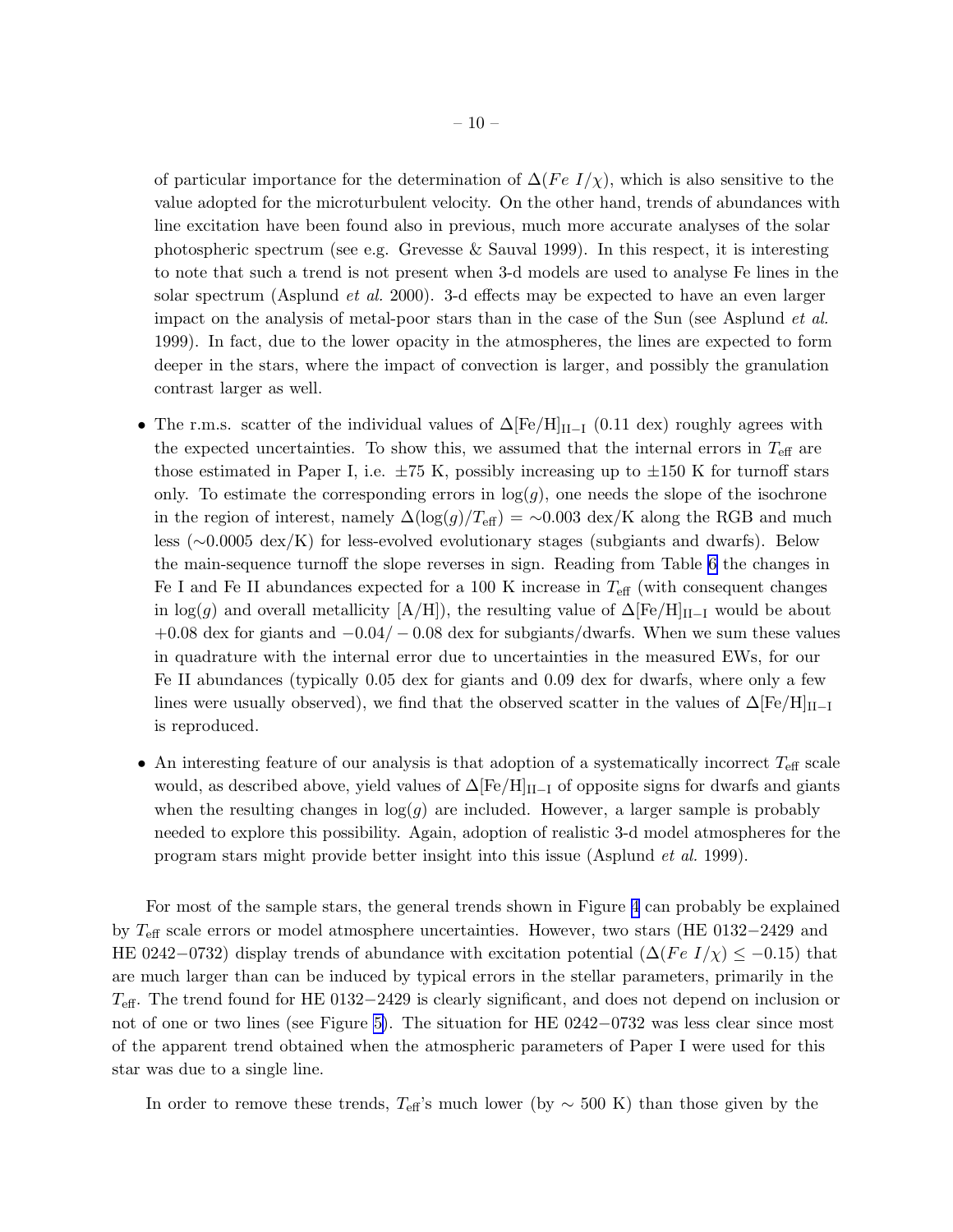of particular importance for the determination of $\Delta(Fe\ I/\chi)$, which is also sensitive to the value adopted for the microturbulent velocity. On the other hand, trends of abundances with line excitation have been found also in previous, much more accurate analyses of the solar photospheric spectrum (see e.g. Grevesse & Sauval 1999). In this respect, it is interesting to note that such a trend is not present when 3-d models are used to analyse Fe lines in the solar spectrum (Asplund *et al.* 2000). 3-d effects may be expected to have an even larger impact on the analysis of metal-poor stars than in the case of the Sun (see Asplund *et al.* 1999). In fact, due to the lower opacity in the atmospheres, the lines are expected to form deeper in the stars, where the impact of convection is larger, and possibly the granulation contrast larger as well.

- The r.m.s. scatter of the individual values of $\Delta[\mathrm{Fe/H}]_{\mathrm{II-I}}$ (0.11 dex) roughly agrees with the expected uncertainties. To show this, we assumed that the internal errors in $T_{\mathrm{eff}}$ are those estimated in Paper I, i.e. $\pm75$ K, possibly increasing up to $\pm150$ K for turnoff stars only. To estimate the corresponding errors in $\log(g)$, one needs the slope of the isochrone in the region of interest, namely $\Delta(\log(g)/T_{\mathrm{eff}}) = \sim 0.003$ dex/K along the RGB and much less ($\sim$0.0005 dex/K) for less-evolved evolutionary stages (subgiants and dwarfs). Below the main-sequence turnoff the slope reverses in sign. Reading from Table 6 the changes in Fe I and Fe II abundances expected for a 100 K increase in $T_{\mathrm{eff}}$ (with consequent changes in $\log(g)$ and overall metallicity [A/H]), the resulting value of $\Delta[\mathrm{Fe/H}]_{\mathrm{II-I}}$ would be about $+0.08$ dex for giants and $-0.04/-0.08$ dex for subgiants/dwarfs. When we sum these values in quadrature with the internal error due to uncertainties in the measured EWs, for our Fe II abundances (typically 0.05 dex for giants and 0.09 dex for dwarfs, where only a few lines were usually observed), we find that the observed scatter in the values of $\Delta[\mathrm{Fe/H}]_{\mathrm{II-I}}$ is reproduced.

- An interesting feature of our analysis is that adoption of a systematically incorrect $T_{\mathrm{eff}}$ scale would, as described above, yield values of $\Delta[\mathrm{Fe/H}]_{\mathrm{II-I}}$ of opposite signs for dwarfs and giants when the resulting changes in $\log(g)$ are included. However, a larger sample is probably needed to explore this possibility. Again, adoption of realistic 3-d model atmospheres for the program stars might provide better insight into this issue (Asplund *et al.* 1999).

For most of the sample stars, the general trends shown in Figure 4 can probably be explained by $T_{\mathrm{eff}}$ scale errors or model atmosphere uncertainties. However, two stars (HE 0132−2429 and HE 0242−0732) display trends of abundance with excitation potential ($\Delta(Fe\ I/\chi) \leq -0.15$) that are much larger than can be induced by typical errors in the stellar parameters, primarily in the $T_{\mathrm{eff}}$. The trend found for HE 0132−2429 is clearly significant, and does not depend on inclusion or not of one or two lines (see Figure 5). The situation for HE 0242−0732 was less clear since most of the apparent trend obtained when the atmospheric parameters of Paper I were used for this star was due to a single line.

In order to remove these trends, $T_{\mathrm{eff}}$'s much lower (by $\sim$ 500 K) than those given by the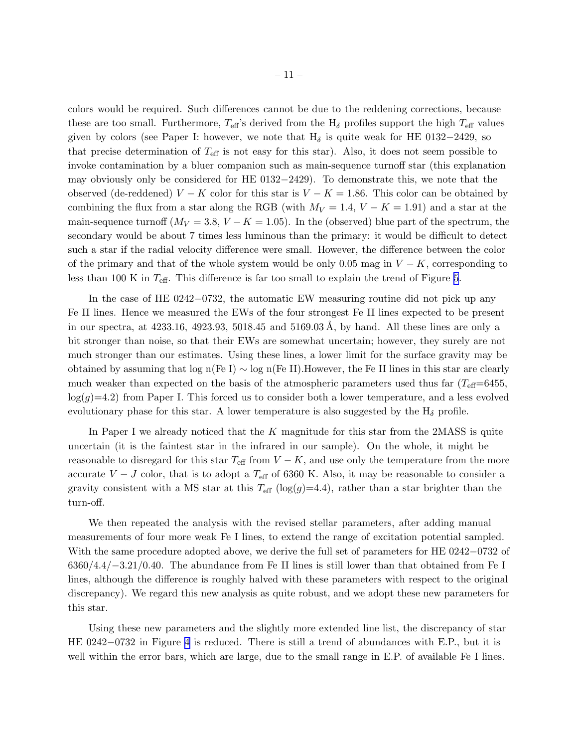colors would be required. Such differences cannot be due to the reddening corrections, because these are too small. Furthermore, $T_{\rm eff}$'s derived from the $H_\delta$ profiles support the high $T_{\rm eff}$ values given by colors (see Paper I: however, we note that $H_\delta$ is quite weak for HE 0132−2429, so that precise determination of $T_{\rm eff}$ is not easy for this star). Also, it does not seem possible to invoke contamination by a bluer companion such as main-sequence turnoff star (this explanation may obviously only be considered for HE 0132−2429). To demonstrate this, we note that the observed (de-reddened) $V-K$ color for this star is $V-K=1.86$. This color can be obtained by combining the flux from a star along the RGB (with $M_V=1.4$, $V-K=1.91$) and a star at the main-sequence turnoff ($M_V=3.8$, $V-K=1.05$). In the (observed) blue part of the spectrum, the secondary would be about 7 times less luminous than the primary: it would be difficult to detect such a star if the radial velocity difference were small. However, the difference between the color of the primary and that of the whole system would be only 0.05 mag in $V-K$, corresponding to less than 100 K in $T_{\rm eff}$. This difference is far too small to explain the trend of Figure 5.

In the case of HE 0242−0732, the automatic EW measuring routine did not pick up any Fe II lines. Hence we measured the EWs of the four strongest Fe II lines expected to be present in our spectra, at 4233.16, 4923.93, 5018.45 and 5169.03 Å, by hand. All these lines are only a bit stronger than noise, so that their EWs are somewhat uncertain; however, they surely are not much stronger than our estimates. Using these lines, a lower limit for the surface gravity may be obtained by assuming that log n(Fe I) $\sim$ log n(Fe II).However, the Fe II lines in this star are clearly much weaker than expected on the basis of the atmospheric parameters used thus far ($T_{\rm eff}$=6455, $\log(g)$=4.2) from Paper I. This forced us to consider both a lower temperature, and a less evolved evolutionary phase for this star. A lower temperature is also suggested by the $H_\delta$ profile.

In Paper I we already noticed that the $K$ magnitude for this star from the 2MASS is quite uncertain (it is the faintest star in the infrared in our sample). On the whole, it might be reasonable to disregard for this star $T_{\rm eff}$ from $V-K$, and use only the temperature from the more accurate $V-J$ color, that is to adopt a $T_{\rm eff}$ of 6360 K. Also, it may be reasonable to consider a gravity consistent with a MS star at this $T_{\rm eff}$ ($\log(g)$=4.4), rather than a star brighter than the turn-off.

We then repeated the analysis with the revised stellar parameters, after adding manual measurements of four more weak Fe I lines, to extend the range of excitation potential sampled. With the same procedure adopted above, we derive the full set of parameters for HE 0242−0732 of 6360/4.4/−3.21/0.40. The abundance from Fe II lines is still lower than that obtained from Fe I lines, although the difference is roughly halved with these parameters with respect to the original discrepancy). We regard this new analysis as quite robust, and we adopt these new parameters for this star.

Using these new parameters and the slightly more extended line list, the discrepancy of star HE 0242−0732 in Figure 4 is reduced. There is still a trend of abundances with E.P., but it is well within the error bars, which are large, due to the small range in E.P. of available Fe I lines.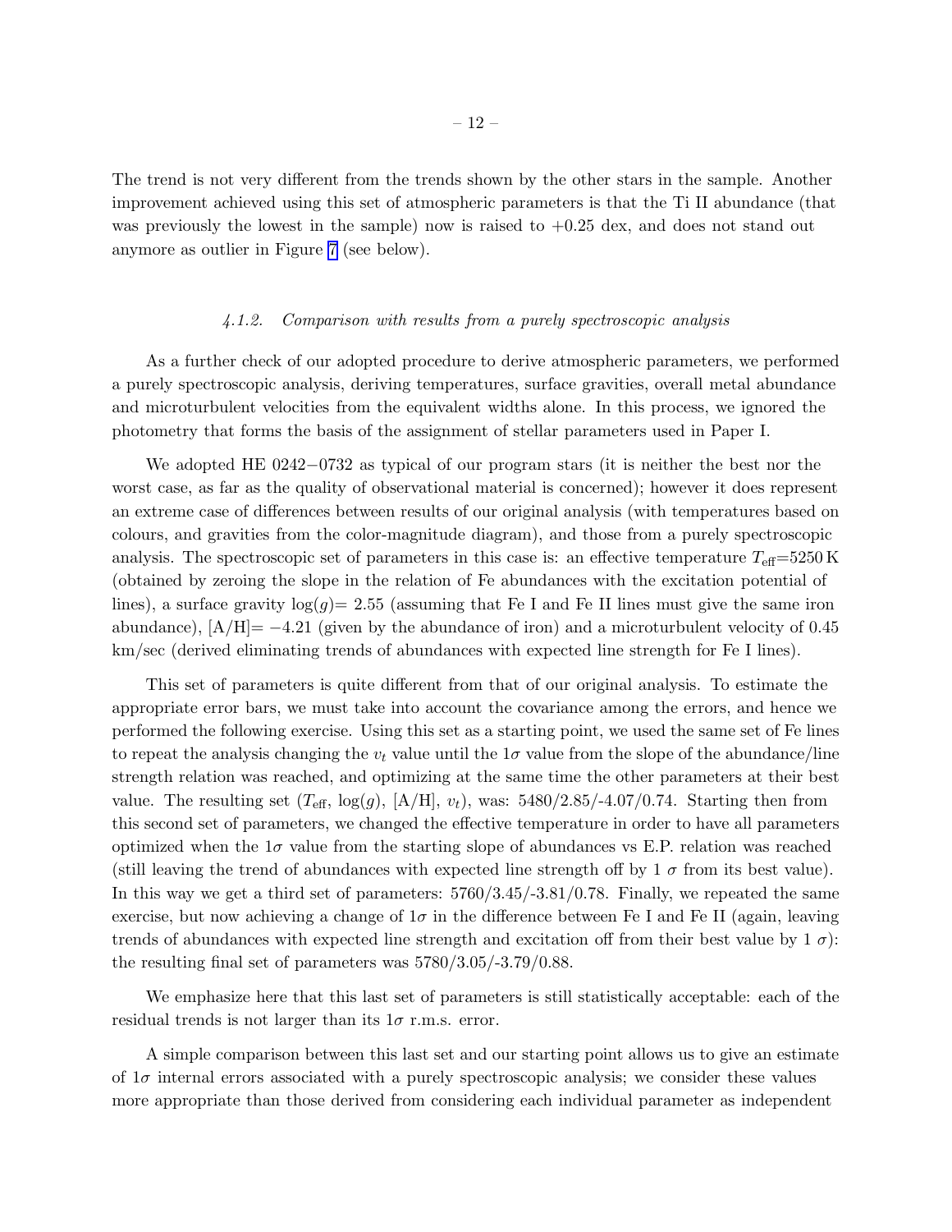The trend is not very different from the trends shown by the other stars in the sample. Another improvement achieved using this set of atmospheric parameters is that the Ti II abundance (that was previously the lowest in the sample) now is raised to +0.25 dex, and does not stand out anymore as outlier in Figure 7 (see below).

#### *4.1.2. Comparison with results from a purely spectroscopic analysis*

As a further check of our adopted procedure to derive atmospheric parameters, we performed a purely spectroscopic analysis, deriving temperatures, surface gravities, overall metal abundance and microturbulent velocities from the equivalent widths alone. In this process, we ignored the photometry that forms the basis of the assignment of stellar parameters used in Paper I.

We adopted HE 0242−0732 as typical of our program stars (it is neither the best nor the worst case, as far as the quality of observational material is concerned); however it does represent an extreme case of differences between results of our original analysis (with temperatures based on colours, and gravities from the color-magnitude diagram), and those from a purely spectroscopic analysis. The spectroscopic set of parameters in this case is: an effective temperature $T_{\rm eff}$=5250 K (obtained by zeroing the slope in the relation of Fe abundances with the excitation potential of lines), a surface gravity $\log(g)$= 2.55 (assuming that Fe I and Fe II lines must give the same iron abundance), [A/H]= −4.21 (given by the abundance of iron) and a microturbulent velocity of 0.45 km/sec (derived eliminating trends of abundances with expected line strength for Fe I lines).

This set of parameters is quite different from that of our original analysis. To estimate the appropriate error bars, we must take into account the covariance among the errors, and hence we performed the following exercise. Using this set as a starting point, we used the same set of Fe lines to repeat the analysis changing the $v_t$ value until the $1\sigma$ value from the slope of the abundance/line strength relation was reached, and optimizing at the same time the other parameters at their best value. The resulting set ($T_{\rm eff}$, $\log(g)$, [A/H], $v_t$), was: 5480/2.85/-4.07/0.74. Starting then from this second set of parameters, we changed the effective temperature in order to have all parameters optimized when the $1\sigma$ value from the starting slope of abundances vs E.P. relation was reached (still leaving the trend of abundances with expected line strength off by 1 $\sigma$ from its best value). In this way we get a third set of parameters: 5760/3.45/-3.81/0.78. Finally, we repeated the same exercise, but now achieving a change of $1\sigma$ in the difference between Fe I and Fe II (again, leaving trends of abundances with expected line strength and excitation off from their best value by 1 $\sigma$): the resulting final set of parameters was 5780/3.05/-3.79/0.88.

We emphasize here that this last set of parameters is still statistically acceptable: each of the residual trends is not larger than its $1\sigma$ r.m.s. error.

A simple comparison between this last set and our starting point allows us to give an estimate of $1\sigma$ internal errors associated with a purely spectroscopic analysis; we consider these values more appropriate than those derived from considering each individual parameter as independent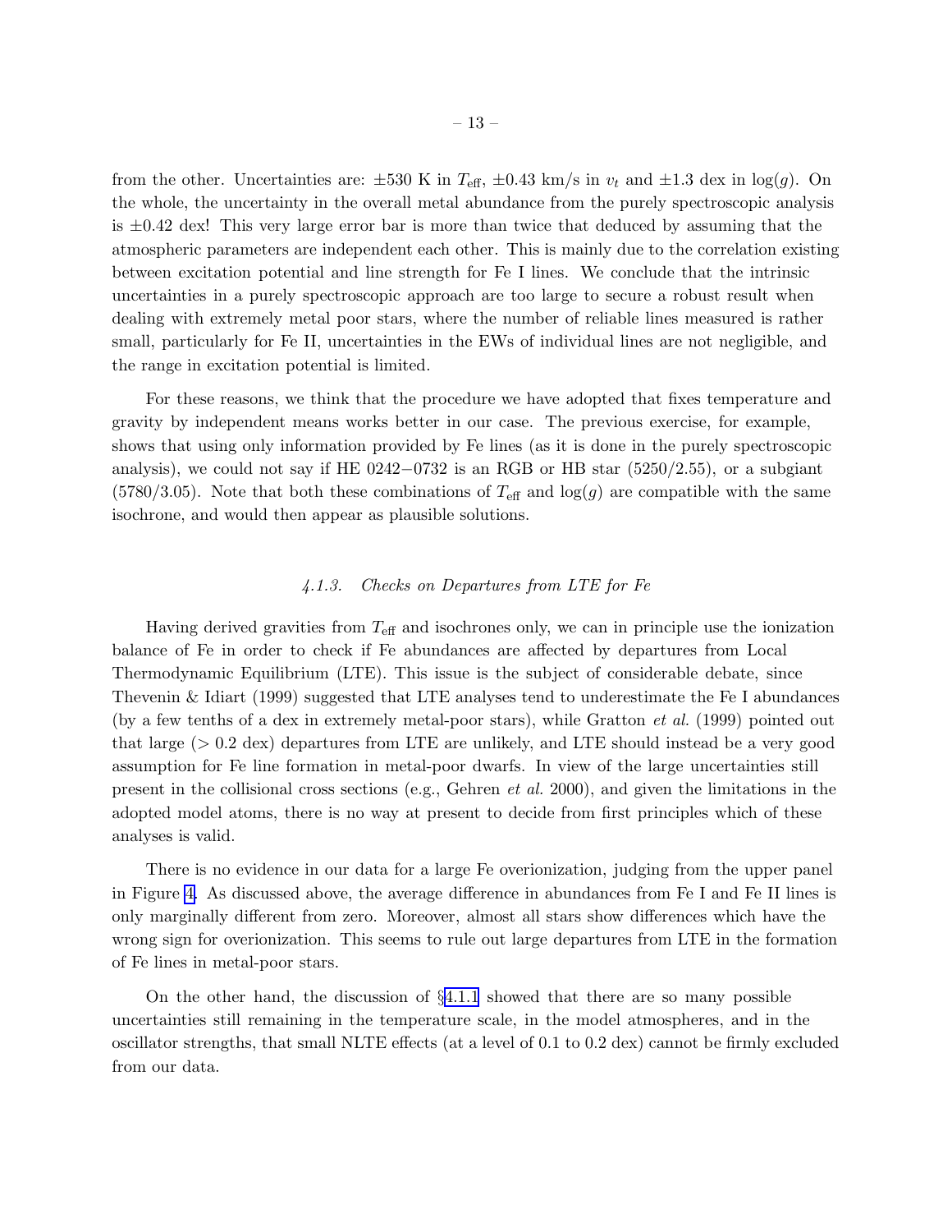from the other. Uncertainties are: ±530 K in $T_{\rm eff}$, ±0.43 km/s in $v_t$ and ±1.3 dex in log($g$). On the whole, the uncertainty in the overall metal abundance from the purely spectroscopic analysis is ±0.42 dex! This very large error bar is more than twice that deduced by assuming that the atmospheric parameters are independent each other. This is mainly due to the correlation existing between excitation potential and line strength for Fe I lines. We conclude that the intrinsic uncertainties in a purely spectroscopic approach are too large to secure a robust result when dealing with extremely metal poor stars, where the number of reliable lines measured is rather small, particularly for Fe II, uncertainties in the EWs of individual lines are not negligible, and the range in excitation potential is limited.

For these reasons, we think that the procedure we have adopted that fixes temperature and gravity by independent means works better in our case. The previous exercise, for example, shows that using only information provided by Fe lines (as it is done in the purely spectroscopic analysis), we could not say if HE 0242−0732 is an RGB or HB star (5250/2.55), or a subgiant (5780/3.05). Note that both these combinations of $T_{\rm eff}$ and log($g$) are compatible with the same isochrone, and would then appear as plausible solutions.

#### 4.1.3. Checks on Departures from LTE for Fe

Having derived gravities from $T_{\rm eff}$ and isochrones only, we can in principle use the ionization balance of Fe in order to check if Fe abundances are affected by departures from Local Thermodynamic Equilibrium (LTE). This issue is the subject of considerable debate, since Thevenin & Idiart (1999) suggested that LTE analyses tend to underestimate the Fe I abundances (by a few tenths of a dex in extremely metal-poor stars), while Gratton *et al.* (1999) pointed out that large (> 0.2 dex) departures from LTE are unlikely, and LTE should instead be a very good assumption for Fe line formation in metal-poor dwarfs. In view of the large uncertainties still present in the collisional cross sections (e.g., Gehren *et al.* 2000), and given the limitations in the adopted model atoms, there is no way at present to decide from first principles which of these analyses is valid.

There is no evidence in our data for a large Fe overionization, judging from the upper panel in Figure 4. As discussed above, the average difference in abundances from Fe I and Fe II lines is only marginally different from zero. Moreover, almost all stars show differences which have the wrong sign for overionization. This seems to rule out large departures from LTE in the formation of Fe lines in metal-poor stars.

On the other hand, the discussion of §4.1.1 showed that there are so many possible uncertainties still remaining in the temperature scale, in the model atmospheres, and in the oscillator strengths, that small NLTE effects (at a level of 0.1 to 0.2 dex) cannot be firmly excluded from our data.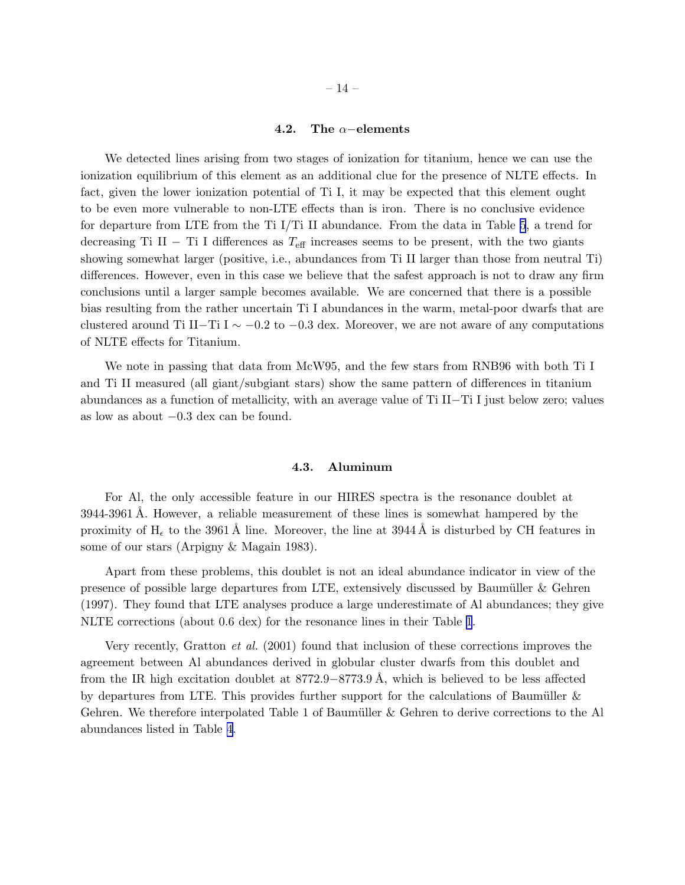### 4.2. The $\alpha$−elements

We detected lines arising from two stages of ionization for titanium, hence we can use the ionization equilibrium of this element as an additional clue for the presence of NLTE effects. In fact, given the lower ionization potential of Ti I, it may be expected that this element ought to be even more vulnerable to non-LTE effects than is iron. There is no conclusive evidence for departure from LTE from the Ti I/Ti II abundance. From the data in Table 5, a trend for decreasing Ti II − Ti I differences as $T_{\rm eff}$ increases seems to be present, with the two giants showing somewhat larger (positive, i.e., abundances from Ti II larger than those from neutral Ti) differences. However, even in this case we believe that the safest approach is not to draw any firm conclusions until a larger sample becomes available. We are concerned that there is a possible bias resulting from the rather uncertain Ti I abundances in the warm, metal-poor dwarfs that are clustered around Ti II−Ti I $\sim -0.2$ to $-0.3$ dex. Moreover, we are not aware of any computations of NLTE effects for Titanium.

We note in passing that data from McW95, and the few stars from RNB96 with both Ti I and Ti II measured (all giant/subgiant stars) show the same pattern of differences in titanium abundances as a function of metallicity, with an average value of Ti II−Ti I just below zero; values as low as about $-0.3$ dex can be found.

### 4.3. Aluminum

For Al, the only accessible feature in our HIRES spectra is the resonance doublet at 3944-3961 Å. However, a reliable measurement of these lines is somewhat hampered by the proximity of $H_\epsilon$ to the 3961 Å line. Moreover, the line at 3944 Å is disturbed by CH features in some of our stars (Arpigny & Magain 1983).

Apart from these problems, this doublet is not an ideal abundance indicator in view of the presence of possible large departures from LTE, extensively discussed by Baumüller & Gehren (1997). They found that LTE analyses produce a large underestimate of Al abundances; they give NLTE corrections (about 0.6 dex) for the resonance lines in their Table 1.

Very recently, Gratton *et al.* (2001) found that inclusion of these corrections improves the agreement between Al abundances derived in globular cluster dwarfs from this doublet and from the IR high excitation doublet at 8772.9−8773.9 Å, which is believed to be less affected by departures from LTE. This provides further support for the calculations of Baumüller & Gehren. We therefore interpolated Table 1 of Baumüller & Gehren to derive corrections to the Al abundances listed in Table 4.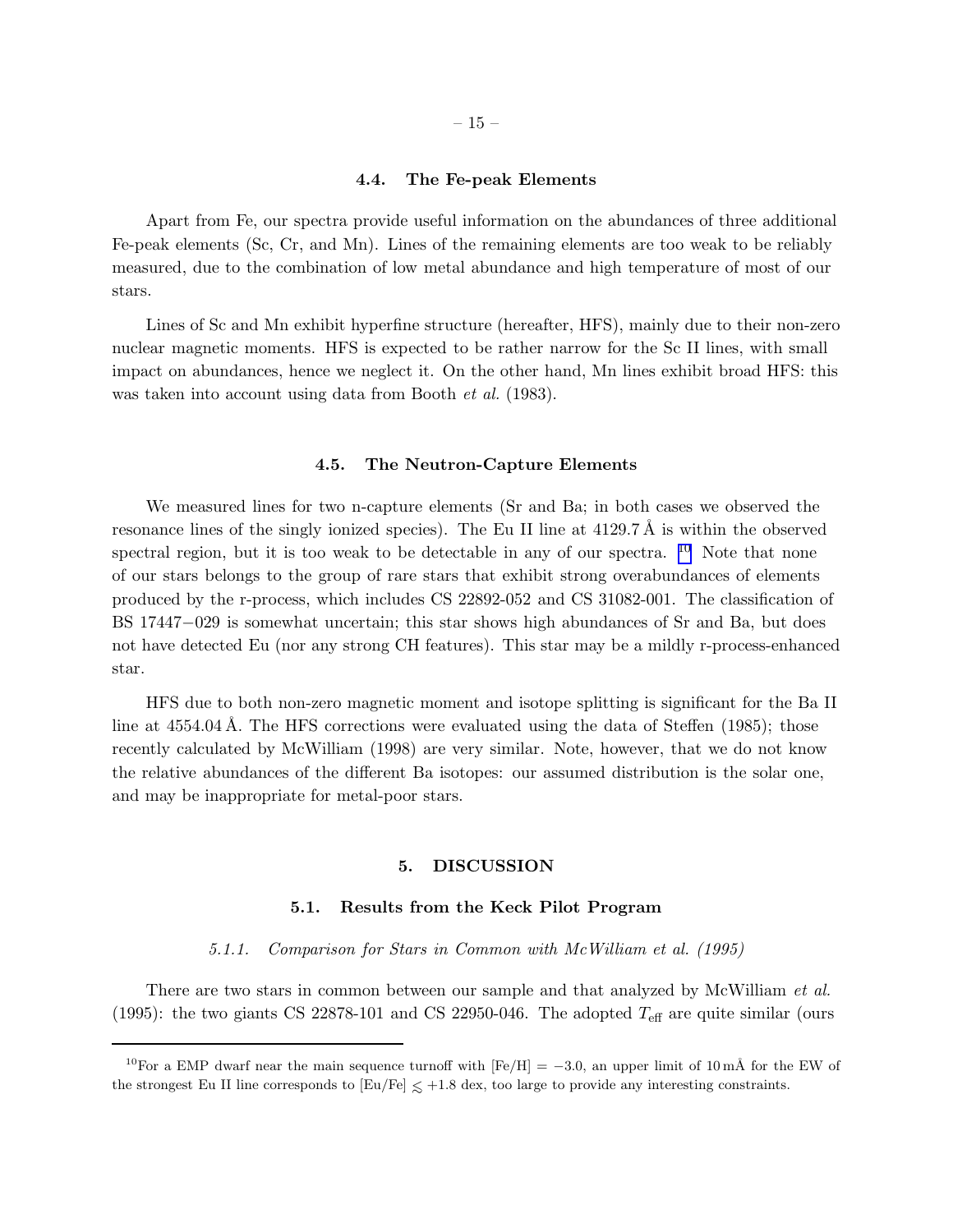### 4.4. The Fe-peak Elements

Apart from Fe, our spectra provide useful information on the abundances of three additional Fe-peak elements (Sc, Cr, and Mn). Lines of the remaining elements are too weak to be reliably measured, due to the combination of low metal abundance and high temperature of most of our stars.

Lines of Sc and Mn exhibit hyperfine structure (hereafter, HFS), mainly due to their non-zero nuclear magnetic moments. HFS is expected to be rather narrow for the Sc II lines, with small impact on abundances, hence we neglect it. On the other hand, Mn lines exhibit broad HFS: this was taken into account using data from Booth *et al.* (1983).

### 4.5. The Neutron-Capture Elements

We measured lines for two n-capture elements (Sr and Ba; in both cases we observed the resonance lines of the singly ionized species). The Eu II line at 4129.7 Å is within the observed spectral region, but it is too weak to be detectable in any of our spectra. [10] Note that none of our stars belongs to the group of rare stars that exhibit strong overabundances of elements produced by the r-process, which includes CS 22892-052 and CS 31082-001. The classification of BS 17447−029 is somewhat uncertain; this star shows high abundances of Sr and Ba, but does not have detected Eu (nor any strong CH features). This star may be a mildly r-process-enhanced star.

HFS due to both non-zero magnetic moment and isotope splitting is significant for the Ba II line at 4554.04 Å. The HFS corrections were evaluated using the data of Steffen (1985); those recently calculated by McWilliam (1998) are very similar. Note, however, that we do not know the relative abundances of the different Ba isotopes: our assumed distribution is the solar one, and may be inappropriate for metal-poor stars.

## 5. DISCUSSION

### 5.1. Results from the Keck Pilot Program

#### 5.1.1. Comparison for Stars in Common with McWilliam et al. (1995)

There are two stars in common between our sample and that analyzed by McWilliam *et al.* (1995): the two giants CS 22878-101 and CS 22950-046. The adopted $T_{\rm eff}$ are quite similar (ours

[10] For a EMP dwarf near the main sequence turnoff with [Fe/H] $= -3.0$, an upper limit of 10 mÅ for the EW of the strongest Eu II line corresponds to [Eu/Fe] $\lesssim +1.8$ dex, too large to provide any interesting constraints.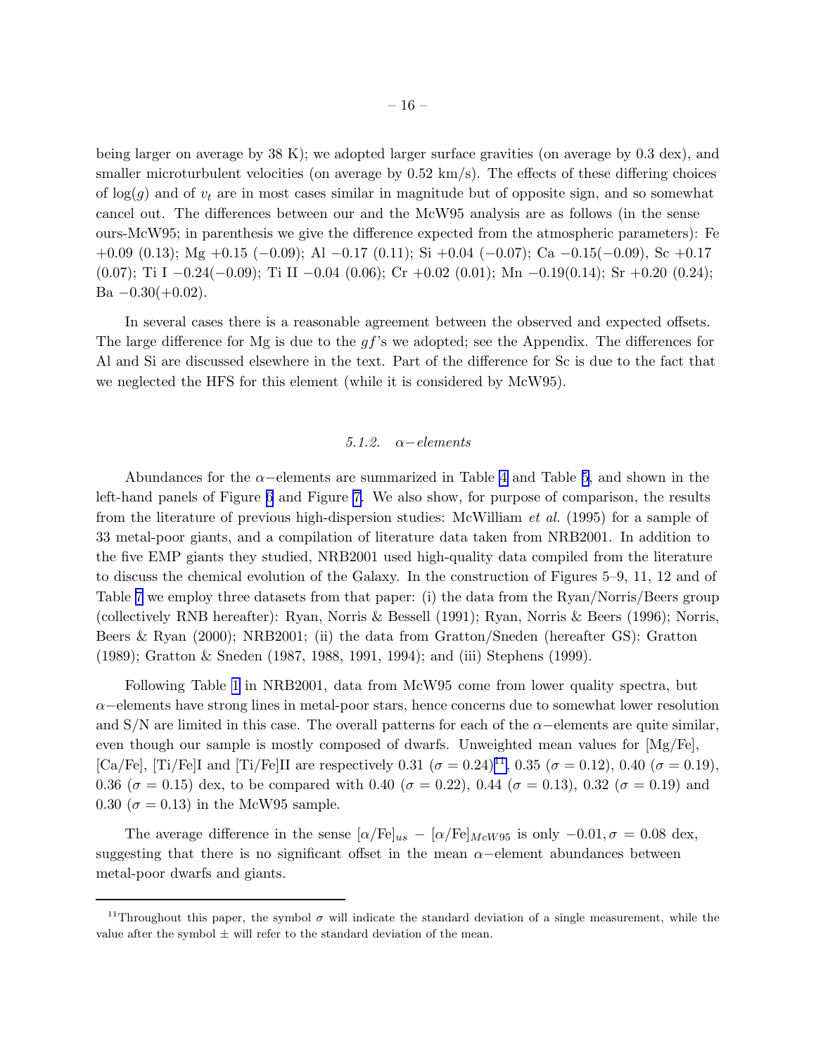being larger on average by 38 K); we adopted larger surface gravities (on average by 0.3 dex), and smaller microturbulent velocities (on average by 0.52 km/s). The effects of these differing choices of $\log(g)$ and of $v_t$ are in most cases similar in magnitude but of opposite sign, and so somewhat cancel out. The differences between our and the McW95 analysis are as follows (in the sense ours-McW95; in parenthesis we give the difference expected from the atmospheric parameters): Fe $+0.09$ (0.13); Mg $+0.15$ ($-0.09$); Al $-0.17$ (0.11); Si $+0.04$ ($-0.07$); Ca $-0.15$($-0.09$), Sc $+0.17$ (0.07); Ti I $-0.24$($-0.09$); Ti II $-0.04$ (0.06); Cr $+0.02$ (0.01); Mn $-0.19$(0.14); Sr $+0.20$ (0.24); Ba $-0.30$($+0.02$).

In several cases there is a reasonable agreement between the observed and expected offsets. The large difference for Mg is due to the $gf$'s we adopted; see the Appendix. The differences for Al and Si are discussed elsewhere in the text. Part of the difference for Sc is due to the fact that we neglected the HFS for this element (while it is considered by McW95).

#### *5.1.2. $\alpha-$elements*

Abundances for the $\alpha-$elements are summarized in Table 4 and Table 5, and shown in the left-hand panels of Figure 6 and Figure 7. We also show, for purpose of comparison, the results from the literature of previous high-dispersion studies: McWilliam *et al.* (1995) for a sample of 33 metal-poor giants, and a compilation of literature data taken from NRB2001. In addition to the five EMP giants they studied, NRB2001 used high-quality data compiled from the literature to discuss the chemical evolution of the Galaxy. In the construction of Figures 5–9, 11, 12 and of Table 7 we employ three datasets from that paper: (i) the data from the Ryan/Norris/Beers group (collectively RNB hereafter): Ryan, Norris & Bessell (1991); Ryan, Norris & Beers (1996); Norris, Beers & Ryan (2000); NRB2001; (ii) the data from Gratton/Sneden (hereafter GS): Gratton (1989); Gratton & Sneden (1987, 1988, 1991, 1994); and (iii) Stephens (1999).

Following Table 1 in NRB2001, data from McW95 come from lower quality spectra, but $\alpha-$elements have strong lines in metal-poor stars, hence concerns due to somewhat lower resolution and S/N are limited in this case. The overall patterns for each of the $\alpha-$elements are quite similar, even though our sample is mostly composed of dwarfs. Unweighted mean values for [Mg/Fe], [Ca/Fe], [Ti/Fe]I and [Ti/Fe]II are respectively 0.31 ($\sigma = 0.24$)[11], 0.35 ($\sigma = 0.12$), 0.40 ($\sigma = 0.19$), 0.36 ($\sigma = 0.15$) dex, to be compared with 0.40 ($\sigma = 0.22$), 0.44 ($\sigma = 0.13$), 0.32 ($\sigma = 0.19$) and 0.30 ($\sigma = 0.13$) in the McW95 sample.

The average difference in the sense $[\alpha/\text{Fe}]_{us} - [\alpha/\text{Fe}]_{McW95}$ is only $-0.01, \sigma = 0.08$ dex, suggesting that there is no significant offset in the mean $\alpha-$element abundances between metal-poor dwarfs and giants.

---

[11]Throughout this paper, the symbol $\sigma$ will indicate the standard deviation of a single measurement, while the value after the symbol $\pm$ will refer to the standard deviation of the mean.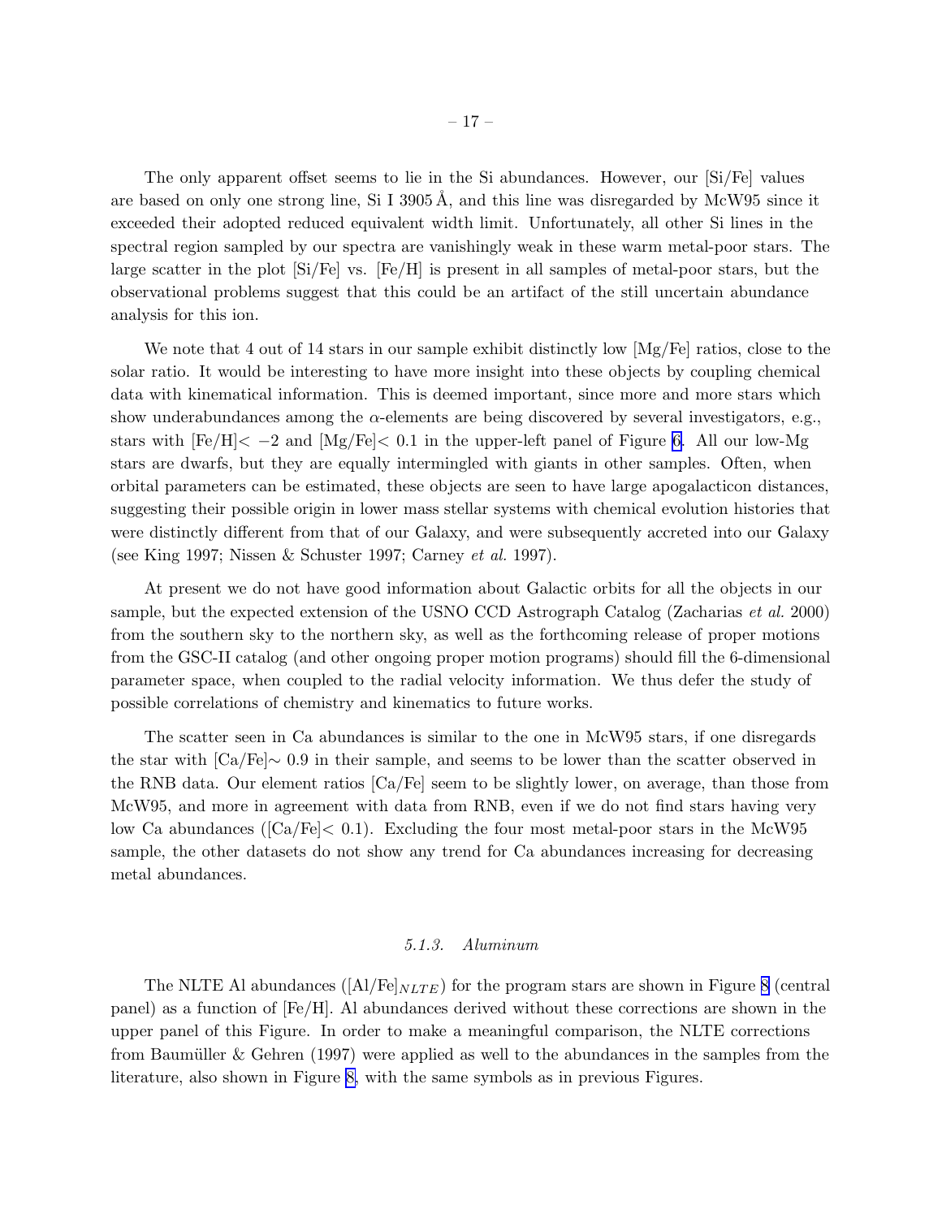The only apparent offset seems to lie in the Si abundances. However, our [Si/Fe] values are based on only one strong line, Si I 3905 Å, and this line was disregarded by McW95 since it exceeded their adopted reduced equivalent width limit. Unfortunately, all other Si lines in the spectral region sampled by our spectra are vanishingly weak in these warm metal-poor stars. The large scatter in the plot [Si/Fe] vs. [Fe/H] is present in all samples of metal-poor stars, but the observational problems suggest that this could be an artifact of the still uncertain abundance analysis for this ion.

We note that 4 out of 14 stars in our sample exhibit distinctly low [Mg/Fe] ratios, close to the solar ratio. It would be interesting to have more insight into these objects by coupling chemical data with kinematical information. This is deemed important, since more and more stars which show underabundances among the $\alpha$-elements are being discovered by several investigators, e.g., stars with [Fe/H]$< -2$ and [Mg/Fe]$< 0.1$ in the upper-left panel of Figure 6. All our low-Mg stars are dwarfs, but they are equally intermingled with giants in other samples. Often, when orbital parameters can be estimated, these objects are seen to have large apogalacticon distances, suggesting their possible origin in lower mass stellar systems with chemical evolution histories that were distinctly different from that of our Galaxy, and were subsequently accreted into our Galaxy (see King 1997; Nissen & Schuster 1997; Carney *et al.* 1997).

At present we do not have good information about Galactic orbits for all the objects in our sample, but the expected extension of the USNO CCD Astrograph Catalog (Zacharias *et al.* 2000) from the southern sky to the northern sky, as well as the forthcoming release of proper motions from the GSC-II catalog (and other ongoing proper motion programs) should fill the 6-dimensional parameter space, when coupled to the radial velocity information. We thus defer the study of possible correlations of chemistry and kinematics to future works.

The scatter seen in Ca abundances is similar to the one in McW95 stars, if one disregards the star with [Ca/Fe]$\sim 0.9$ in their sample, and seems to be lower than the scatter observed in the RNB data. Our element ratios [Ca/Fe] seem to be slightly lower, on average, than those from McW95, and more in agreement with data from RNB, even if we do not find stars having very low Ca abundances ([Ca/Fe]$< 0.1$). Excluding the four most metal-poor stars in the McW95 sample, the other datasets do not show any trend for Ca abundances increasing for decreasing metal abundances.

#### 5.1.3. Aluminum

The NLTE Al abundances ([Al/Fe]$_{NLTE}$) for the program stars are shown in Figure 8 (central panel) as a function of [Fe/H]. Al abundances derived without these corrections are shown in the upper panel of this Figure. In order to make a meaningful comparison, the NLTE corrections from Baumüller & Gehren (1997) were applied as well to the abundances in the samples from the literature, also shown in Figure 8, with the same symbols as in previous Figures.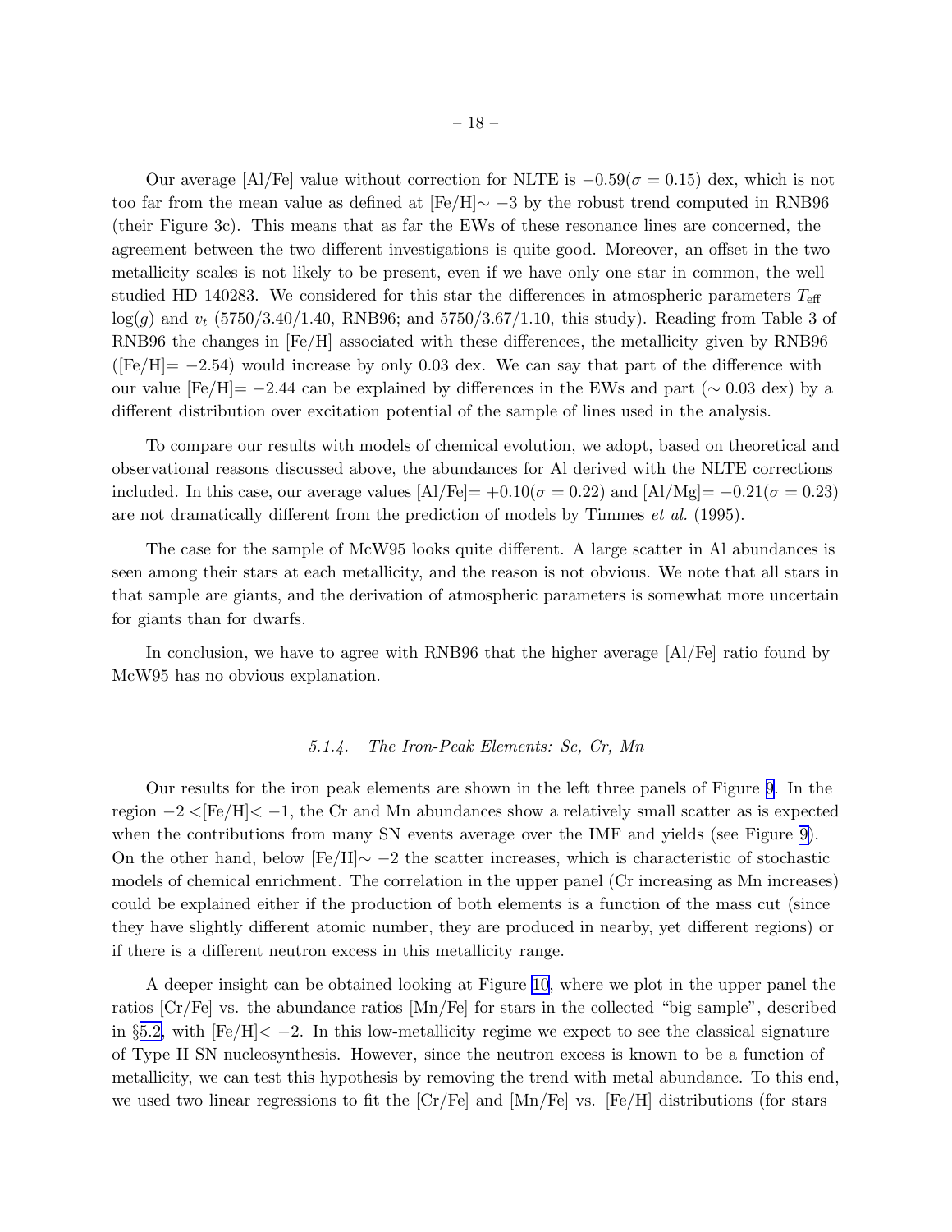Our average [Al/Fe] value without correction for NLTE is $-0.59(\sigma = 0.15)$ dex, which is not too far from the mean value as defined at [Fe/H]$\sim -3$ by the robust trend computed in RNB96 (their Figure 3c). This means that as far the EWs of these resonance lines are concerned, the agreement between the two different investigations is quite good. Moreover, an offset in the two metallicity scales is not likely to be present, even if we have only one star in common, the well studied HD 140283. We considered for this star the differences in atmospheric parameters $T_{\rm eff}$ $\log(g)$ and $v_t$ (5750/3.40/1.40, RNB96; and 5750/3.67/1.10, this study). Reading from Table 3 of RNB96 the changes in [Fe/H] associated with these differences, the metallicity given by RNB96 ([Fe/H]$= -2.54$) would increase by only 0.03 dex. We can say that part of the difference with our value [Fe/H]$= -2.44$ can be explained by differences in the EWs and part ($\sim 0.03$ dex) by a different distribution over excitation potential of the sample of lines used in the analysis.

To compare our results with models of chemical evolution, we adopt, based on theoretical and observational reasons discussed above, the abundances for Al derived with the NLTE corrections included. In this case, our average values [Al/Fe]$= +0.10(\sigma = 0.22)$ and [Al/Mg]$= -0.21(\sigma = 0.23)$ are not dramatically different from the prediction of models by Timmes *et al.* (1995).

The case for the sample of McW95 looks quite different. A large scatter in Al abundances is seen among their stars at each metallicity, and the reason is not obvious. We note that all stars in that sample are giants, and the derivation of atmospheric parameters is somewhat more uncertain for giants than for dwarfs.

In conclusion, we have to agree with RNB96 that the higher average [Al/Fe] ratio found by McW95 has no obvious explanation.

#### 5.1.4. The Iron-Peak Elements: Sc, Cr, Mn

Our results for the iron peak elements are shown in the left three panels of Figure 9. In the region $-2 <$[Fe/H]$< -1$, the Cr and Mn abundances show a relatively small scatter as is expected when the contributions from many SN events average over the IMF and yields (see Figure 9). On the other hand, below [Fe/H]$\sim -2$ the scatter increases, which is characteristic of stochastic models of chemical enrichment. The correlation in the upper panel (Cr increasing as Mn increases) could be explained either if the production of both elements is a function of the mass cut (since they have slightly different atomic number, they are produced in nearby, yet different regions) or if there is a different neutron excess in this metallicity range.

A deeper insight can be obtained looking at Figure 10, where we plot in the upper panel the ratios [Cr/Fe] vs. the abundance ratios [Mn/Fe] for stars in the collected "big sample", described in §5.2, with [Fe/H]$< -2$. In this low-metallicity regime we expect to see the classical signature of Type II SN nucleosynthesis. However, since the neutron excess is known to be a function of metallicity, we can test this hypothesis by removing the trend with metal abundance. To this end, we used two linear regressions to fit the [Cr/Fe] and [Mn/Fe] vs. [Fe/H] distributions (for stars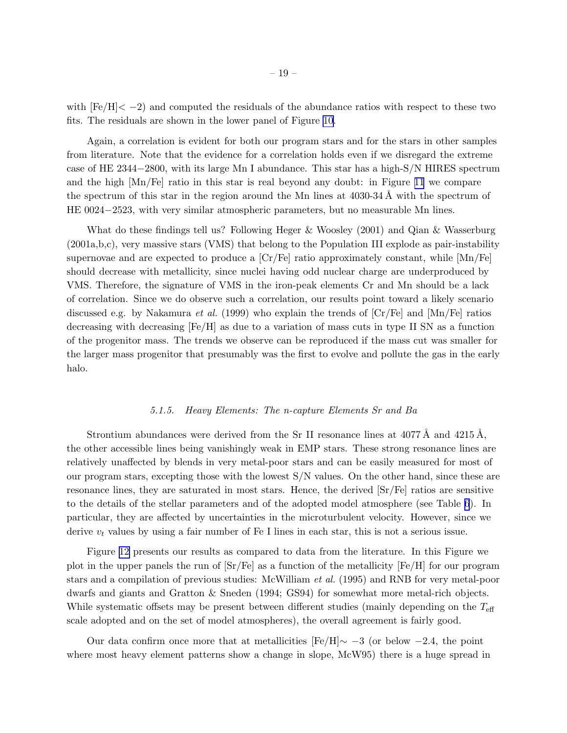with [Fe/H]$< -2$) and computed the residuals of the abundance ratios with respect to these two fits. The residuals are shown in the lower panel of Figure 10.

Again, a correlation is evident for both our program stars and for the stars in other samples from literature. Note that the evidence for a correlation holds even if we disregard the extreme case of HE 2344−2800, with its large Mn I abundance. This star has a high-S/N HIRES spectrum and the high [Mn/Fe] ratio in this star is real beyond any doubt: in Figure 11 we compare the spectrum of this star in the region around the Mn lines at 4030-34 Å with the spectrum of HE 0024−2523, with very similar atmospheric parameters, but no measurable Mn lines.

What do these findings tell us? Following Heger & Woosley (2001) and Qian & Wasserburg (2001a,b,c), very massive stars (VMS) that belong to the Population III explode as pair-instability supernovae and are expected to produce a [Cr/Fe] ratio approximately constant, while [Mn/Fe] should decrease with metallicity, since nuclei having odd nuclear charge are underproduced by VMS. Therefore, the signature of VMS in the iron-peak elements Cr and Mn should be a lack of correlation. Since we do observe such a correlation, our results point toward a likely scenario discussed e.g. by Nakamura *et al.* (1999) who explain the trends of [Cr/Fe] and [Mn/Fe] ratios decreasing with decreasing [Fe/H] as due to a variation of mass cuts in type II SN as a function of the progenitor mass. The trends we observe can be reproduced if the mass cut was smaller for the larger mass progenitor that presumably was the first to evolve and pollute the gas in the early halo.

#### *5.1.5. Heavy Elements: The n-capture Elements Sr and Ba*

Strontium abundances were derived from the Sr II resonance lines at 4077 Å and 4215 Å, the other accessible lines being vanishingly weak in EMP stars. These strong resonance lines are relatively unaffected by blends in very metal-poor stars and can be easily measured for most of our program stars, excepting those with the lowest S/N values. On the other hand, since these are resonance lines, they are saturated in most stars. Hence, the derived [Sr/Fe] ratios are sensitive to the details of the stellar parameters and of the adopted model atmosphere (see Table 6). In particular, they are affected by uncertainties in the microturbulent velocity. However, since we derive $v_t$ values by using a fair number of Fe I lines in each star, this is not a serious issue.

Figure 12 presents our results as compared to data from the literature. In this Figure we plot in the upper panels the run of [Sr/Fe] as a function of the metallicity [Fe/H] for our program stars and a compilation of previous studies: McWilliam *et al.* (1995) and RNB for very metal-poor dwarfs and giants and Gratton & Sneden (1994; GS94) for somewhat more metal-rich objects. While systematic offsets may be present between different studies (mainly depending on the $T_{\rm eff}$ scale adopted and on the set of model atmospheres), the overall agreement is fairly good.

Our data confirm once more that at metallicities [Fe/H]$\sim -3$ (or below $-2.4$, the point where most heavy element patterns show a change in slope, McW95) there is a huge spread in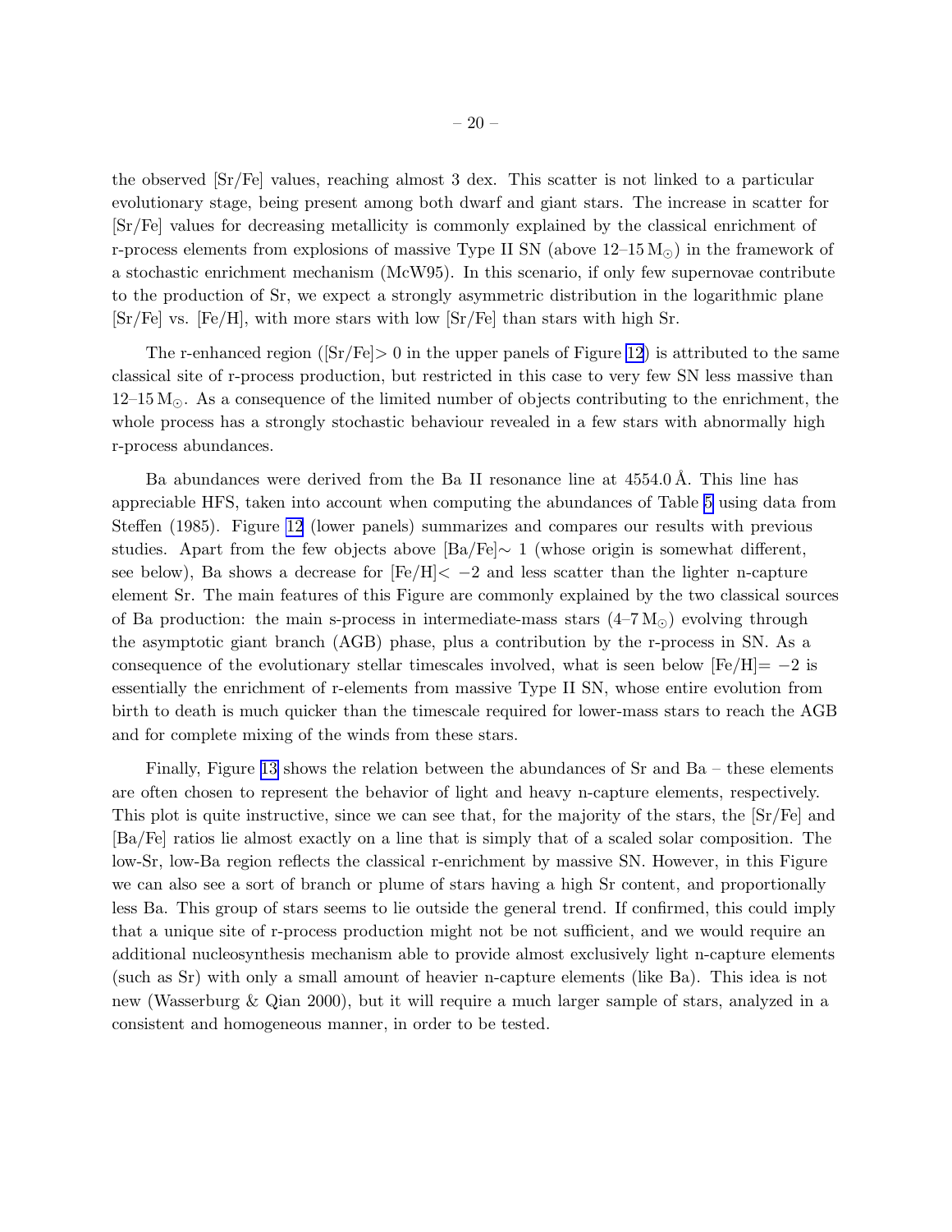the observed [Sr/Fe] values, reaching almost 3 dex. This scatter is not linked to a particular evolutionary stage, being present among both dwarf and giant stars. The increase in scatter for [Sr/Fe] values for decreasing metallicity is commonly explained by the classical enrichment of r-process elements from explosions of massive Type II SN (above 12–15 $M_{\odot}$) in the framework of a stochastic enrichment mechanism (McW95). In this scenario, if only few supernovae contribute to the production of Sr, we expect a strongly asymmetric distribution in the logarithmic plane [Sr/Fe] vs. [Fe/H], with more stars with low [Sr/Fe] than stars with high Sr.

The r-enhanced region ([Sr/Fe]$>0$ in the upper panels of Figure 12) is attributed to the same classical site of r-process production, but restricted in this case to very few SN less massive than 12–15 $M_{\odot}$. As a consequence of the limited number of objects contributing to the enrichment, the whole process has a strongly stochastic behaviour revealed in a few stars with abnormally high r-process abundances.

Ba abundances were derived from the Ba II resonance line at 4554.0 Å. This line has appreciable HFS, taken into account when computing the abundances of Table 5 using data from Steffen (1985). Figure 12 (lower panels) summarizes and compares our results with previous studies. Apart from the few objects above [Ba/Fe]$\sim 1$ (whose origin is somewhat different, see below), Ba shows a decrease for [Fe/H]$< -2$ and less scatter than the lighter n-capture element Sr. The main features of this Figure are commonly explained by the two classical sources of Ba production: the main s-process in intermediate-mass stars (4–7 $M_{\odot}$) evolving through the asymptotic giant branch (AGB) phase, plus a contribution by the r-process in SN. As a consequence of the evolutionary stellar timescales involved, what is seen below [Fe/H]$= -2$ is essentially the enrichment of r-elements from massive Type II SN, whose entire evolution from birth to death is much quicker than the timescale required for lower-mass stars to reach the AGB and for complete mixing of the winds from these stars.

Finally, Figure 13 shows the relation between the abundances of Sr and Ba – these elements are often chosen to represent the behavior of light and heavy n-capture elements, respectively. This plot is quite instructive, since we can see that, for the majority of the stars, the [Sr/Fe] and [Ba/Fe] ratios lie almost exactly on a line that is simply that of a scaled solar composition. The low-Sr, low-Ba region reflects the classical r-enrichment by massive SN. However, in this Figure we can also see a sort of branch or plume of stars having a high Sr content, and proportionally less Ba. This group of stars seems to lie outside the general trend. If confirmed, this could imply that a unique site of r-process production might not be not sufficient, and we would require an additional nucleosynthesis mechanism able to provide almost exclusively light n-capture elements (such as Sr) with only a small amount of heavier n-capture elements (like Ba). This idea is not new (Wasserburg & Qian 2000), but it will require a much larger sample of stars, analyzed in a consistent and homogeneous manner, in order to be tested.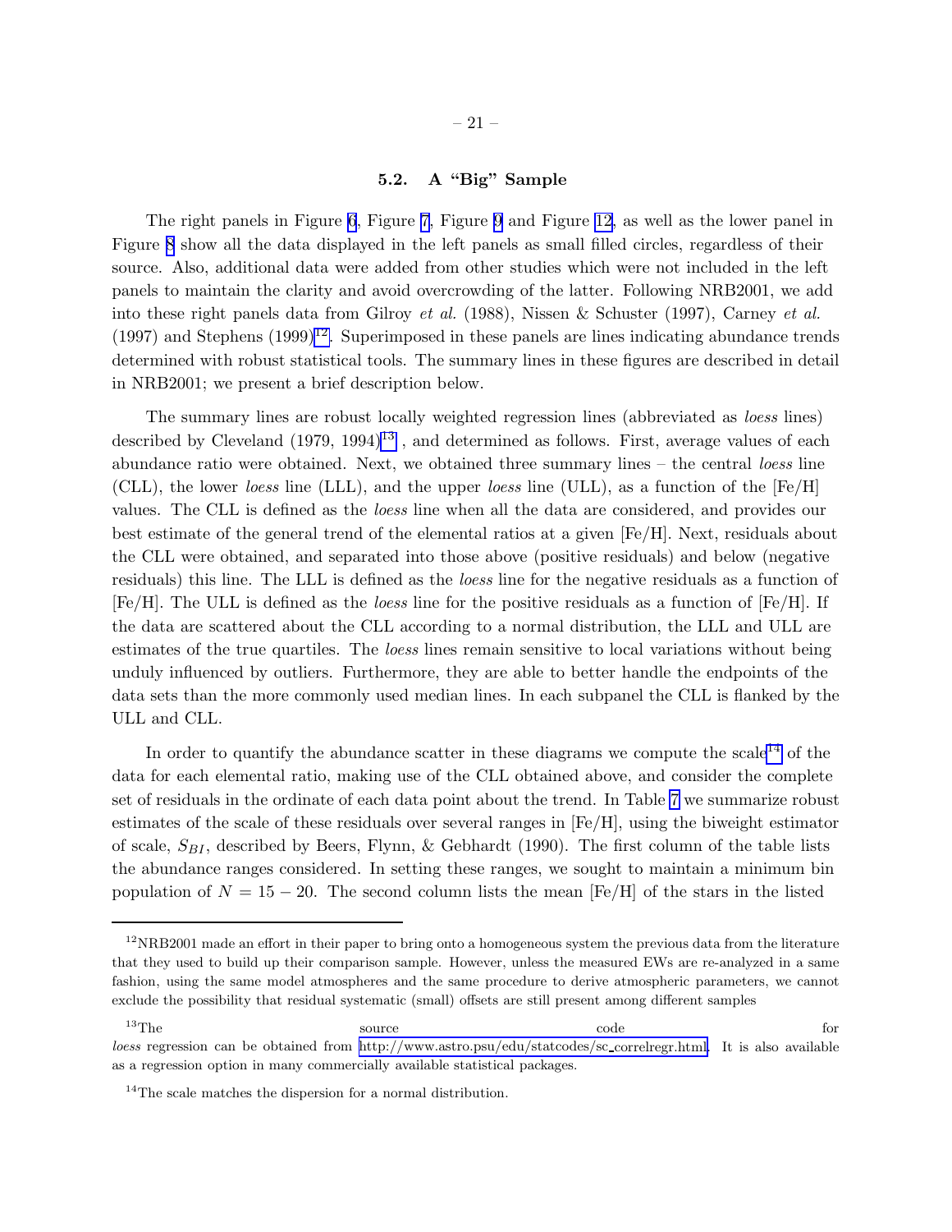### 5.2. A "Big" Sample

The right panels in Figure 6, Figure 7, Figure 9 and Figure 12, as well as the lower panel in Figure 8 show all the data displayed in the left panels as small filled circles, regardless of their source. Also, additional data were added from other studies which were not included in the left panels to maintain the clarity and avoid overcrowding of the latter. Following NRB2001, we add into these right panels data from Gilroy *et al.* (1988), Nissen & Schuster (1997), Carney *et al.* (1997) and Stephens (1999)[12]. Superimposed in these panels are lines indicating abundance trends determined with robust statistical tools. The summary lines in these figures are described in detail in NRB2001; we present a brief description below.

The summary lines are robust locally weighted regression lines (abbreviated as *loess* lines) described by Cleveland (1979, 1994)[13] , and determined as follows. First, average values of each abundance ratio were obtained. Next, we obtained three summary lines – the central *loess* line (CLL), the lower *loess* line (LLL), and the upper *loess* line (ULL), as a function of the [Fe/H] values. The CLL is defined as the *loess* line when all the data are considered, and provides our best estimate of the general trend of the elemental ratios at a given [Fe/H]. Next, residuals about the CLL were obtained, and separated into those above (positive residuals) and below (negative residuals) this line. The LLL is defined as the *loess* line for the negative residuals as a function of [Fe/H]. The ULL is defined as the *loess* line for the positive residuals as a function of [Fe/H]. If the data are scattered about the CLL according to a normal distribution, the LLL and ULL are estimates of the true quartiles. The *loess* lines remain sensitive to local variations without being unduly influenced by outliers. Furthermore, they are able to better handle the endpoints of the data sets than the more commonly used median lines. In each subpanel the CLL is flanked by the ULL and CLL.

In order to quantify the abundance scatter in these diagrams we compute the scale[14] of the data for each elemental ratio, making use of the CLL obtained above, and consider the complete set of residuals in the ordinate of each data point about the trend. In Table 7 we summarize robust estimates of the scale of these residuals over several ranges in [Fe/H], using the biweight estimator of scale, $S_{BI}$, described by Beers, Flynn, & Gebhardt (1990). The first column of the table lists the abundance ranges considered. In setting these ranges, we sought to maintain a minimum bin population of $N = 15 - 20$. The second column lists the mean [Fe/H] of the stars in the listed

---

[12] NRB2001 made an effort in their paper to bring onto a homogeneous system the previous data from the literature that they used to build up their comparison sample. However, unless the measured EWs are re-analyzed in a same fashion, using the same model atmospheres and the same procedure to derive atmospheric parameters, we cannot exclude the possibility that residual systematic (small) offsets are still present among different samples

[13] The source code for *loess* regression can be obtained from http://www.astro.psu/edu/statcodes/sc_correlregr.html. It is also available as a regression option in many commercially available statistical packages.

[14] The scale matches the dispersion for a normal distribution.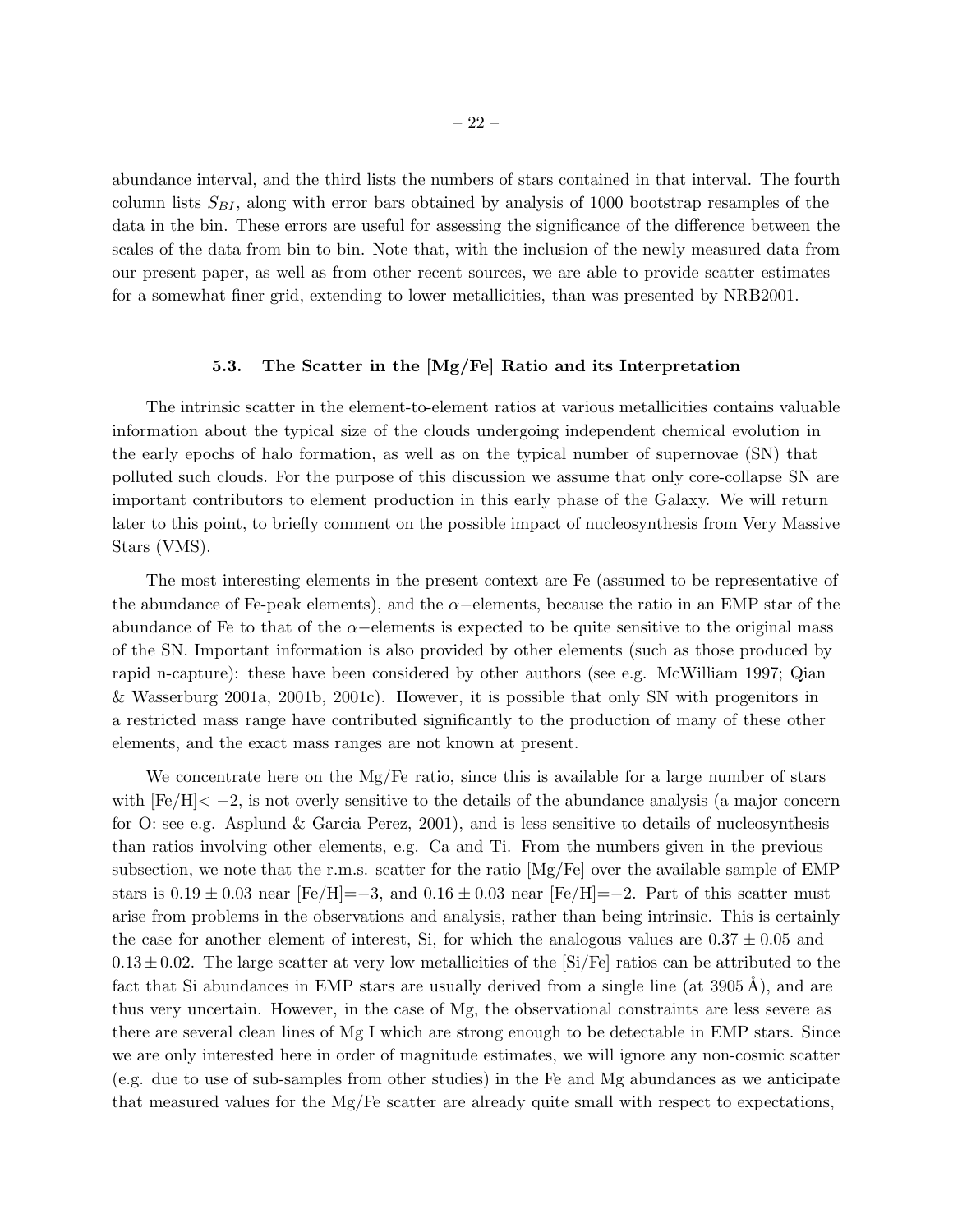abundance interval, and the third lists the numbers of stars contained in that interval. The fourth column lists $S_{BI}$, along with error bars obtained by analysis of 1000 bootstrap resamples of the data in the bin. These errors are useful for assessing the significance of the difference between the scales of the data from bin to bin. Note that, with the inclusion of the newly measured data from our present paper, as well as from other recent sources, we are able to provide scatter estimates for a somewhat finer grid, extending to lower metallicities, than was presented by NRB2001.

### 5.3. The Scatter in the [Mg/Fe] Ratio and its Interpretation

The intrinsic scatter in the element-to-element ratios at various metallicities contains valuable information about the typical size of the clouds undergoing independent chemical evolution in the early epochs of halo formation, as well as on the typical number of supernovae (SN) that polluted such clouds. For the purpose of this discussion we assume that only core-collapse SN are important contributors to element production in this early phase of the Galaxy. We will return later to this point, to briefly comment on the possible impact of nucleosynthesis from Very Massive Stars (VMS).

The most interesting elements in the present context are Fe (assumed to be representative of the abundance of Fe-peak elements), and the $\alpha-$elements, because the ratio in an EMP star of the abundance of Fe to that of the $\alpha-$elements is expected to be quite sensitive to the original mass of the SN. Important information is also provided by other elements (such as those produced by rapid n-capture): these have been considered by other authors (see e.g. McWilliam 1997; Qian & Wasserburg 2001a, 2001b, 2001c). However, it is possible that only SN with progenitors in a restricted mass range have contributed significantly to the production of many of these other elements, and the exact mass ranges are not known at present.

We concentrate here on the Mg/Fe ratio, since this is available for a large number of stars with [Fe/H]$< -2$, is not overly sensitive to the details of the abundance analysis (a major concern for O: see e.g. Asplund & Garcia Perez, 2001), and is less sensitive to details of nucleosynthesis than ratios involving other elements, e.g. Ca and Ti. From the numbers given in the previous subsection, we note that the r.m.s. scatter for the ratio [Mg/Fe] over the available sample of EMP stars is $0.19 \pm 0.03$ near [Fe/H]$=-3$, and $0.16 \pm 0.03$ near [Fe/H]$=-2$. Part of this scatter must arise from problems in the observations and analysis, rather than being intrinsic. This is certainly the case for another element of interest, Si, for which the analogous values are $0.37 \pm 0.05$ and $0.13 \pm 0.02$. The large scatter at very low metallicities of the [Si/Fe] ratios can be attributed to the fact that Si abundances in EMP stars are usually derived from a single line (at 3905 Å), and are thus very uncertain. However, in the case of Mg, the observational constraints are less severe as there are several clean lines of Mg I which are strong enough to be detectable in EMP stars. Since we are only interested here in order of magnitude estimates, we will ignore any non-cosmic scatter (e.g. due to use of sub-samples from other studies) in the Fe and Mg abundances as we anticipate that measured values for the Mg/Fe scatter are already quite small with respect to expectations,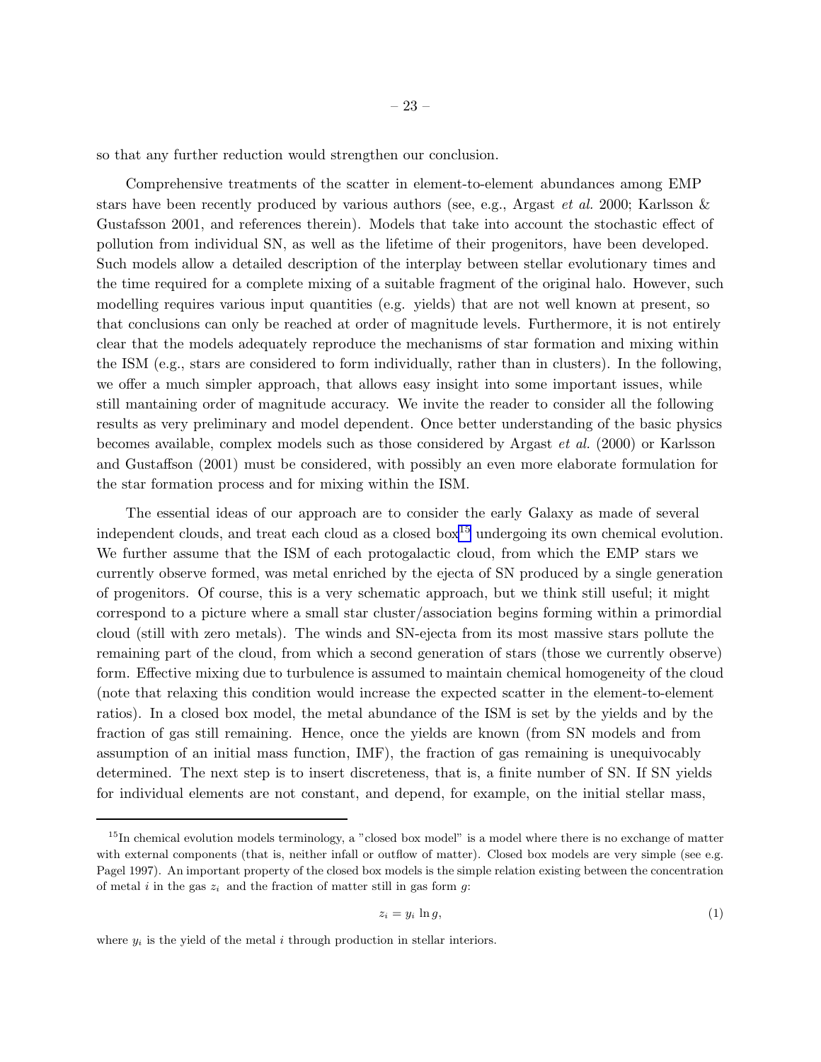so that any further reduction would strengthen our conclusion.

Comprehensive treatments of the scatter in element-to-element abundances among EMP stars have been recently produced by various authors (see, e.g., Argast *et al.* 2000; Karlsson & Gustafsson 2001, and references therein). Models that take into account the stochastic effect of pollution from individual SN, as well as the lifetime of their progenitors, have been developed. Such models allow a detailed description of the interplay between stellar evolutionary times and the time required for a complete mixing of a suitable fragment of the original halo. However, such modelling requires various input quantities (e.g. yields) that are not well known at present, so that conclusions can only be reached at order of magnitude levels. Furthermore, it is not entirely clear that the models adequately reproduce the mechanisms of star formation and mixing within the ISM (e.g., stars are considered to form individually, rather than in clusters). In the following, we offer a much simpler approach, that allows easy insight into some important issues, while still mantaining order of magnitude accuracy. We invite the reader to consider all the following results as very preliminary and model dependent. Once better understanding of the basic physics becomes available, complex models such as those considered by Argast *et al.* (2000) or Karlsson and Gustaffson (2001) must be considered, with possibly an even more elaborate formulation for the star formation process and for mixing within the ISM.

The essential ideas of our approach are to consider the early Galaxy as made of several independent clouds, and treat each cloud as a closed box[15] undergoing its own chemical evolution. We further assume that the ISM of each protogalactic cloud, from which the EMP stars we currently observe formed, was metal enriched by the ejecta of SN produced by a single generation of progenitors. Of course, this is a very schematic approach, but we think still useful; it might correspond to a picture where a small star cluster/association begins forming within a primordial cloud (still with zero metals). The winds and SN-ejecta from its most massive stars pollute the remaining part of the cloud, from which a second generation of stars (those we currently observe) form. Effective mixing due to turbulence is assumed to maintain chemical homogeneity of the cloud (note that relaxing this condition would increase the expected scatter in the element-to-element ratios). In a closed box model, the metal abundance of the ISM is set by the yields and by the fraction of gas still remaining. Hence, once the yields are known (from SN models and from assumption of an initial mass function, IMF), the fraction of gas remaining is unequivocably determined. The next step is to insert discreteness, that is, a finite number of SN. If SN yields for individual elements are not constant, and depend, for example, on the initial stellar mass,

[15] In chemical evolution models terminology, a "closed box model" is a model where there is no exchange of matter with external components (that is, neither infall or outflow of matter). Closed box models are very simple (see e.g. Pagel 1997). An important property of the closed box models is the simple relation existing between the concentration of metal $i$ in the gas $z_i$ and the fraction of matter still in gas form $g$:

$$z_i = y_i \ln g, \tag{1}$$

where $y_i$ is the yield of the metal $i$ through production in stellar interiors.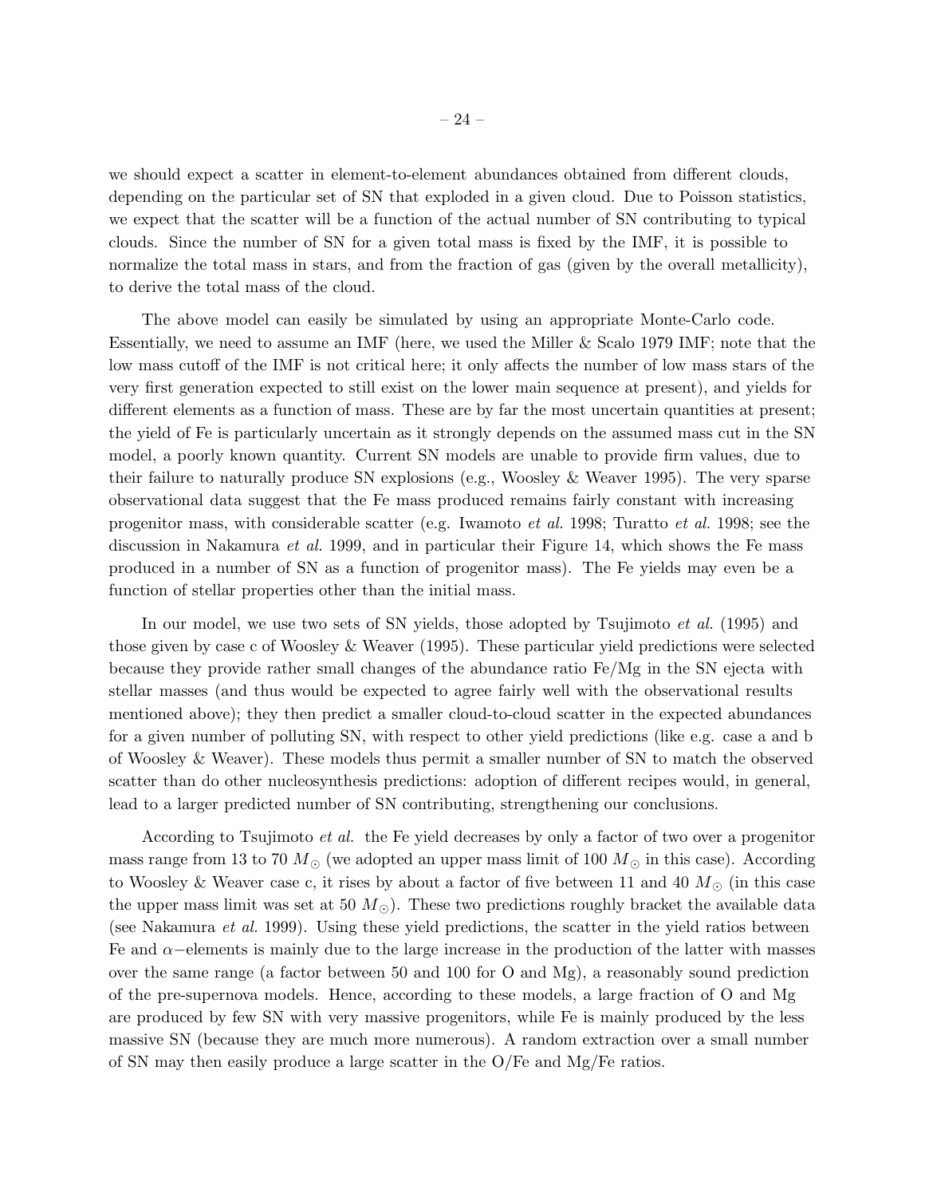we should expect a scatter in element-to-element abundances obtained from different clouds, depending on the particular set of SN that exploded in a given cloud. Due to Poisson statistics, we expect that the scatter will be a function of the actual number of SN contributing to typical clouds. Since the number of SN for a given total mass is fixed by the IMF, it is possible to normalize the total mass in stars, and from the fraction of gas (given by the overall metallicity), to derive the total mass of the cloud.

The above model can easily be simulated by using an appropriate Monte-Carlo code. Essentially, we need to assume an IMF (here, we used the Miller & Scalo 1979 IMF; note that the low mass cutoff of the IMF is not critical here; it only affects the number of low mass stars of the very first generation expected to still exist on the lower main sequence at present), and yields for different elements as a function of mass. These are by far the most uncertain quantities at present; the yield of Fe is particularly uncertain as it strongly depends on the assumed mass cut in the SN model, a poorly known quantity. Current SN models are unable to provide firm values, due to their failure to naturally produce SN explosions (e.g., Woosley & Weaver 1995). The very sparse observational data suggest that the Fe mass produced remains fairly constant with increasing progenitor mass, with considerable scatter (e.g. Iwamoto *et al.* 1998; Turatto *et al.* 1998; see the discussion in Nakamura *et al.* 1999, and in particular their Figure 14, which shows the Fe mass produced in a number of SN as a function of progenitor mass). The Fe yields may even be a function of stellar properties other than the initial mass.

In our model, we use two sets of SN yields, those adopted by Tsujimoto *et al.* (1995) and those given by case c of Woosley & Weaver (1995). These particular yield predictions were selected because they provide rather small changes of the abundance ratio Fe/Mg in the SN ejecta with stellar masses (and thus would be expected to agree fairly well with the observational results mentioned above); they then predict a smaller cloud-to-cloud scatter in the expected abundances for a given number of polluting SN, with respect to other yield predictions (like e.g. case a and b of Woosley & Weaver). These models thus permit a smaller number of SN to match the observed scatter than do other nucleosynthesis predictions: adoption of different recipes would, in general, lead to a larger predicted number of SN contributing, strengthening our conclusions.

According to Tsujimoto *et al.* the Fe yield decreases by only a factor of two over a progenitor mass range from 13 to 70 $M_\odot$ (we adopted an upper mass limit of 100 $M_\odot$ in this case). According to Woosley & Weaver case c, it rises by about a factor of five between 11 and 40 $M_\odot$ (in this case the upper mass limit was set at 50 $M_\odot$). These two predictions roughly bracket the available data (see Nakamura *et al.* 1999). Using these yield predictions, the scatter in the yield ratios between Fe and $\alpha-$elements is mainly due to the large increase in the production of the latter with masses over the same range (a factor between 50 and 100 for O and Mg), a reasonably sound prediction of the pre-supernova models. Hence, according to these models, a large fraction of O and Mg are produced by few SN with very massive progenitors, while Fe is mainly produced by the less massive SN (because they are much more numerous). A random extraction over a small number of SN may then easily produce a large scatter in the O/Fe and Mg/Fe ratios.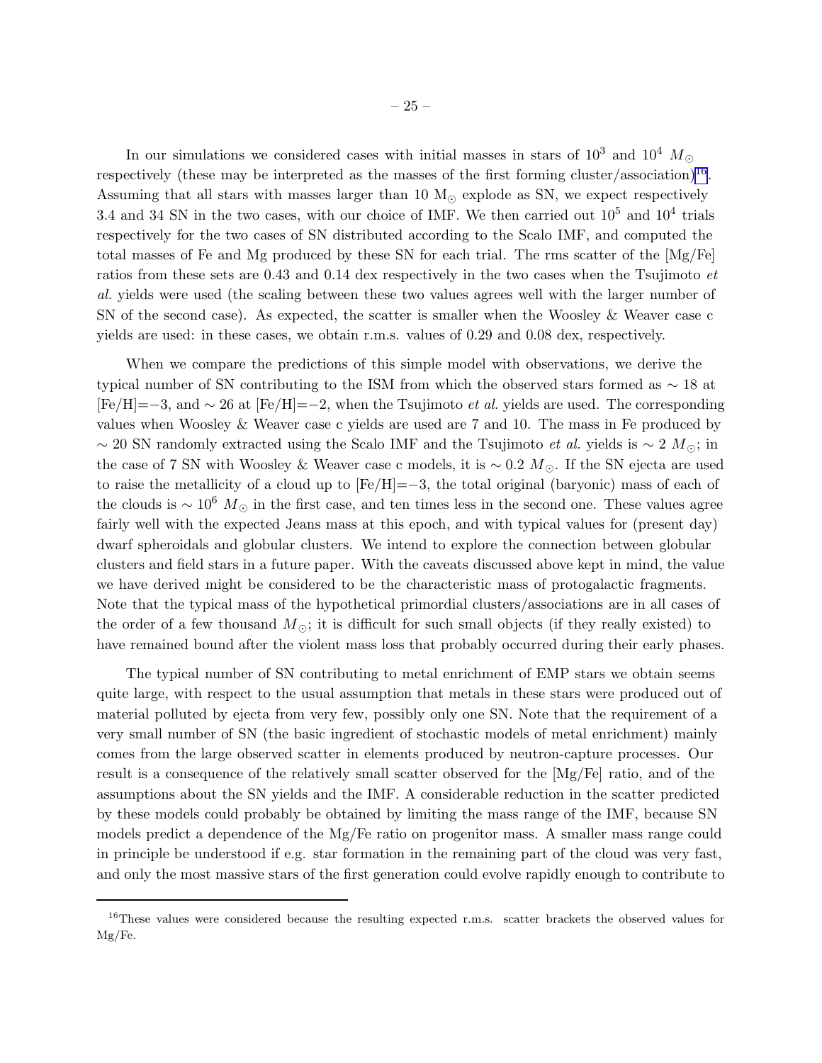In our simulations we considered cases with initial masses in stars of $10^3$ and $10^4$ $M_\odot$ respectively (these may be interpreted as the masses of the first forming cluster/association)[16]. Assuming that all stars with masses larger than 10 $M_\odot$ explode as SN, we expect respectively 3.4 and 34 SN in the two cases, with our choice of IMF. We then carried out $10^5$ and $10^4$ trials respectively for the two cases of SN distributed according to the Scalo IMF, and computed the total masses of Fe and Mg produced by these SN for each trial. The rms scatter of the [Mg/Fe] ratios from these sets are 0.43 and 0.14 dex respectively in the two cases when the Tsujimoto *et al.* yields were used (the scaling between these two values agrees well with the larger number of SN of the second case). As expected, the scatter is smaller when the Woosley & Weaver case c yields are used: in these cases, we obtain r.m.s. values of 0.29 and 0.08 dex, respectively.

When we compare the predictions of this simple model with observations, we derive the typical number of SN contributing to the ISM from which the observed stars formed as $\sim 18$ at [Fe/H]$=-3$, and $\sim 26$ at [Fe/H]$=-2$, when the Tsujimoto *et al.* yields are used. The corresponding values when Woosley & Weaver case c yields are used are 7 and 10. The mass in Fe produced by $\sim 20$ SN randomly extracted using the Scalo IMF and the Tsujimoto *et al.* yields is $\sim 2$ $M_\odot$; in the case of 7 SN with Woosley & Weaver case c models, it is $\sim 0.2$ $M_\odot$. If the SN ejecta are used to raise the metallicity of a cloud up to [Fe/H]$=-3$, the total original (baryonic) mass of each of the clouds is $\sim 10^6$ $M_\odot$ in the first case, and ten times less in the second one. These values agree fairly well with the expected Jeans mass at this epoch, and with typical values for (present day) dwarf spheroidals and globular clusters. We intend to explore the connection between globular clusters and field stars in a future paper. With the caveats discussed above kept in mind, the value we have derived might be considered to be the characteristic mass of protogalactic fragments. Note that the typical mass of the hypothetical primordial clusters/associations are in all cases of the order of a few thousand $M_\odot$; it is difficult for such small objects (if they really existed) to have remained bound after the violent mass loss that probably occurred during their early phases.

The typical number of SN contributing to metal enrichment of EMP stars we obtain seems quite large, with respect to the usual assumption that metals in these stars were produced out of material polluted by ejecta from very few, possibly only one SN. Note that the requirement of a very small number of SN (the basic ingredient of stochastic models of metal enrichment) mainly comes from the large observed scatter in elements produced by neutron-capture processes. Our result is a consequence of the relatively small scatter observed for the [Mg/Fe] ratio, and of the assumptions about the SN yields and the IMF. A considerable reduction in the scatter predicted by these models could probably be obtained by limiting the mass range of the IMF, because SN models predict a dependence of the Mg/Fe ratio on progenitor mass. A smaller mass range could in principle be understood if e.g. star formation in the remaining part of the cloud was very fast, and only the most massive stars of the first generation could evolve rapidly enough to contribute to

---

[16] These values were considered because the resulting expected r.m.s. scatter brackets the observed values for Mg/Fe.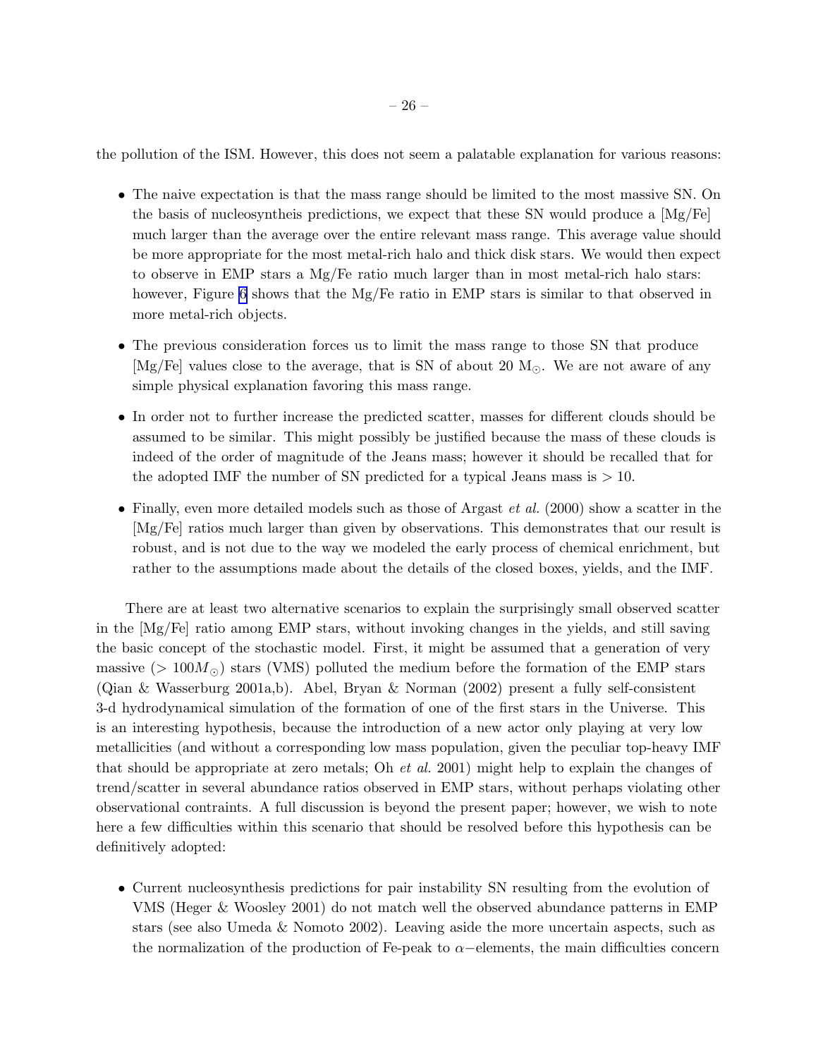the pollution of the ISM. However, this does not seem a palatable explanation for various reasons:

- The naive expectation is that the mass range should be limited to the most massive SN. On the basis of nucleosyntheis predictions, we expect that these SN would produce a [Mg/Fe] much larger than the average over the entire relevant mass range. This average value should be more appropriate for the most metal-rich halo and thick disk stars. We would then expect to observe in EMP stars a Mg/Fe ratio much larger than in most metal-rich halo stars: however, Figure 6 shows that the Mg/Fe ratio in EMP stars is similar to that observed in more metal-rich objects.

- The previous consideration forces us to limit the mass range to those SN that produce [Mg/Fe] values close to the average, that is SN of about 20 $M_{\odot}$. We are not aware of any simple physical explanation favoring this mass range.

- In order not to further increase the predicted scatter, masses for different clouds should be assumed to be similar. This might possibly be justified because the mass of these clouds is indeed of the order of magnitude of the Jeans mass; however it should be recalled that for the adopted IMF the number of SN predicted for a typical Jeans mass is $> 10$.

- Finally, even more detailed models such as those of Argast *et al.* (2000) show a scatter in the [Mg/Fe] ratios much larger than given by observations. This demonstrates that our result is robust, and is not due to the way we modeled the early process of chemical enrichment, but rather to the assumptions made about the details of the closed boxes, yields, and the IMF.

There are at least two alternative scenarios to explain the surprisingly small observed scatter in the [Mg/Fe] ratio among EMP stars, without invoking changes in the yields, and still saving the basic concept of the stochastic model. First, it might be assumed that a generation of very massive ($> 100 M_{\odot}$) stars (VMS) polluted the medium before the formation of the EMP stars (Qian & Wasserburg 2001a,b). Abel, Bryan & Norman (2002) present a fully self-consistent 3-d hydrodynamical simulation of the formation of one of the first stars in the Universe. This is an interesting hypothesis, because the introduction of a new actor only playing at very low metallicities (and without a corresponding low mass population, given the peculiar top-heavy IMF that should be appropriate at zero metals; Oh *et al.* 2001) might help to explain the changes of trend/scatter in several abundance ratios observed in EMP stars, without perhaps violating other observational contraints. A full discussion is beyond the present paper; however, we wish to note here a few difficulties within this scenario that should be resolved before this hypothesis can be definitively adopted:

- Current nucleosynthesis predictions for pair instability SN resulting from the evolution of VMS (Heger & Woosley 2001) do not match well the observed abundance patterns in EMP stars (see also Umeda & Nomoto 2002). Leaving aside the more uncertain aspects, such as the normalization of the production of Fe-peak to $\alpha-$elements, the main difficulties concern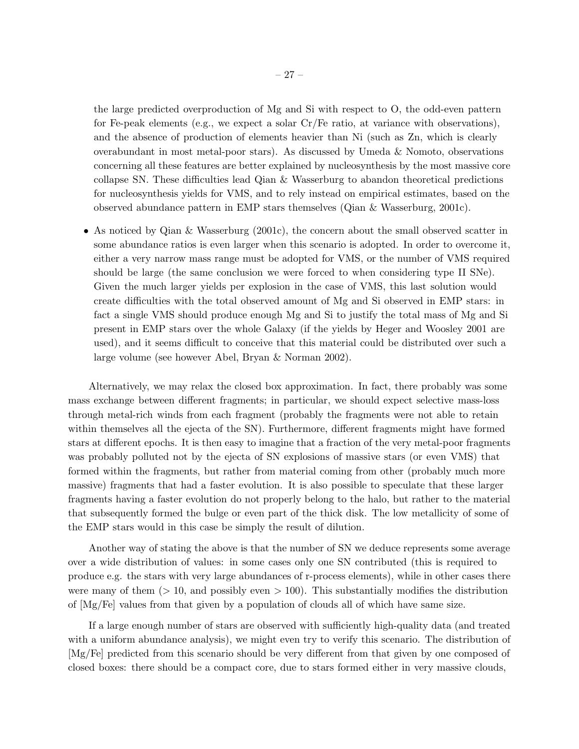the large predicted overproduction of Mg and Si with respect to O, the odd-even pattern for Fe-peak elements (e.g., we expect a solar Cr/Fe ratio, at variance with observations), and the absence of production of elements heavier than Ni (such as Zn, which is clearly overabundant in most metal-poor stars). As discussed by Umeda & Nomoto, observations concerning all these features are better explained by nucleosynthesis by the most massive core collapse SN. These difficulties lead Qian & Wasserburg to abandon theoretical predictions for nucleosynthesis yields for VMS, and to rely instead on empirical estimates, based on the observed abundance pattern in EMP stars themselves (Qian & Wasserburg, 2001c).

- As noticed by Qian & Wasserburg (2001c), the concern about the small observed scatter in some abundance ratios is even larger when this scenario is adopted. In order to overcome it, either a very narrow mass range must be adopted for VMS, or the number of VMS required should be large (the same conclusion we were forced to when considering type II SNe). Given the much larger yields per explosion in the case of VMS, this last solution would create difficulties with the total observed amount of Mg and Si observed in EMP stars: in fact a single VMS should produce enough Mg and Si to justify the total mass of Mg and Si present in EMP stars over the whole Galaxy (if the yields by Heger and Woosley 2001 are used), and it seems difficult to conceive that this material could be distributed over such a large volume (see however Abel, Bryan & Norman 2002).

Alternatively, we may relax the closed box approximation. In fact, there probably was some mass exchange between different fragments; in particular, we should expect selective mass-loss through metal-rich winds from each fragment (probably the fragments were not able to retain within themselves all the ejecta of the SN). Furthermore, different fragments might have formed stars at different epochs. It is then easy to imagine that a fraction of the very metal-poor fragments was probably polluted not by the ejecta of SN explosions of massive stars (or even VMS) that formed within the fragments, but rather from material coming from other (probably much more massive) fragments that had a faster evolution. It is also possible to speculate that these larger fragments having a faster evolution do not properly belong to the halo, but rather to the material that subsequently formed the bulge or even part of the thick disk. The low metallicity of some of the EMP stars would in this case be simply the result of dilution.

Another way of stating the above is that the number of SN we deduce represents some average over a wide distribution of values: in some cases only one SN contributed (this is required to produce e.g. the stars with very large abundances of r-process elements), while in other cases there were many of them ($> 10$, and possibly even $> 100$). This substantially modifies the distribution of [Mg/Fe] values from that given by a population of clouds all of which have same size.

If a large enough number of stars are observed with sufficiently high-quality data (and treated with a uniform abundance analysis), we might even try to verify this scenario. The distribution of [Mg/Fe] predicted from this scenario should be very different from that given by one composed of closed boxes: there should be a compact core, due to stars formed either in very massive clouds,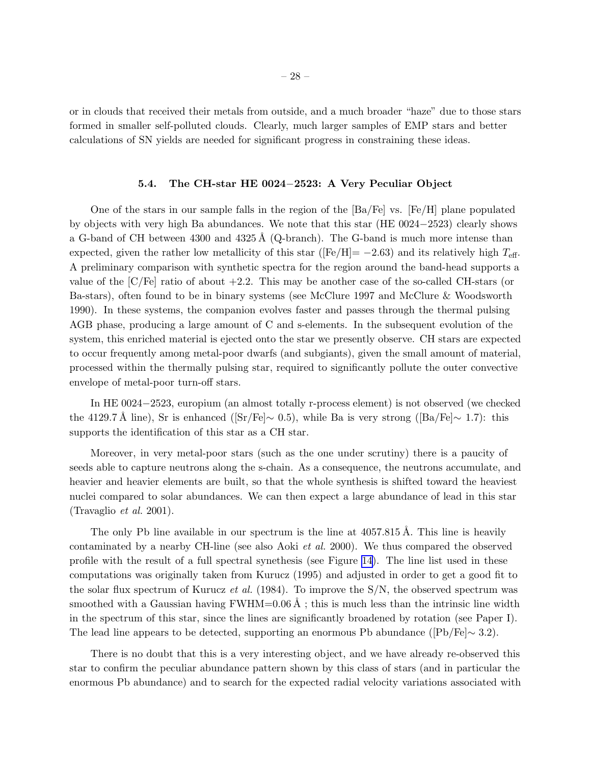or in clouds that received their metals from outside, and a much broader "haze" due to those stars formed in smaller self-polluted clouds. Clearly, much larger samples of EMP stars and better calculations of SN yields are needed for significant progress in constraining these ideas.

### 5.4. The CH-star HE 0024−2523: A Very Peculiar Object

One of the stars in our sample falls in the region of the [Ba/Fe] vs. [Fe/H] plane populated by objects with very high Ba abundances. We note that this star (HE 0024−2523) clearly shows a G-band of CH between 4300 and 4325 Å (Q-branch). The G-band is much more intense than expected, given the rather low metallicity of this star ([Fe/H]= −2.63) and its relatively high $T_{\rm eff}$. A preliminary comparison with synthetic spectra for the region around the band-head supports a value of the [C/Fe] ratio of about +2.2. This may be another case of the so-called CH-stars (or Ba-stars), often found to be in binary systems (see McClure 1997 and McClure & Woodsworth 1990). In these systems, the companion evolves faster and passes through the thermal pulsing AGB phase, producing a large amount of C and s-elements. In the subsequent evolution of the system, this enriched material is ejected onto the star we presently observe. CH stars are expected to occur frequently among metal-poor dwarfs (and subgiants), given the small amount of material, processed within the thermally pulsing star, required to significantly pollute the outer convective envelope of metal-poor turn-off stars.

In HE 0024−2523, europium (an almost totally r-process element) is not observed (we checked the 4129.7 Å line), Sr is enhanced ([Sr/Fe]∼ 0.5), while Ba is very strong ([Ba/Fe]∼ 1.7): this supports the identification of this star as a CH star.

Moreover, in very metal-poor stars (such as the one under scrutiny) there is a paucity of seeds able to capture neutrons along the s-chain. As a consequence, the neutrons accumulate, and heavier and heavier elements are built, so that the whole synthesis is shifted toward the heaviest nuclei compared to solar abundances. We can then expect a large abundance of lead in this star (Travaglio *et al.* 2001).

The only Pb line available in our spectrum is the line at 4057.815 Å. This line is heavily contaminated by a nearby CH-line (see also Aoki *et al.* 2000). We thus compared the observed profile with the result of a full spectral synthesis (see Figure 14). The line list used in these computations was originally taken from Kurucz (1995) and adjusted in order to get a good fit to the solar flux spectrum of Kurucz *et al.* (1984). To improve the S/N, the observed spectrum was smoothed with a Gaussian having FWHM=0.06 Å ; this is much less than the intrinsic line width in the spectrum of this star, since the lines are significantly broadened by rotation (see Paper I). The lead line appears to be detected, supporting an enormous Pb abundance ([Pb/Fe]∼ 3.2).

There is no doubt that this is a very interesting object, and we have already re-observed this star to confirm the peculiar abundance pattern shown by this class of stars (and in particular the enormous Pb abundance) and to search for the expected radial velocity variations associated with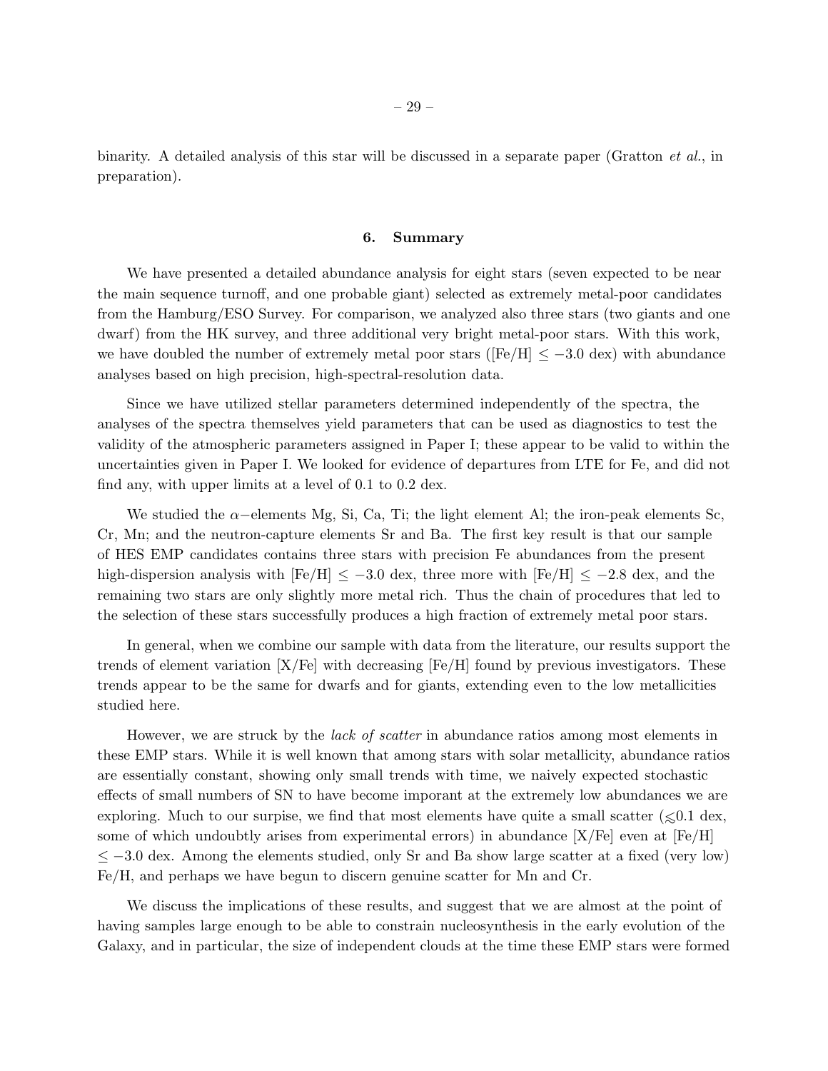binarity. A detailed analysis of this star will be discussed in a separate paper (Gratton *et al.*, in preparation).

## 6. Summary

We have presented a detailed abundance analysis for eight stars (seven expected to be near the main sequence turnoff, and one probable giant) selected as extremely metal-poor candidates from the Hamburg/ESO Survey. For comparison, we analyzed also three stars (two giants and one dwarf) from the HK survey, and three additional very bright metal-poor stars. With this work, we have doubled the number of extremely metal poor stars ([Fe/H] $\leq -3.0$ dex) with abundance analyses based on high precision, high-spectral-resolution data.

Since we have utilized stellar parameters determined independently of the spectra, the analyses of the spectra themselves yield parameters that can be used as diagnostics to test the validity of the atmospheric parameters assigned in Paper I; these appear to be valid to within the uncertainties given in Paper I. We looked for evidence of departures from LTE for Fe, and did not find any, with upper limits at a level of 0.1 to 0.2 dex.

We studied the $\alpha-$elements Mg, Si, Ca, Ti; the light element Al; the iron-peak elements Sc, Cr, Mn; and the neutron-capture elements Sr and Ba. The first key result is that our sample of HES EMP candidates contains three stars with precision Fe abundances from the present high-dispersion analysis with [Fe/H] $\leq -3.0$ dex, three more with [Fe/H] $\leq -2.8$ dex, and the remaining two stars are only slightly more metal rich. Thus the chain of procedures that led to the selection of these stars successfully produces a high fraction of extremely metal poor stars.

In general, when we combine our sample with data from the literature, our results support the trends of element variation [X/Fe] with decreasing [Fe/H] found by previous investigators. These trends appear to be the same for dwarfs and for giants, extending even to the low metallicities studied here.

However, we are struck by the *lack of scatter* in abundance ratios among most elements in these EMP stars. While it is well known that among stars with solar metallicity, abundance ratios are essentially constant, showing only small trends with time, we naively expected stochastic effects of small numbers of SN to have become imporant at the extremely low abundances we are exploring. Much to our surpise, we find that most elements have quite a small scatter ($\lesssim$0.1 dex, some of which undoubtly arises from experimental errors) in abundance [X/Fe] even at [Fe/H] $\leq -3.0$ dex. Among the elements studied, only Sr and Ba show large scatter at a fixed (very low) Fe/H, and perhaps we have begun to discern genuine scatter for Mn and Cr.

We discuss the implications of these results, and suggest that we are almost at the point of having samples large enough to be able to constrain nucleosynthesis in the early evolution of the Galaxy, and in particular, the size of independent clouds at the time these EMP stars were formed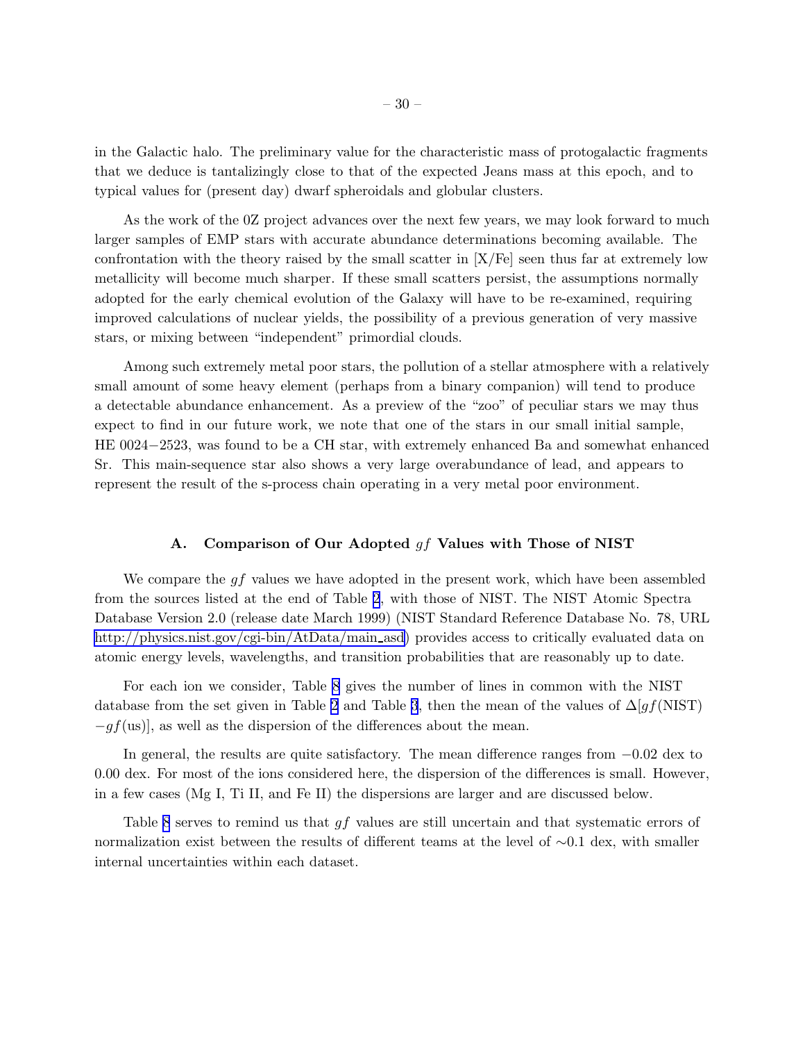in the Galactic halo. The preliminary value for the characteristic mass of protogalactic fragments that we deduce is tantalizingly close to that of the expected Jeans mass at this epoch, and to typical values for (present day) dwarf spheroidals and globular clusters.

As the work of the 0Z project advances over the next few years, we may look forward to much larger samples of EMP stars with accurate abundance determinations becoming available. The confrontation with the theory raised by the small scatter in [X/Fe] seen thus far at extremely low metallicity will become much sharper. If these small scatters persist, the assumptions normally adopted for the early chemical evolution of the Galaxy will have to be re-examined, requiring improved calculations of nuclear yields, the possibility of a previous generation of very massive stars, or mixing between "independent" primordial clouds.

Among such extremely metal poor stars, the pollution of a stellar atmosphere with a relatively small amount of some heavy element (perhaps from a binary companion) will tend to produce a detectable abundance enhancement. As a preview of the "zoo" of peculiar stars we may thus expect to find in our future work, we note that one of the stars in our small initial sample, HE 0024−2523, was found to be a CH star, with extremely enhanced Ba and somewhat enhanced Sr. This main-sequence star also shows a very large overabundance of lead, and appears to represent the result of the s-process chain operating in a very metal poor environment.

## A. Comparison of Our Adopted $gf$ Values with Those of NIST

We compare the $gf$ values we have adopted in the present work, which have been assembled from the sources listed at the end of Table 2, with those of NIST. The NIST Atomic Spectra Database Version 2.0 (release date March 1999) (NIST Standard Reference Database No. 78, URL http://physics.nist.gov/cgi-bin/AtData/main_asd) provides access to critically evaluated data on atomic energy levels, wavelengths, and transition probabilities that are reasonably up to date.

For each ion we consider, Table 8 gives the number of lines in common with the NIST database from the set given in Table 2 and Table 3, then the mean of the values of $\Delta[gf(\mathrm{NIST}) - gf(\mathrm{us})]$, as well as the dispersion of the differences about the mean.

In general, the results are quite satisfactory. The mean difference ranges from −0.02 dex to 0.00 dex. For most of the ions considered here, the dispersion of the differences is small. However, in a few cases (Mg I, Ti II, and Fe II) the dispersions are larger and are discussed below.

Table 8 serves to remind us that $gf$ values are still uncertain and that systematic errors of normalization exist between the results of different teams at the level of ∼0.1 dex, with smaller internal uncertainties within each dataset.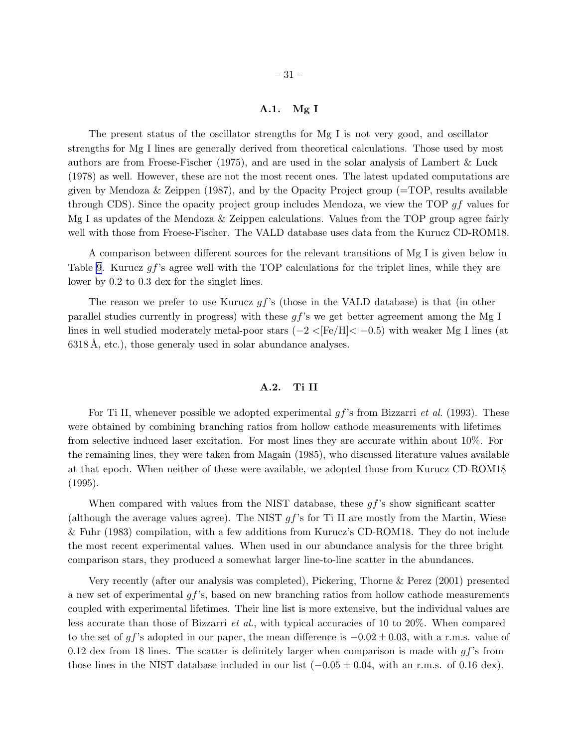### A.1. Mg I

The present status of the oscillator strengths for Mg I is not very good, and oscillator strengths for Mg I lines are generally derived from theoretical calculations. Those used by most authors are from Froese-Fischer (1975), and are used in the solar analysis of Lambert & Luck (1978) as well. However, these are not the most recent ones. The latest updated computations are given by Mendoza & Zeippen (1987), and by the Opacity Project group (=TOP, results available through CDS). Since the opacity project group includes Mendoza, we view the TOP $gf$ values for Mg I as updates of the Mendoza & Zeippen calculations. Values from the TOP group agree fairly well with those from Froese-Fischer. The VALD database uses data from the Kurucz CD-ROM18.

A comparison between different sources for the relevant transitions of Mg I is given below in Table 9. Kurucz $gf$'s agree well with the TOP calculations for the triplet lines, while they are lower by 0.2 to 0.3 dex for the singlet lines.

The reason we prefer to use Kurucz $gf$'s (those in the VALD database) is that (in other parallel studies currently in progress) with these $gf$'s we get better agreement among the Mg I lines in well studied moderately metal-poor stars ($-2 <$[Fe/H]$< -0.5$) with weaker Mg I lines (at 6318 Å, etc.), those generaly used in solar abundance analyses.

### A.2. Ti II

For Ti II, whenever possible we adopted experimental $gf$'s from Bizzarri *et al.* (1993). These were obtained by combining branching ratios from hollow cathode measurements with lifetimes from selective induced laser excitation. For most lines they are accurate within about 10%. For the remaining lines, they were taken from Magain (1985), who discussed literature values available at that epoch. When neither of these were available, we adopted those from Kurucz CD-ROM18 (1995).

When compared with values from the NIST database, these $gf$'s show significant scatter (although the average values agree). The NIST $gf$'s for Ti II are mostly from the Martin, Wiese & Fuhr (1983) compilation, with a few additions from Kurucz's CD-ROM18. They do not include the most recent experimental values. When used in our abundance analysis for the three bright comparison stars, they produced a somewhat larger line-to-line scatter in the abundances.

Very recently (after our analysis was completed), Pickering, Thorne & Perez (2001) presented a new set of experimental $gf$'s, based on new branching ratios from hollow cathode measurements coupled with experimental lifetimes. Their line list is more extensive, but the individual values are less accurate than those of Bizzarri *et al.*, with typical accuracies of 10 to 20%. When compared to the set of $gf$'s adopted in our paper, the mean difference is $-0.02 \pm 0.03$, with a r.m.s. value of 0.12 dex from 18 lines. The scatter is definitely larger when comparison is made with $gf$'s from those lines in the NIST database included in our list ($-0.05 \pm 0.04$, with an r.m.s. of 0.16 dex).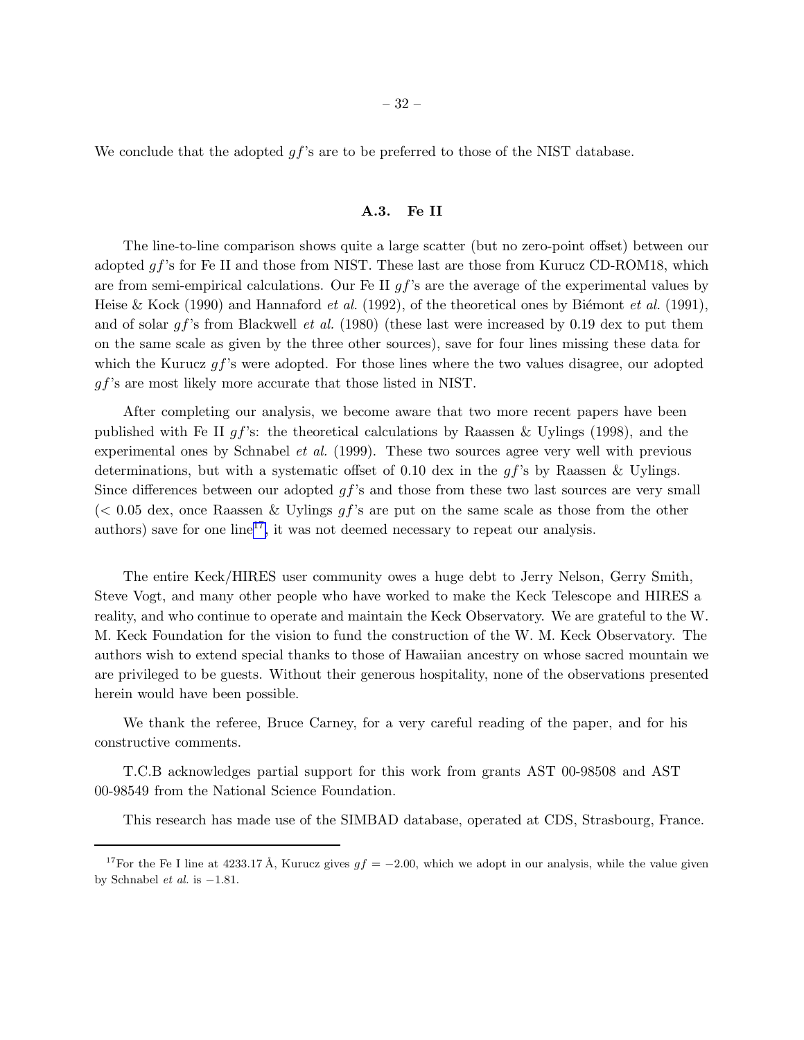We conclude that the adopted $gf$'s are to be preferred to those of the NIST database.

### A.3. Fe II

The line-to-line comparison shows quite a large scatter (but no zero-point offset) between our adopted $gf$'s for Fe II and those from NIST. These last are those from Kurucz CD-ROM18, which are from semi-empirical calculations. Our Fe II $gf$'s are the average of the experimental values by Heise & Kock (1990) and Hannaford *et al.* (1992), of the theoretical ones by Biémont *et al.* (1991), and of solar $gf$'s from Blackwell *et al.* (1980) (these last were increased by 0.19 dex to put them on the same scale as given by the three other sources), save for four lines missing these data for which the Kurucz $gf$'s were adopted. For those lines where the two values disagree, our adopted $gf$'s are most likely more accurate that those listed in NIST.

After completing our analysis, we become aware that two more recent papers have been published with Fe II $gf$'s: the theoretical calculations by Raassen & Uylings (1998), and the experimental ones by Schnabel *et al.* (1999). These two sources agree very well with previous determinations, but with a systematic offset of 0.10 dex in the $gf$'s by Raassen & Uylings. Since differences between our adopted $gf$'s and those from these two last sources are very small ($< 0.05$ dex, once Raassen & Uylings $gf$'s are put on the same scale as those from the other authors) save for one line[17], it was not deemed necessary to repeat our analysis.

The entire Keck/HIRES user community owes a huge debt to Jerry Nelson, Gerry Smith, Steve Vogt, and many other people who have worked to make the Keck Telescope and HIRES a reality, and who continue to operate and maintain the Keck Observatory. We are grateful to the W. M. Keck Foundation for the vision to fund the construction of the W. M. Keck Observatory. The authors wish to extend special thanks to those of Hawaiian ancestry on whose sacred mountain we are privileged to be guests. Without their generous hospitality, none of the observations presented herein would have been possible.

We thank the referee, Bruce Carney, for a very careful reading of the paper, and for his constructive comments.

T.C.B acknowledges partial support for this work from grants AST 00-98508 and AST 00-98549 from the National Science Foundation.

This research has made use of the SIMBAD database, operated at CDS, Strasbourg, France.

---

[17] For the Fe I line at 4233.17 Å, Kurucz gives $gf = -2.00$, which we adopt in our analysis, while the value given by Schnabel *et al.* is $-1.81$.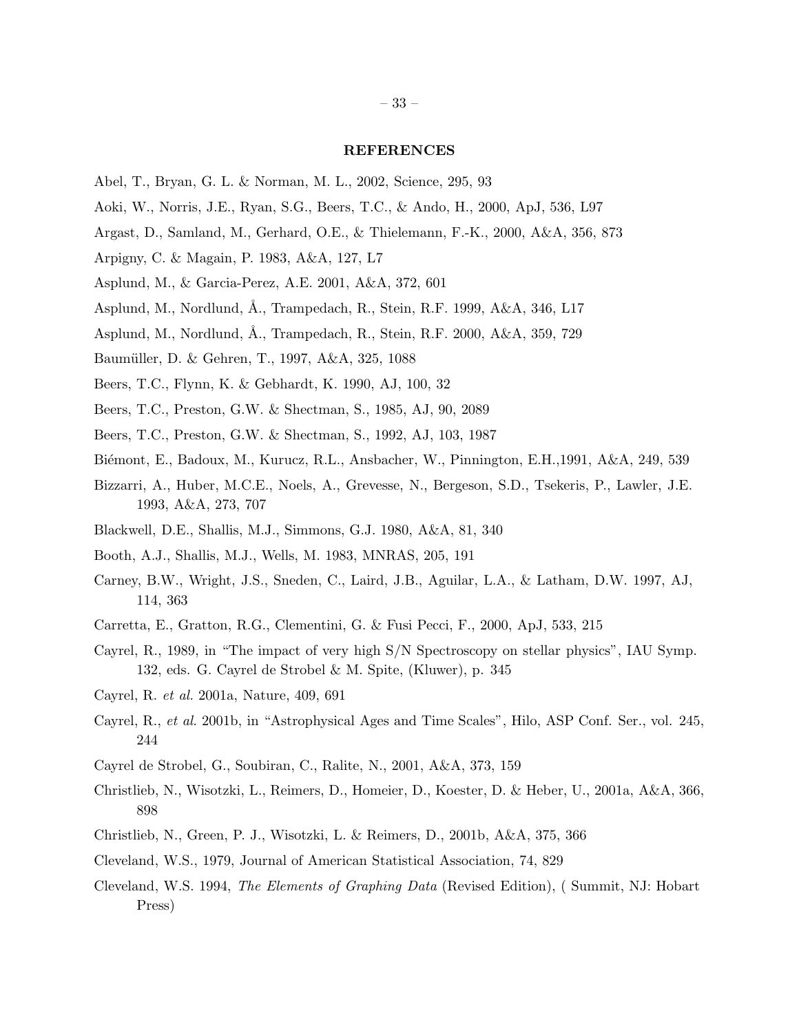## REFERENCES

Abel, T., Bryan, G. L. & Norman, M. L., 2002, Science, 295, 93

Aoki, W., Norris, J.E., Ryan, S.G., Beers, T.C., & Ando, H., 2000, ApJ, 536, L97

Argast, D., Samland, M., Gerhard, O.E., & Thielemann, F.-K., 2000, A&A, 356, 873

Arpigny, C. & Magain, P. 1983, A&A, 127, L7

Asplund, M., & Garcia-Perez, A.E. 2001, A&A, 372, 601

Asplund, M., Nordlund, Å., Trampedach, R., Stein, R.F. 1999, A&A, 346, L17

Asplund, M., Nordlund, Å., Trampedach, R., Stein, R.F. 2000, A&A, 359, 729

Baumüller, D. & Gehren, T., 1997, A&A, 325, 1088

Beers, T.C., Flynn, K. & Gebhardt, K. 1990, AJ, 100, 32

Beers, T.C., Preston, G.W. & Shectman, S., 1985, AJ, 90, 2089

Beers, T.C., Preston, G.W. & Shectman, S., 1992, AJ, 103, 1987

Biémont, E., Badoux, M., Kurucz, R.L., Ansbacher, W., Pinnington, E.H.,1991, A&A, 249, 539

Bizzarri, A., Huber, M.C.E., Noels, A., Grevesse, N., Bergeson, S.D., Tsekeris, P., Lawler, J.E. 1993, A&A, 273, 707

Blackwell, D.E., Shallis, M.J., Simmons, G.J. 1980, A&A, 81, 340

Booth, A.J., Shallis, M.J., Wells, M. 1983, MNRAS, 205, 191

Carney, B.W., Wright, J.S., Sneden, C., Laird, J.B., Aguilar, L.A., & Latham, D.W. 1997, AJ, 114, 363

Carretta, E., Gratton, R.G., Clementini, G. & Fusi Pecci, F., 2000, ApJ, 533, 215

Cayrel, R., 1989, in "The impact of very high S/N Spectroscopy on stellar physics", IAU Symp. 132, eds. G. Cayrel de Strobel & M. Spite, (Kluwer), p. 345

Cayrel, R. *et al.* 2001a, Nature, 409, 691

Cayrel, R., *et al.* 2001b, in "Astrophysical Ages and Time Scales", Hilo, ASP Conf. Ser., vol. 245, 244

Cayrel de Strobel, G., Soubiran, C., Ralite, N., 2001, A&A, 373, 159

Christlieb, N., Wisotzki, L., Reimers, D., Homeier, D., Koester, D. & Heber, U., 2001a, A&A, 366, 898

Christlieb, N., Green, P. J., Wisotzki, L. & Reimers, D., 2001b, A&A, 375, 366

Cleveland, W.S., 1979, Journal of American Statistical Association, 74, 829

Cleveland, W.S. 1994, *The Elements of Graphing Data* (Revised Edition), ( Summit, NJ: Hobart Press)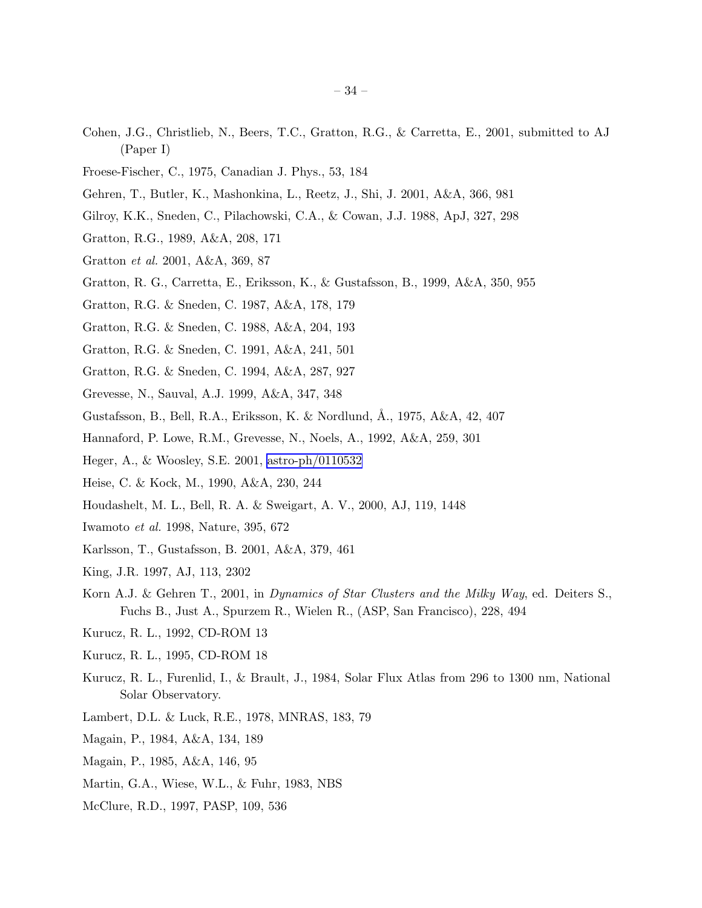Cohen, J.G., Christlieb, N., Beers, T.C., Gratton, R.G., & Carretta, E., 2001, submitted to AJ (Paper I)

Froese-Fischer, C., 1975, Canadian J. Phys., 53, 184

Gehren, T., Butler, K., Mashonkina, L., Reetz, J., Shi, J. 2001, A&A, 366, 981

Gilroy, K.K., Sneden, C., Pilachowski, C.A., & Cowan, J.J. 1988, ApJ, 327, 298

Gratton, R.G., 1989, A&A, 208, 171

Gratton *et al.* 2001, A&A, 369, 87

Gratton, R. G., Carretta, E., Eriksson, K., & Gustafsson, B., 1999, A&A, 350, 955

Gratton, R.G. & Sneden, C. 1987, A&A, 178, 179

Gratton, R.G. & Sneden, C. 1988, A&A, 204, 193

Gratton, R.G. & Sneden, C. 1991, A&A, 241, 501

Gratton, R.G. & Sneden, C. 1994, A&A, 287, 927

Grevesse, N., Sauval, A.J. 1999, A&A, 347, 348

Gustafsson, B., Bell, R.A., Eriksson, K. & Nordlund, Å., 1975, A&A, 42, 407

Hannaford, P. Lowe, R.M., Grevesse, N., Noels, A., 1992, A&A, 259, 301

Heger, A., & Woosley, S.E. 2001, astro-ph/0110532

Heise, C. & Kock, M., 1990, A&A, 230, 244

Houdashelt, M. L., Bell, R. A. & Sweigart, A. V., 2000, AJ, 119, 1448

Iwamoto *et al.* 1998, Nature, 395, 672

Karlsson, T., Gustafsson, B. 2001, A&A, 379, 461

King, J.R. 1997, AJ, 113, 2302

Korn A.J. & Gehren T., 2001, in *Dynamics of Star Clusters and the Milky Way*, ed. Deiters S., Fuchs B., Just A., Spurzem R., Wielen R., (ASP, San Francisco), 228, 494

Kurucz, R. L., 1992, CD-ROM 13

Kurucz, R. L., 1995, CD-ROM 18

Kurucz, R. L., Furenlid, I., & Brault, J., 1984, Solar Flux Atlas from 296 to 1300 nm, National Solar Observatory.

Lambert, D.L. & Luck, R.E., 1978, MNRAS, 183, 79

Magain, P., 1984, A&A, 134, 189

Magain, P., 1985, A&A, 146, 95

Martin, G.A., Wiese, W.L., & Fuhr, 1983, NBS

McClure, R.D., 1997, PASP, 109, 536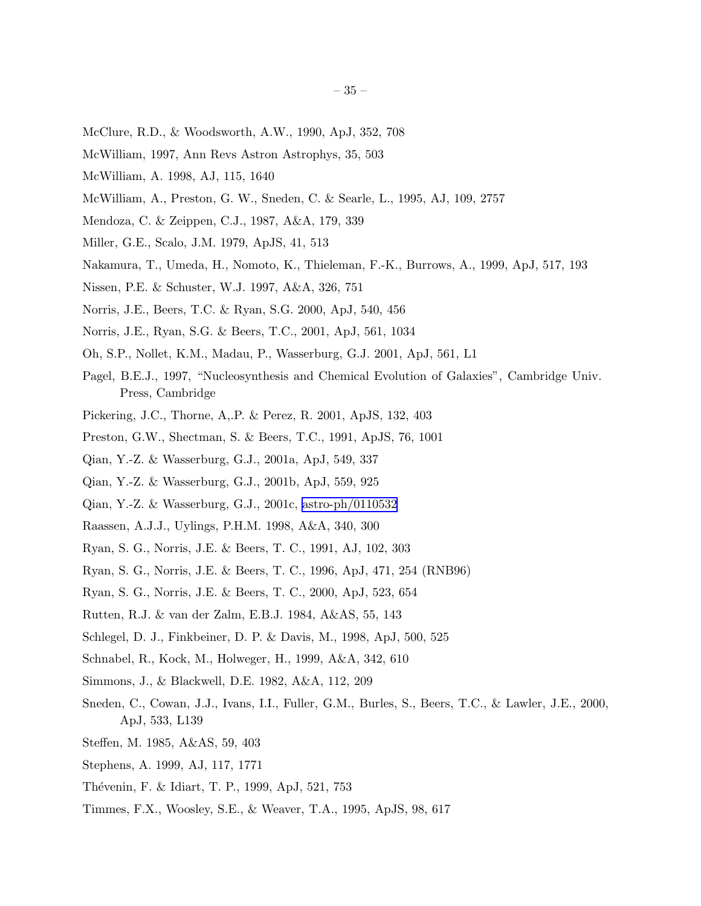McClure, R.D., & Woodsworth, A.W., 1990, ApJ, 352, 708

McWilliam, 1997, Ann Revs Astron Astrophys, 35, 503

McWilliam, A. 1998, AJ, 115, 1640

McWilliam, A., Preston, G. W., Sneden, C. & Searle, L., 1995, AJ, 109, 2757

Mendoza, C. & Zeippen, C.J., 1987, A&A, 179, 339

Miller, G.E., Scalo, J.M. 1979, ApJS, 41, 513

Nakamura, T., Umeda, H., Nomoto, K., Thieleman, F.-K., Burrows, A., 1999, ApJ, 517, 193

Nissen, P.E. & Schuster, W.J. 1997, A&A, 326, 751

Norris, J.E., Beers, T.C. & Ryan, S.G. 2000, ApJ, 540, 456

Norris, J.E., Ryan, S.G. & Beers, T.C., 2001, ApJ, 561, 1034

Oh, S.P., Nollet, K.M., Madau, P., Wasserburg, G.J. 2001, ApJ, 561, L1

Pagel, B.E.J., 1997, "Nucleosynthesis and Chemical Evolution of Galaxies", Cambridge Univ. Press, Cambridge

Pickering, J.C., Thorne, A,.P. & Perez, R. 2001, ApJS, 132, 403

Preston, G.W., Shectman, S. & Beers, T.C., 1991, ApJS, 76, 1001

Qian, Y.-Z. & Wasserburg, G.J., 2001a, ApJ, 549, 337

Qian, Y.-Z. & Wasserburg, G.J., 2001b, ApJ, 559, 925

Qian, Y.-Z. & Wasserburg, G.J., 2001c, astro-ph/0110532

Raassen, A.J.J., Uylings, P.H.M. 1998, A&A, 340, 300

Ryan, S. G., Norris, J.E. & Beers, T. C., 1991, AJ, 102, 303

Ryan, S. G., Norris, J.E. & Beers, T. C., 1996, ApJ, 471, 254 (RNB96)

Ryan, S. G., Norris, J.E. & Beers, T. C., 2000, ApJ, 523, 654

Rutten, R.J. & van der Zalm, E.B.J. 1984, A&AS, 55, 143

Schlegel, D. J., Finkbeiner, D. P. & Davis, M., 1998, ApJ, 500, 525

Schnabel, R., Kock, M., Holweger, H., 1999, A&A, 342, 610

Simmons, J., & Blackwell, D.E. 1982, A&A, 112, 209

Sneden, C., Cowan, J.J., Ivans, I.I., Fuller, G.M., Burles, S., Beers, T.C., & Lawler, J.E., 2000, ApJ, 533, L139

Steffen, M. 1985, A&AS, 59, 403

Stephens, A. 1999, AJ, 117, 1771

Thévenin, F. & Idiart, T. P., 1999, ApJ, 521, 753

Timmes, F.X., Woosley, S.E., & Weaver, T.A., 1995, ApJS, 98, 617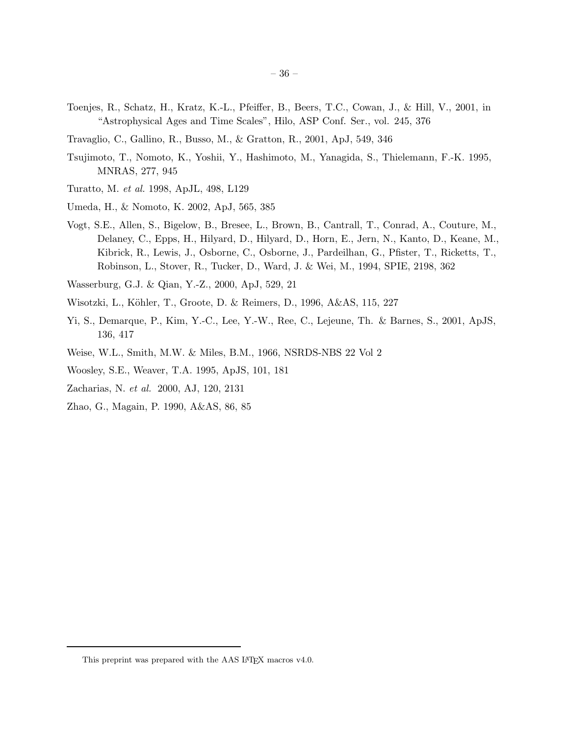Toenjes, R., Schatz, H., Kratz, K.-L., Pfeiffer, B., Beers, T.C., Cowan, J., & Hill, V., 2001, in "Astrophysical Ages and Time Scales", Hilo, ASP Conf. Ser., vol. 245, 376

Travaglio, C., Gallino, R., Busso, M., & Gratton, R., 2001, ApJ, 549, 346

Tsujimoto, T., Nomoto, K., Yoshii, Y., Hashimoto, M., Yanagida, S., Thielemann, F.-K. 1995, MNRAS, 277, 945

Turatto, M. *et al.* 1998, ApJL, 498, L129

Umeda, H., & Nomoto, K. 2002, ApJ, 565, 385

Vogt, S.E., Allen, S., Bigelow, B., Bresee, L., Brown, B., Cantrall, T., Conrad, A., Couture, M., Delaney, C., Epps, H., Hilyard, D., Hilyard, D., Horn, E., Jern, N., Kanto, D., Keane, M., Kibrick, R., Lewis, J., Osborne, C., Osborne, J., Pardeilhan, G., Pfister, T., Ricketts, T., Robinson, L., Stover, R., Tucker, D., Ward, J. & Wei, M., 1994, SPIE, 2198, 362

Wasserburg, G.J. & Qian, Y.-Z., 2000, ApJ, 529, 21

Wisotzki, L., Köhler, T., Groote, D. & Reimers, D., 1996, A&AS, 115, 227

Yi, S., Demarque, P., Kim, Y.-C., Lee, Y.-W., Ree, C., Lejeune, Th. & Barnes, S., 2001, ApJS, 136, 417

Weise, W.L., Smith, M.W. & Miles, B.M., 1966, NSRDS-NBS 22 Vol 2

Woosley, S.E., Weaver, T.A. 1995, ApJS, 101, 181

Zacharias, N. *et al.* 2000, AJ, 120, 2131

Zhao, G., Magain, P. 1990, A&AS, 86, 85

This preprint was prepared with the AAS LaTeX macros v4.0.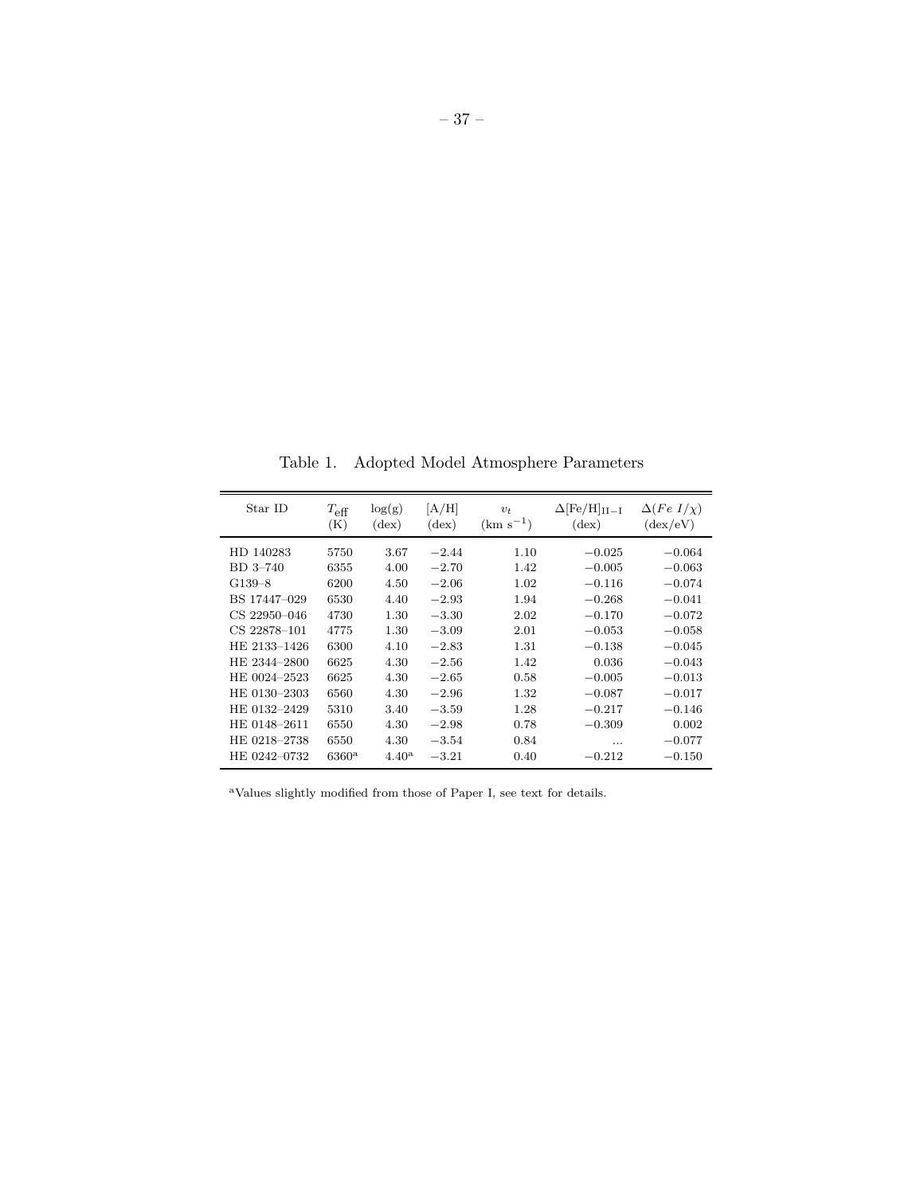Table 1. Adopted Model Atmosphere Parameters

| Star ID | $T_{\mathrm{eff}}$ (K) | log(g) (dex) | [A/H] (dex) | $v_t$ (km s$^{-1}$) | $\Delta$[Fe/H]$_{\mathrm{II-I}}$ (dex) | $\Delta(Fe\ I/\chi)$ (dex/eV) |
|---|---|---|---|---|---|---|
| HD 140283 | 5750 | 3.67 | −2.44 | 1.10 | −0.025 | −0.064 |
| BD 3–740 | 6355 | 4.00 | −2.70 | 1.42 | −0.005 | −0.063 |
| G139–8 | 6200 | 4.50 | −2.06 | 1.02 | −0.116 | −0.074 |
| BS 17447–029 | 6530 | 4.40 | −2.93 | 1.94 | −0.268 | −0.041 |
| CS 22950–046 | 4730 | 1.30 | −3.30 | 2.02 | −0.170 | −0.072 |
| CS 22878–101 | 4775 | 1.30 | −3.09 | 2.01 | −0.053 | −0.058 |
| HE 2133–1426 | 6300 | 4.10 | −2.83 | 1.31 | −0.138 | −0.045 |
| HE 2344–2800 | 6625 | 4.30 | −2.56 | 1.42 | 0.036 | −0.043 |
| HE 0024–2523 | 6625 | 4.30 | −2.65 | 0.58 | −0.005 | −0.013 |
| HE 0130–2303 | 6560 | 4.30 | −2.96 | 1.32 | −0.087 | −0.017 |
| HE 0132–2429 | 5310 | 3.40 | −3.59 | 1.28 | −0.217 | −0.146 |
| HE 0148–2611 | 6550 | 4.30 | −2.98 | 0.78 | −0.309 | 0.002 |
| HE 0218–2738 | 6550 | 4.30 | −3.54 | 0.84 | ... | −0.077 |
| HE 0242–0732 | 6360[a] | 4.40[a] | −3.21 | 0.40 | −0.212 | −0.150 |

[a]Values slightly modified from those of Paper I, see text for details.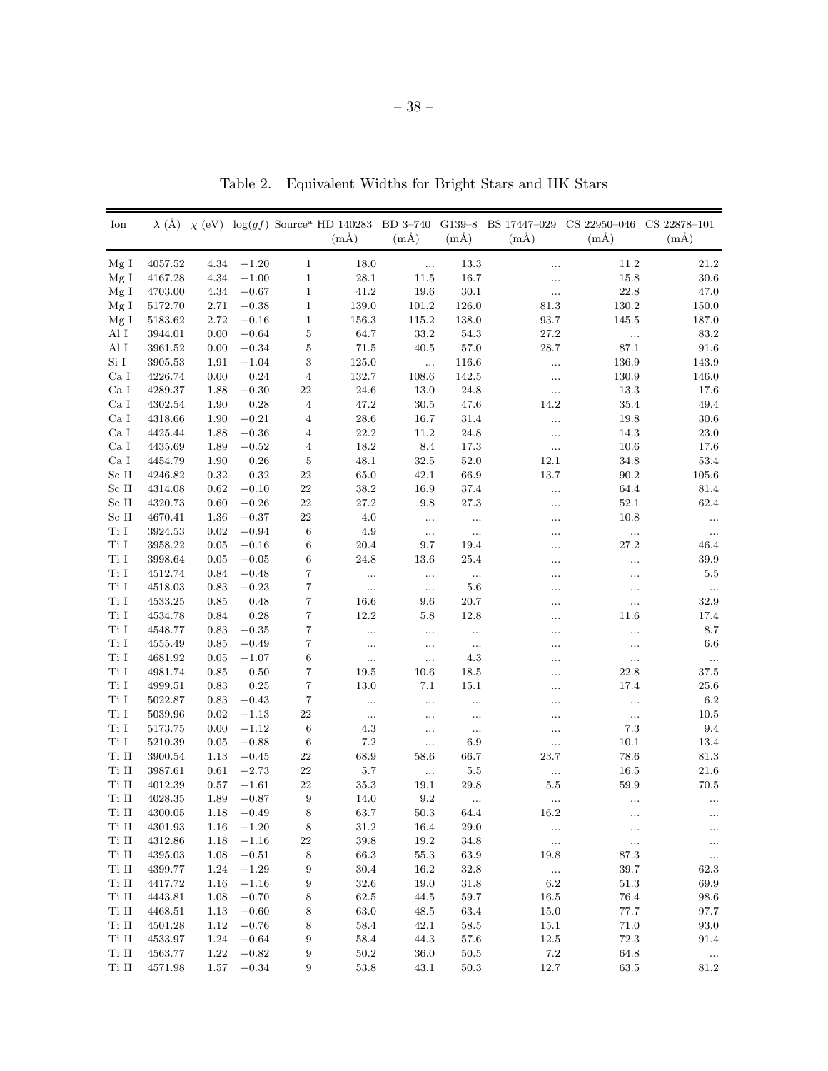Table 2. Equivalent Widths for Bright Stars and HK Stars

| Ion | λ (Å) | χ (eV) | log(gf) | Source[a] | HD 140283 (mÅ) | BD 3–740 (mÅ) | G139–8 (mÅ) | BS 17447–029 (mÅ) | CS 22950–046 (mÅ) | CS 22878–101 (mÅ) |
|---|---|---|---|---|---|---|---|---|---|---|
| Mg I | 4057.52 | 4.34 | −1.20 | 1 | 18.0 | ... | 13.3 | ... | 11.2 | 21.2 |
| Mg I | 4167.28 | 4.34 | −1.00 | 1 | 28.1 | 11.5 | 16.7 | ... | 15.8 | 30.6 |
| Mg I | 4703.00 | 4.34 | −0.67 | 1 | 41.2 | 19.6 | 30.1 | ... | 22.8 | 47.0 |
| Mg I | 5172.70 | 2.71 | −0.38 | 1 | 139.0 | 101.2 | 126.0 | 81.3 | 130.2 | 150.0 |
| Mg I | 5183.62 | 2.72 | −0.16 | 1 | 156.3 | 115.2 | 138.0 | 93.7 | 145.5 | 187.0 |
| Al I | 3944.01 | 0.00 | −0.64 | 5 | 64.7 | 33.2 | 54.3 | 27.2 | ... | 83.2 |
| Al I | 3961.52 | 0.00 | −0.34 | 5 | 71.5 | 40.5 | 57.0 | 28.7 | 87.1 | 91.6 |
| Si I | 3905.53 | 1.91 | −1.04 | 3 | 125.0 | ... | 116.6 | ... | 136.9 | 143.9 |
| Ca I | 4226.74 | 0.00 | 0.24 | 4 | 132.7 | 108.6 | 142.5 | ... | 130.9 | 146.0 |
| Ca I | 4289.37 | 1.88 | −0.30 | 22 | 24.6 | 13.0 | 24.8 | ... | 13.3 | 17.6 |
| Ca I | 4302.54 | 1.90 | 0.28 | 4 | 47.2 | 30.5 | 47.6 | 14.2 | 35.4 | 49.4 |
| Ca I | 4318.66 | 1.90 | −0.21 | 4 | 28.6 | 16.7 | 31.4 | ... | 19.8 | 30.6 |
| Ca I | 4425.44 | 1.88 | −0.36 | 4 | 22.2 | 11.2 | 24.8 | ... | 14.3 | 23.0 |
| Ca I | 4435.69 | 1.89 | −0.52 | 4 | 18.2 | 8.4 | 17.3 | ... | 10.6 | 17.6 |
| Ca I | 4454.79 | 1.90 | 0.26 | 5 | 48.1 | 32.5 | 52.0 | 12.1 | 34.8 | 53.4 |
| Sc II | 4246.82 | 0.32 | 0.32 | 22 | 65.0 | 42.1 | 66.9 | 13.7 | 90.2 | 105.6 |
| Sc II | 4314.08 | 0.62 | −0.10 | 22 | 38.2 | 16.9 | 37.4 | ... | 64.4 | 81.4 |
| Sc II | 4320.73 | 0.60 | −0.26 | 22 | 27.2 | 9.8 | 27.3 | ... | 52.1 | 62.4 |
| Sc II | 4670.41 | 1.36 | −0.37 | 22 | 4.0 | ... | ... | ... | 10.8 | ... |
| Ti I | 3924.53 | 0.02 | −0.94 | 6 | 4.9 | ... | ... | ... | ... | ... |
| Ti I | 3958.22 | 0.05 | −0.16 | 6 | 20.4 | 9.7 | 19.4 | ... | 27.2 | 46.4 |
| Ti I | 3998.64 | 0.05 | −0.05 | 6 | 24.8 | 13.6 | 25.4 | ... | ... | 39.9 |
| Ti I | 4512.74 | 0.84 | −0.48 | 7 | ... | ... | ... | ... | ... | 5.5 |
| Ti I | 4518.03 | 0.83 | −0.23 | 7 | ... | ... | 5.6 | ... | ... | ... |
| Ti I | 4533.25 | 0.85 | 0.48 | 7 | 16.6 | 9.6 | 20.7 | ... | ... | 32.9 |
| Ti I | 4534.78 | 0.84 | 0.28 | 7 | 12.2 | 5.8 | 12.8 | ... | 11.6 | 17.4 |
| Ti I | 4548.77 | 0.83 | −0.35 | 7 | ... | ... | ... | ... | ... | 8.7 |
| Ti I | 4555.49 | 0.85 | −0.49 | 7 | ... | ... | ... | ... | ... | 6.6 |
| Ti I | 4681.92 | 0.05 | −1.07 | 6 | ... | ... | 4.3 | ... | ... | ... |
| Ti I | 4981.74 | 0.85 | 0.50 | 7 | 19.5 | 10.6 | 18.5 | ... | 22.8 | 37.5 |
| Ti I | 4999.51 | 0.83 | 0.25 | 7 | 13.0 | 7.1 | 15.1 | ... | 17.4 | 25.6 |
| Ti I | 5022.87 | 0.83 | −0.43 | 7 | ... | ... | ... | ... | ... | 6.2 |
| Ti I | 5039.96 | 0.02 | −1.13 | 22 | ... | ... | ... | ... | ... | 10.5 |
| Ti I | 5173.75 | 0.00 | −1.12 | 6 | 4.3 | ... | ... | ... | 7.3 | 9.4 |
| Ti I | 5210.39 | 0.05 | −0.88 | 6 | 7.2 | ... | 6.9 | ... | 10.1 | 13.4 |
| Ti II | 3900.54 | 1.13 | −0.45 | 22 | 68.9 | 58.6 | 66.7 | 23.7 | 78.6 | 81.3 |
| Ti II | 3987.61 | 0.61 | −2.73 | 22 | 5.7 | ... | 5.5 | ... | 16.5 | 21.6 |
| Ti II | 4012.39 | 0.57 | −1.61 | 22 | 35.3 | 19.1 | 29.8 | 5.5 | 59.9 | 70.5 |
| Ti II | 4028.35 | 1.89 | −0.87 | 9 | 14.0 | 9.2 | ... | ... | ... | ... |
| Ti II | 4300.05 | 1.18 | −0.49 | 8 | 63.7 | 50.3 | 64.4 | 16.2 | ... | ... |
| Ti II | 4301.93 | 1.16 | −1.20 | 8 | 31.2 | 16.4 | 29.0 | ... | ... | ... |
| Ti II | 4312.86 | 1.18 | −1.16 | 22 | 39.8 | 19.2 | 34.8 | ... | ... | ... |
| Ti II | 4395.03 | 1.08 | −0.51 | 8 | 66.3 | 55.3 | 63.9 | 19.8 | 87.3 | ... |
| Ti II | 4399.77 | 1.24 | −1.29 | 9 | 30.4 | 16.2 | 32.8 | ... | 39.7 | 62.3 |
| Ti II | 4417.72 | 1.16 | −1.16 | 9 | 32.6 | 19.0 | 31.8 | 6.2 | 51.3 | 69.9 |
| Ti II | 4443.81 | 1.08 | −0.70 | 8 | 62.5 | 44.5 | 59.7 | 16.5 | 76.4 | 98.6 |
| Ti II | 4468.51 | 1.13 | −0.60 | 8 | 63.0 | 48.5 | 63.4 | 15.0 | 77.7 | 97.7 |
| Ti II | 4501.28 | 1.12 | −0.76 | 8 | 58.4 | 42.1 | 58.5 | 15.1 | 71.0 | 93.0 |
| Ti II | 4533.97 | 1.24 | −0.64 | 9 | 58.4 | 44.3 | 57.6 | 12.5 | 72.3 | 91.4 |
| Ti II | 4563.77 | 1.22 | −0.82 | 9 | 50.2 | 36.0 | 50.5 | 7.2 | 64.8 | ... |
| Ti II | 4571.98 | 1.57 | −0.34 | 9 | 53.8 | 43.1 | 50.3 | 12.7 | 63.5 | 81.2 |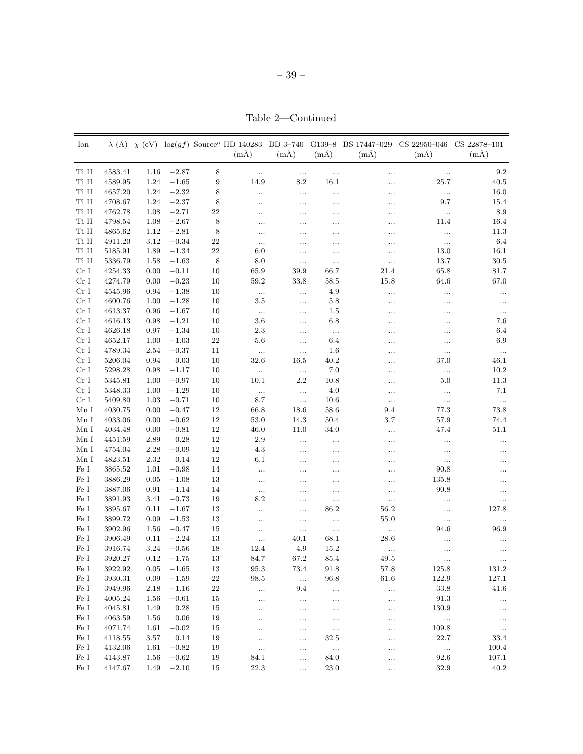Table 2—Continued

| Ion | λ (Å) | χ (eV) | log(gf) | Source[a] | HD 140283 (mÅ) | BD 3–740 (mÅ) | G139–8 (mÅ) | BS 17447–029 (mÅ) | CS 22950–046 (mÅ) | CS 22878–101 (mÅ) |
|---|---|---|---|---|---|---|---|---|---|---|
| Ti II | 4583.41 | 1.16 | −2.87 | 8 | ... | ... | ... | ... | ... | 9.2 |
| Ti II | 4589.95 | 1.24 | −1.65 | 9 | 14.9 | 8.2 | 16.1 | ... | 25.7 | 40.5 |
| Ti II | 4657.20 | 1.24 | −2.32 | 8 | ... | ... | ... | ... | ... | 16.0 |
| Ti II | 4708.67 | 1.24 | −2.37 | 8 | ... | ... | ... | ... | 9.7 | 15.4 |
| Ti II | 4762.78 | 1.08 | −2.71 | 22 | ... | ... | ... | ... | ... | 8.9 |
| Ti II | 4798.54 | 1.08 | −2.67 | 8 | ... | ... | ... | ... | 11.4 | 16.4 |
| Ti II | 4865.62 | 1.12 | −2.81 | 8 | ... | ... | ... | ... | ... | 11.3 |
| Ti II | 4911.20 | 3.12 | −0.34 | 22 | ... | ... | ... | ... | ... | 6.4 |
| Ti II | 5185.91 | 1.89 | −1.34 | 22 | 6.0 | ... | ... | ... | 13.0 | 16.1 |
| Ti II | 5336.79 | 1.58 | −1.63 | 8 | 8.0 | ... | ... | ... | 13.7 | 30.5 |
| Cr I | 4254.33 | 0.00 | −0.11 | 10 | 65.9 | 39.9 | 66.7 | 21.4 | 65.8 | 81.7 |
| Cr I | 4274.79 | 0.00 | −0.23 | 10 | 59.2 | 33.8 | 58.5 | 15.8 | 64.6 | 67.0 |
| Cr I | 4545.96 | 0.94 | −1.38 | 10 | ... | ... | 4.9 | ... | ... | ... |
| Cr I | 4600.76 | 1.00 | −1.28 | 10 | 3.5 | ... | 5.8 | ... | ... | ... |
| Cr I | 4613.37 | 0.96 | −1.67 | 10 | ... | ... | 1.5 | ... | ... | ... |
| Cr I | 4616.13 | 0.98 | −1.21 | 10 | 3.6 | ... | 6.8 | ... | ... | 7.6 |
| Cr I | 4626.18 | 0.97 | −1.34 | 10 | 2.3 | ... | ... | ... | ... | 6.4 |
| Cr I | 4652.17 | 1.00 | −1.03 | 22 | 5.6 | ... | 6.4 | ... | ... | 6.9 |
| Cr I | 4789.34 | 2.54 | −0.37 | 11 | ... | ... | 1.6 | ... | ... | ... |
| Cr I | 5206.04 | 0.94 | 0.03 | 10 | 32.6 | 16.5 | 40.2 | ... | 37.0 | 46.1 |
| Cr I | 5298.28 | 0.98 | −1.17 | 10 | ... | ... | 7.0 | ... | ... | 10.2 |
| Cr I | 5345.81 | 1.00 | −0.97 | 10 | 10.1 | 2.2 | 10.8 | ... | 5.0 | 11.3 |
| Cr I | 5348.33 | 1.00 | −1.29 | 10 | ... | ... | 4.0 | ... | ... | 7.1 |
| Cr I | 5409.80 | 1.03 | −0.71 | 10 | 8.7 | ... | 10.6 | ... | ... | ... |
| Mn I | 4030.75 | 0.00 | −0.47 | 12 | 66.8 | 18.6 | 58.6 | 9.4 | 77.3 | 73.8 |
| Mn I | 4033.06 | 0.00 | −0.62 | 12 | 53.0 | 14.3 | 50.4 | 3.7 | 57.9 | 74.4 |
| Mn I | 4034.48 | 0.00 | −0.81 | 12 | 46.0 | 11.0 | 34.0 | ... | 47.4 | 51.1 |
| Mn I | 4451.59 | 2.89 | 0.28 | 12 | 2.9 | ... | ... | ... | ... | ... |
| Mn I | 4754.04 | 2.28 | −0.09 | 12 | 4.3 | ... | ... | ... | ... | ... |
| Mn I | 4823.51 | 2.32 | 0.14 | 12 | 6.1 | ... | ... | ... | ... | ... |
| Fe I | 3865.52 | 1.01 | −0.98 | 14 | ... | ... | ... | ... | 90.8 | ... |
| Fe I | 3886.29 | 0.05 | −1.08 | 13 | ... | ... | ... | ... | 135.8 | ... |
| Fe I | 3887.06 | 0.91 | −1.14 | 14 | ... | ... | ... | ... | 90.8 | ... |
| Fe I | 3891.93 | 3.41 | −0.73 | 19 | 8.2 | ... | ... | ... | ... | ... |
| Fe I | 3895.67 | 0.11 | −1.67 | 13 | ... | ... | 86.2 | 56.2 | ... | 127.8 |
| Fe I | 3899.72 | 0.09 | −1.53 | 13 | ... | ... | ... | 55.0 | ... | ... |
| Fe I | 3902.96 | 1.56 | −0.47 | 15 | ... | ... | ... | ... | 94.6 | 96.9 |
| Fe I | 3906.49 | 0.11 | −2.24 | 13 | ... | 40.1 | 68.1 | 28.6 | ... | ... |
| Fe I | 3916.74 | 3.24 | −0.56 | 18 | 12.4 | 4.9 | 15.2 | ... | ... | ... |
| Fe I | 3920.27 | 0.12 | −1.75 | 13 | 84.7 | 67.2 | 85.4 | 49.5 | ... | ... |
| Fe I | 3922.92 | 0.05 | −1.65 | 13 | 95.3 | 73.4 | 91.8 | 57.8 | 125.8 | 131.2 |
| Fe I | 3930.31 | 0.09 | −1.59 | 22 | 98.5 | ... | 96.8 | 61.6 | 122.9 | 127.1 |
| Fe I | 3949.96 | 2.18 | −1.16 | 22 | ... | 9.4 | ... | ... | 33.8 | 41.6 |
| Fe I | 4005.24 | 1.56 | −0.61 | 15 | ... | ... | ... | ... | 91.3 | ... |
| Fe I | 4045.81 | 1.49 | 0.28 | 15 | ... | ... | ... | ... | 130.9 | ... |
| Fe I | 4063.59 | 1.56 | 0.06 | 19 | ... | ... | ... | ... | ... | ... |
| Fe I | 4071.74 | 1.61 | −0.02 | 15 | ... | ... | ... | ... | 109.8 | ... |
| Fe I | 4118.55 | 3.57 | 0.14 | 19 | ... | ... | 32.5 | ... | 22.7 | 33.4 |
| Fe I | 4132.06 | 1.61 | −0.82 | 19 | ... | ... | ... | ... | ... | 100.4 |
| Fe I | 4143.87 | 1.56 | −0.62 | 19 | 84.1 | ... | 84.0 | ... | 92.6 | 107.1 |
| Fe I | 4147.67 | 1.49 | −2.10 | 15 | 22.3 | ... | 23.0 | ... | 32.9 | 40.2 |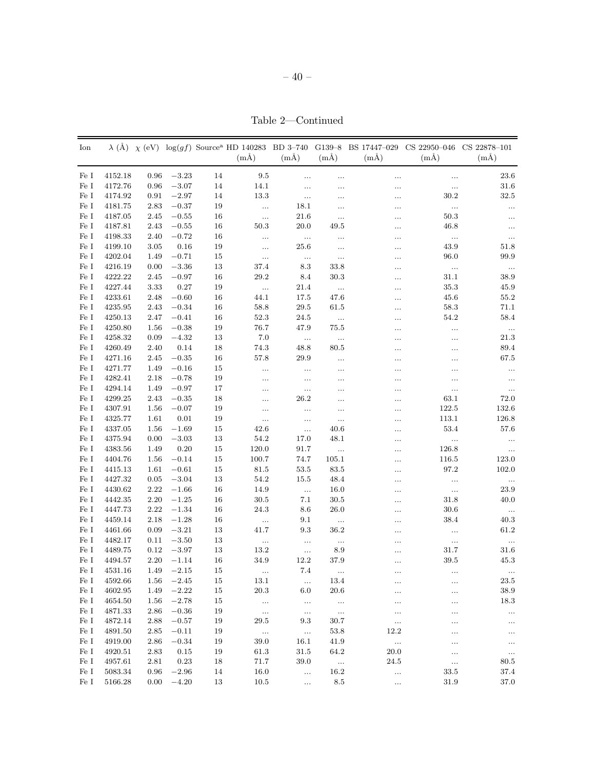Table 2—Continued

| Ion | $\lambda$ (Å) | $\chi$ (eV) | $\log(gf)$ | Source[a] | HD 140283 (mÅ) | BD 3–740 (mÅ) | G139–8 (mÅ) | BS 17447–029 (mÅ) | CS 22950–046 (mÅ) | CS 22878–101 (mÅ) |
|---|---|---|---|---|---|---|---|---|---|---|
| Fe I | 4152.18 | 0.96 | −3.23 | 14 | 9.5 | ... | ... | ... | ... | 23.6 |
| Fe I | 4172.76 | 0.96 | −3.07 | 14 | 14.1 | ... | ... | ... | ... | 31.6 |
| Fe I | 4174.92 | 0.91 | −2.97 | 14 | 13.3 | ... | ... | ... | 30.2 | 32.5 |
| Fe I | 4181.75 | 2.83 | −0.37 | 19 | ... | 18.1 | ... | ... | ... | ... |
| Fe I | 4187.05 | 2.45 | −0.55 | 16 | ... | 21.6 | ... | ... | 50.3 | ... |
| Fe I | 4187.81 | 2.43 | −0.55 | 16 | 50.3 | 20.0 | 49.5 | ... | 46.8 | ... |
| Fe I | 4198.33 | 2.40 | −0.72 | 16 | ... | ... | ... | ... | ... | ... |
| Fe I | 4199.10 | 3.05 | 0.16 | 19 | ... | 25.6 | ... | ... | 43.9 | 51.8 |
| Fe I | 4202.04 | 1.49 | −0.71 | 15 | ... | ... | ... | ... | 96.0 | 99.9 |
| Fe I | 4216.19 | 0.00 | −3.36 | 13 | 37.4 | 8.3 | 33.8 | ... | ... | ... |
| Fe I | 4222.22 | 2.45 | −0.97 | 16 | 29.2 | 8.4 | 30.3 | ... | 31.1 | 38.9 |
| Fe I | 4227.44 | 3.33 | 0.27 | 19 | ... | 21.4 | ... | ... | 35.3 | 45.9 |
| Fe I | 4233.61 | 2.48 | −0.60 | 16 | 44.1 | 17.5 | 47.6 | ... | 45.6 | 55.2 |
| Fe I | 4235.95 | 2.43 | −0.34 | 16 | 58.8 | 29.5 | 61.5 | ... | 58.3 | 71.1 |
| Fe I | 4250.13 | 2.47 | −0.41 | 16 | 52.3 | 24.5 | ... | ... | 54.2 | 58.4 |
| Fe I | 4250.80 | 1.56 | −0.38 | 19 | 76.7 | 47.9 | 75.5 | ... | ... | ... |
| Fe I | 4258.32 | 0.09 | −4.32 | 13 | 7.0 | ... | ... | ... | ... | 21.3 |
| Fe I | 4260.49 | 2.40 | 0.14 | 18 | 74.3 | 48.8 | 80.5 | ... | ... | 89.4 |
| Fe I | 4271.16 | 2.45 | −0.35 | 16 | 57.8 | 29.9 | ... | ... | ... | 67.5 |
| Fe I | 4271.77 | 1.49 | −0.16 | 15 | ... | ... | ... | ... | ... | ... |
| Fe I | 4282.41 | 2.18 | −0.78 | 19 | ... | ... | ... | ... | ... | ... |
| Fe I | 4294.14 | 1.49 | −0.97 | 17 | ... | ... | ... | ... | ... | ... |
| Fe I | 4299.25 | 2.43 | −0.35 | 18 | ... | 26.2 | ... | ... | 63.1 | 72.0 |
| Fe I | 4307.91 | 1.56 | −0.07 | 19 | ... | ... | ... | ... | 122.5 | 132.6 |
| Fe I | 4325.77 | 1.61 | 0.01 | 19 | ... | ... | ... | ... | 113.1 | 126.8 |
| Fe I | 4337.05 | 1.56 | −1.69 | 15 | 42.6 | ... | 40.6 | ... | 53.4 | 57.6 |
| Fe I | 4375.94 | 0.00 | −3.03 | 13 | 54.2 | 17.0 | 48.1 | ... | ... | ... |
| Fe I | 4383.56 | 1.49 | 0.20 | 15 | 120.0 | 91.7 | ... | ... | 126.8 | ... |
| Fe I | 4404.76 | 1.56 | −0.14 | 15 | 100.7 | 74.7 | 105.1 | ... | 116.5 | 123.0 |
| Fe I | 4415.13 | 1.61 | −0.61 | 15 | 81.5 | 53.5 | 83.5 | ... | 97.2 | 102.0 |
| Fe I | 4427.32 | 0.05 | −3.04 | 13 | 54.2 | 15.5 | 48.4 | ... | ... | ... |
| Fe I | 4430.62 | 2.22 | −1.66 | 16 | 14.9 | ... | 16.0 | ... | ... | 23.9 |
| Fe I | 4442.35 | 2.20 | −1.25 | 16 | 30.5 | 7.1 | 30.5 | ... | 31.8 | 40.0 |
| Fe I | 4447.73 | 2.22 | −1.34 | 16 | 24.3 | 8.6 | 26.0 | ... | 30.6 | ... |
| Fe I | 4459.14 | 2.18 | −1.28 | 16 | ... | 9.1 | ... | ... | 38.4 | 40.3 |
| Fe I | 4461.66 | 0.09 | −3.21 | 13 | 41.7 | 9.3 | 36.2 | ... | ... | 61.2 |
| Fe I | 4482.17 | 0.11 | −3.50 | 13 | ... | ... | ... | ... | ... | ... |
| Fe I | 4489.75 | 0.12 | −3.97 | 13 | 13.2 | ... | 8.9 | ... | 31.7 | 31.6 |
| Fe I | 4494.57 | 2.20 | −1.14 | 16 | 34.9 | 12.2 | 37.9 | ... | 39.5 | 45.3 |
| Fe I | 4531.16 | 1.49 | −2.15 | 15 | ... | 7.4 | ... | ... | ... | ... |
| Fe I | 4592.66 | 1.56 | −2.45 | 15 | 13.1 | ... | 13.4 | ... | ... | 23.5 |
| Fe I | 4602.95 | 1.49 | −2.22 | 15 | 20.3 | 6.0 | 20.6 | ... | ... | 38.9 |
| Fe I | 4654.50 | 1.56 | −2.78 | 15 | ... | ... | ... | ... | ... | 18.3 |
| Fe I | 4871.33 | 2.86 | −0.36 | 19 | ... | ... | ... | ... | ... | ... |
| Fe I | 4872.14 | 2.88 | −0.57 | 19 | 29.5 | 9.3 | 30.7 | ... | ... | ... |
| Fe I | 4891.50 | 2.85 | −0.11 | 19 | ... | ... | 53.8 | 12.2 | ... | ... |
| Fe I | 4919.00 | 2.86 | −0.34 | 19 | 39.0 | 16.1 | 41.9 | ... | ... | ... |
| Fe I | 4920.51 | 2.83 | 0.15 | 19 | 61.3 | 31.5 | 64.2 | 20.0 | ... | ... |
| Fe I | 4957.61 | 2.81 | 0.23 | 18 | 71.7 | 39.0 | ... | 24.5 | ... | 80.5 |
| Fe I | 5083.34 | 0.96 | −2.96 | 14 | 16.0 | ... | 16.2 | ... | 33.5 | 37.4 |
| Fe I | 5166.28 | 0.00 | −4.20 | 13 | 10.5 | ... | 8.5 | ... | 31.9 | 37.0 |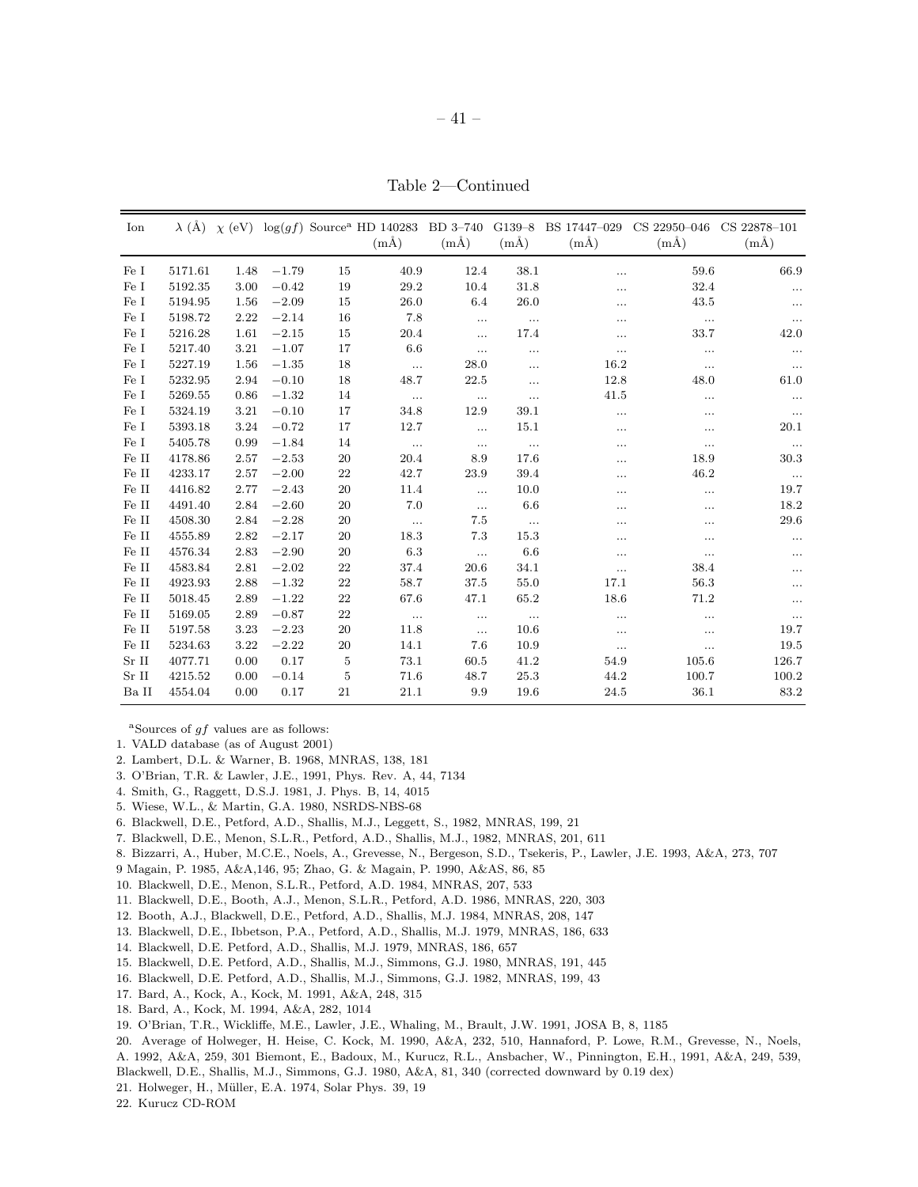Table 2—Continued

| Ion | λ (Å) | χ (eV) | log(gf) | Source[a] | HD 140283 (mÅ) | BD 3–740 (mÅ) | G139–8 (mÅ) | BS 17447–029 (mÅ) | CS 22950–046 (mÅ) | CS 22878–101 (mÅ) |
|---|---|---|---|---|---|---|---|---|---|---|
| Fe I | 5171.61 | 1.48 | −1.79 | 15 | 40.9 | 12.4 | 38.1 | ... | 59.6 | 66.9 |
| Fe I | 5192.35 | 3.00 | −0.42 | 19 | 29.2 | 10.4 | 31.8 | ... | 32.4 | ... |
| Fe I | 5194.95 | 1.56 | −2.09 | 15 | 26.0 | 6.4 | 26.0 | ... | 43.5 | ... |
| Fe I | 5198.72 | 2.22 | −2.14 | 16 | 7.8 | ... | ... | ... | ... | ... |
| Fe I | 5216.28 | 1.61 | −2.15 | 15 | 20.4 | ... | 17.4 | ... | 33.7 | 42.0 |
| Fe I | 5217.40 | 3.21 | −1.07 | 17 | 6.6 | ... | ... | ... | ... | ... |
| Fe I | 5227.19 | 1.56 | −1.35 | 18 | ... | 28.0 | ... | 16.2 | ... | ... |
| Fe I | 5232.95 | 2.94 | −0.10 | 18 | 48.7 | 22.5 | ... | 12.8 | 48.0 | 61.0 |
| Fe I | 5269.55 | 0.86 | −1.32 | 14 | ... | ... | ... | 41.5 | ... | ... |
| Fe I | 5324.19 | 3.21 | −0.10 | 17 | 34.8 | 12.9 | 39.1 | ... | ... | ... |
| Fe I | 5393.18 | 3.24 | −0.72 | 17 | 12.7 | ... | 15.1 | ... | ... | 20.1 |
| Fe I | 5405.78 | 0.99 | −1.84 | 14 | ... | ... | ... | ... | ... | ... |
| Fe II | 4178.86 | 2.57 | −2.53 | 20 | 20.4 | 8.9 | 17.6 | ... | 18.9 | 30.3 |
| Fe II | 4233.17 | 2.57 | −2.00 | 22 | 42.7 | 23.9 | 39.4 | ... | 46.2 | ... |
| Fe II | 4416.82 | 2.77 | −2.43 | 20 | 11.4 | ... | 10.0 | ... | ... | 19.7 |
| Fe II | 4491.40 | 2.84 | −2.60 | 20 | 7.0 | ... | 6.6 | ... | ... | 18.2 |
| Fe II | 4508.30 | 2.84 | −2.28 | 20 | ... | 7.5 | ... | ... | ... | 29.6 |
| Fe II | 4555.89 | 2.82 | −2.17 | 20 | 18.3 | 7.3 | 15.3 | ... | ... | ... |
| Fe II | 4576.34 | 2.83 | −2.90 | 20 | 6.3 | ... | 6.6 | ... | ... | ... |
| Fe II | 4583.84 | 2.81 | −2.02 | 22 | 37.4 | 20.6 | 34.1 | ... | 38.4 | ... |
| Fe II | 4923.93 | 2.88 | −1.32 | 22 | 58.7 | 37.5 | 55.0 | 17.1 | 56.3 | ... |
| Fe II | 5018.45 | 2.89 | −1.22 | 22 | 67.6 | 47.1 | 65.2 | 18.6 | 71.2 | ... |
| Fe II | 5169.05 | 2.89 | −0.87 | 22 | ... | ... | ... | ... | ... | ... |
| Fe II | 5197.58 | 3.23 | −2.23 | 20 | 11.8 | ... | 10.6 | ... | ... | 19.7 |
| Fe II | 5234.63 | 3.22 | −2.22 | 20 | 14.1 | 7.6 | 10.9 | ... | ... | 19.5 |
| Sr II | 4077.71 | 0.00 | 0.17 | 5 | 73.1 | 60.5 | 41.2 | 54.9 | 105.6 | 126.7 |
| Sr II | 4215.52 | 0.00 | −0.14 | 5 | 71.6 | 48.7 | 25.3 | 44.2 | 100.7 | 100.2 |
| Ba II | 4554.04 | 0.00 | 0.17 | 21 | 21.1 | 9.9 | 19.6 | 24.5 | 36.1 | 83.2 |

[a]Sources of $gf$ values are as follows:

1. VALD database (as of August 2001)
2. Lambert, D.L. & Warner, B. 1968, MNRAS, 138, 181
3. O'Brian, T.R. & Lawler, J.E., 1991, Phys. Rev. A, 44, 7134
4. Smith, G., Raggett, D.S.J. 1981, J. Phys. B, 14, 4015
5. Wiese, W.L., & Martin, G.A. 1980, NSRDS-NBS-68
6. Blackwell, D.E., Petford, A.D., Shallis, M.J., Leggett, S., 1982, MNRAS, 199, 21
7. Blackwell, D.E., Menon, S.L.R., Petford, A.D., Shallis, M.J., 1982, MNRAS, 201, 611
8. Bizzarri, A., Huber, M.C.E., Noels, A., Grevesse, N., Bergeson, S.D., Tsekeris, P., Lawler, J.E. 1993, A&A, 273, 707
9 Magain, P. 1985, A&A,146, 95; Zhao, G. & Magain, P. 1990, A&AS, 86, 85
10. Blackwell, D.E., Menon, S.L.R., Petford, A.D. 1984, MNRAS, 207, 533
11. Blackwell, D.E., Booth, A.J., Menon, S.L.R., Petford, A.D. 1986, MNRAS, 220, 303
12. Booth, A.J., Blackwell, D.E., Petford, A.D., Shallis, M.J. 1984, MNRAS, 208, 147
13. Blackwell, D.E., Ibbetson, P.A., Petford, A.D., Shallis, M.J. 1979, MNRAS, 186, 633
14. Blackwell, D.E. Petford, A.D., Shallis, M.J. 1979, MNRAS, 186, 657
15. Blackwell, D.E. Petford, A.D., Shallis, M.J., Simmons, G.J. 1980, MNRAS, 191, 445
16. Blackwell, D.E. Petford, A.D., Shallis, M.J., Simmons, G.J. 1982, MNRAS, 199, 43
17. Bard, A., Kock, A., Kock, M. 1991, A&A, 248, 315
18. Bard, A., Kock, M. 1994, A&A, 282, 1014
19. O'Brian, T.R., Wickliffe, M.E., Lawler, J.E., Whaling, M., Brault, J.W. 1991, JOSA B, 8, 1185
20. Average of Holweger, H. Heise, C. Kock, M. 1990, A&A, 232, 510, Hannaford, P. Lowe, R.M., Grevesse, N., Noels, A. 1992, A&A, 259, 301 Biemont, E., Badoux, M., Kurucz, R.L., Ansbacher, W., Pinnington, E.H., 1991, A&A, 249, 539, Blackwell, D.E., Shallis, M.J., Simmons, G.J. 1980, A&A, 81, 340 (corrected downward by 0.19 dex)
21. Holweger, H., Müller, E.A. 1974, Solar Phys. 39, 19
22. Kurucz CD-ROM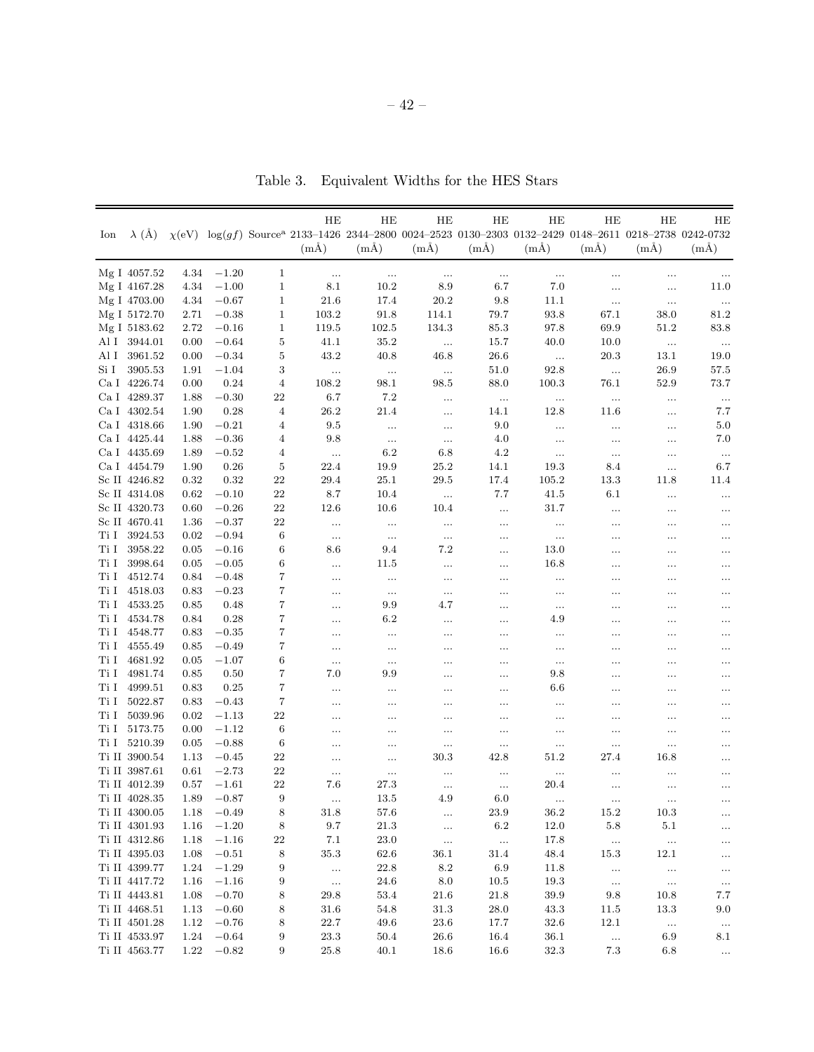Table 3. Equivalent Widths for the HES Stars

| Ion | $\lambda$ (Å) | $\chi$(eV) | $\log(gf)$ | Source[a] | HE 2133–1426 (mÅ) | HE 2344–2800 (mÅ) | HE 0024–2523 (mÅ) | HE 0130–2303 (mÅ) | HE 0132–2429 (mÅ) | HE 0148–2611 (mÅ) | HE 0218–2738 (mÅ) | HE 0242-0732 (mÅ) |
|---|---|---|---|---|---|---|---|---|---|---|---|---|
| Mg I | 4057.52 | 4.34 | −1.20 | 1 | ... | ... | ... | ... | ... | ... | ... | ... |
| Mg I | 4167.28 | 4.34 | −1.00 | 1 | 8.1 | 10.2 | 8.9 | 6.7 | 7.0 | ... | ... | 11.0 |
| Mg I | 4703.00 | 4.34 | −0.67 | 1 | 21.6 | 17.4 | 20.2 | 9.8 | 11.1 | ... | ... | ... |
| Mg I | 5172.70 | 2.71 | −0.38 | 1 | 103.2 | 91.8 | 114.1 | 79.7 | 93.8 | 67.1 | 38.0 | 81.2 |
| Mg I | 5183.62 | 2.72 | −0.16 | 1 | 119.5 | 102.5 | 134.3 | 85.3 | 97.8 | 69.9 | 51.2 | 83.8 |
| Al I | 3944.01 | 0.00 | −0.64 | 5 | 41.1 | 35.2 | ... | 15.7 | 40.0 | 10.0 | ... | ... |
| Al I | 3961.52 | 0.00 | −0.34 | 5 | 43.2 | 40.8 | 46.8 | 26.6 | ... | 20.3 | 13.1 | 19.0 |
| Si I | 3905.53 | 1.91 | −1.04 | 3 | ... | ... | ... | 51.0 | 92.8 | ... | 26.9 | 57.5 |
| Ca I | 4226.74 | 0.00 | 0.24 | 4 | 108.2 | 98.1 | 98.5 | 88.0 | 100.3 | 76.1 | 52.9 | 73.7 |
| Ca I | 4289.37 | 1.88 | −0.30 | 22 | 6.7 | 7.2 | ... | ... | ... | ... | ... | ... |
| Ca I | 4302.54 | 1.90 | 0.28 | 4 | 26.2 | 21.4 | ... | 14.1 | 12.8 | 11.6 | ... | 7.7 |
| Ca I | 4318.66 | 1.90 | −0.21 | 4 | 9.5 | ... | ... | 9.0 | ... | ... | ... | 5.0 |
| Ca I | 4425.44 | 1.88 | −0.36 | 4 | 9.8 | ... | ... | 4.0 | ... | ... | ... | 7.0 |
| Ca I | 4435.69 | 1.89 | −0.52 | 4 | ... | 6.2 | 6.8 | 4.2 | ... | ... | ... | ... |
| Ca I | 4454.79 | 1.90 | 0.26 | 5 | 22.4 | 19.9 | 25.2 | 14.1 | 19.3 | 8.4 | ... | 6.7 |
| Sc II | 4246.82 | 0.32 | 0.32 | 22 | 29.4 | 25.1 | 29.5 | 17.4 | 105.2 | 13.3 | 11.8 | 11.4 |
| Sc II | 4314.08 | 0.62 | −0.10 | 22 | 8.7 | 10.4 | ... | 7.7 | 41.5 | 6.1 | ... | ... |
| Sc II | 4320.73 | 0.60 | −0.26 | 22 | 12.6 | 10.6 | 10.4 | ... | 31.7 | ... | ... | ... |
| Sc II | 4670.41 | 1.36 | −0.37 | 22 | ... | ... | ... | ... | ... | ... | ... | ... |
| Ti I | 3924.53 | 0.02 | −0.94 | 6 | ... | ... | ... | ... | ... | ... | ... | ... |
| Ti I | 3958.22 | 0.05 | −0.16 | 6 | 8.6 | 9.4 | 7.2 | ... | 13.0 | ... | ... | ... |
| Ti I | 3998.64 | 0.05 | −0.05 | 6 | ... | 11.5 | ... | ... | 16.8 | ... | ... | ... |
| Ti I | 4512.74 | 0.84 | −0.48 | 7 | ... | ... | ... | ... | ... | ... | ... | ... |
| Ti I | 4518.03 | 0.83 | −0.23 | 7 | ... | ... | ... | ... | ... | ... | ... | ... |
| Ti I | 4533.25 | 0.85 | 0.48 | 7 | ... | 9.9 | 4.7 | ... | ... | ... | ... | ... |
| Ti I | 4534.78 | 0.84 | 0.28 | 7 | ... | 6.2 | ... | ... | 4.9 | ... | ... | ... |
| Ti I | 4548.77 | 0.83 | −0.35 | 7 | ... | ... | ... | ... | ... | ... | ... | ... |
| Ti I | 4555.49 | 0.85 | −0.49 | 7 | ... | ... | ... | ... | ... | ... | ... | ... |
| Ti I | 4681.92 | 0.05 | −1.07 | 6 | ... | ... | ... | ... | ... | ... | ... | ... |
| Ti I | 4981.74 | 0.85 | 0.50 | 7 | 7.0 | 9.9 | ... | ... | 9.8 | ... | ... | ... |
| Ti I | 4999.51 | 0.83 | 0.25 | 7 | ... | ... | ... | ... | 6.6 | ... | ... | ... |
| Ti I | 5022.87 | 0.83 | −0.43 | 7 | ... | ... | ... | ... | ... | ... | ... | ... |
| Ti I | 5039.96 | 0.02 | −1.13 | 22 | ... | ... | ... | ... | ... | ... | ... | ... |
| Ti I | 5173.75 | 0.00 | −1.12 | 6 | ... | ... | ... | ... | ... | ... | ... | ... |
| Ti I | 5210.39 | 0.05 | −0.88 | 6 | ... | ... | ... | ... | ... | ... | ... | ... |
| Ti II | 3900.54 | 1.13 | −0.45 | 22 | ... | ... | 30.3 | 42.8 | 51.2 | 27.4 | 16.8 | ... |
| Ti II | 3987.61 | 0.61 | −2.73 | 22 | ... | ... | ... | ... | ... | ... | ... | ... |
| Ti II | 4012.39 | 0.57 | −1.61 | 22 | 7.6 | 27.3 | ... | ... | 20.4 | ... | ... | ... |
| Ti II | 4028.35 | 1.89 | −0.87 | 9 | ... | 13.5 | 4.9 | 6.0 | ... | ... | ... | ... |
| Ti II | 4300.05 | 1.18 | −0.49 | 8 | 31.8 | 57.6 | ... | 23.9 | 36.2 | 15.2 | 10.3 | ... |
| Ti II | 4301.93 | 1.16 | −1.20 | 8 | 9.7 | 21.3 | ... | 6.2 | 12.0 | 5.8 | 5.1 | ... |
| Ti II | 4312.86 | 1.18 | −1.16 | 22 | 7.1 | 23.0 | ... | ... | 17.8 | ... | ... | ... |
| Ti II | 4395.03 | 1.08 | −0.51 | 8 | 35.3 | 62.6 | 36.1 | 31.4 | 48.4 | 15.3 | 12.1 | ... |
| Ti II | 4399.77 | 1.24 | −1.29 | 9 | ... | 22.8 | 8.2 | 6.9 | 11.8 | ... | ... | ... |
| Ti II | 4417.72 | 1.16 | −1.16 | 9 | ... | 24.6 | 8.0 | 10.5 | 19.3 | ... | ... | ... |
| Ti II | 4443.81 | 1.08 | −0.70 | 8 | 29.8 | 53.4 | 21.6 | 21.8 | 39.9 | 9.8 | 10.8 | 7.7 |
| Ti II | 4468.51 | 1.13 | −0.60 | 8 | 31.6 | 54.8 | 31.3 | 28.0 | 43.3 | 11.5 | 13.3 | 9.0 |
| Ti II | 4501.28 | 1.12 | −0.76 | 8 | 22.7 | 49.6 | 23.6 | 17.7 | 32.6 | 12.1 | ... | ... |
| Ti II | 4533.97 | 1.24 | −0.64 | 9 | 23.3 | 50.4 | 26.6 | 16.4 | 36.1 | ... | 6.9 | 8.1 |
| Ti II | 4563.77 | 1.22 | −0.82 | 9 | 25.8 | 40.1 | 18.6 | 16.6 | 32.3 | 7.3 | 6.8 | ... |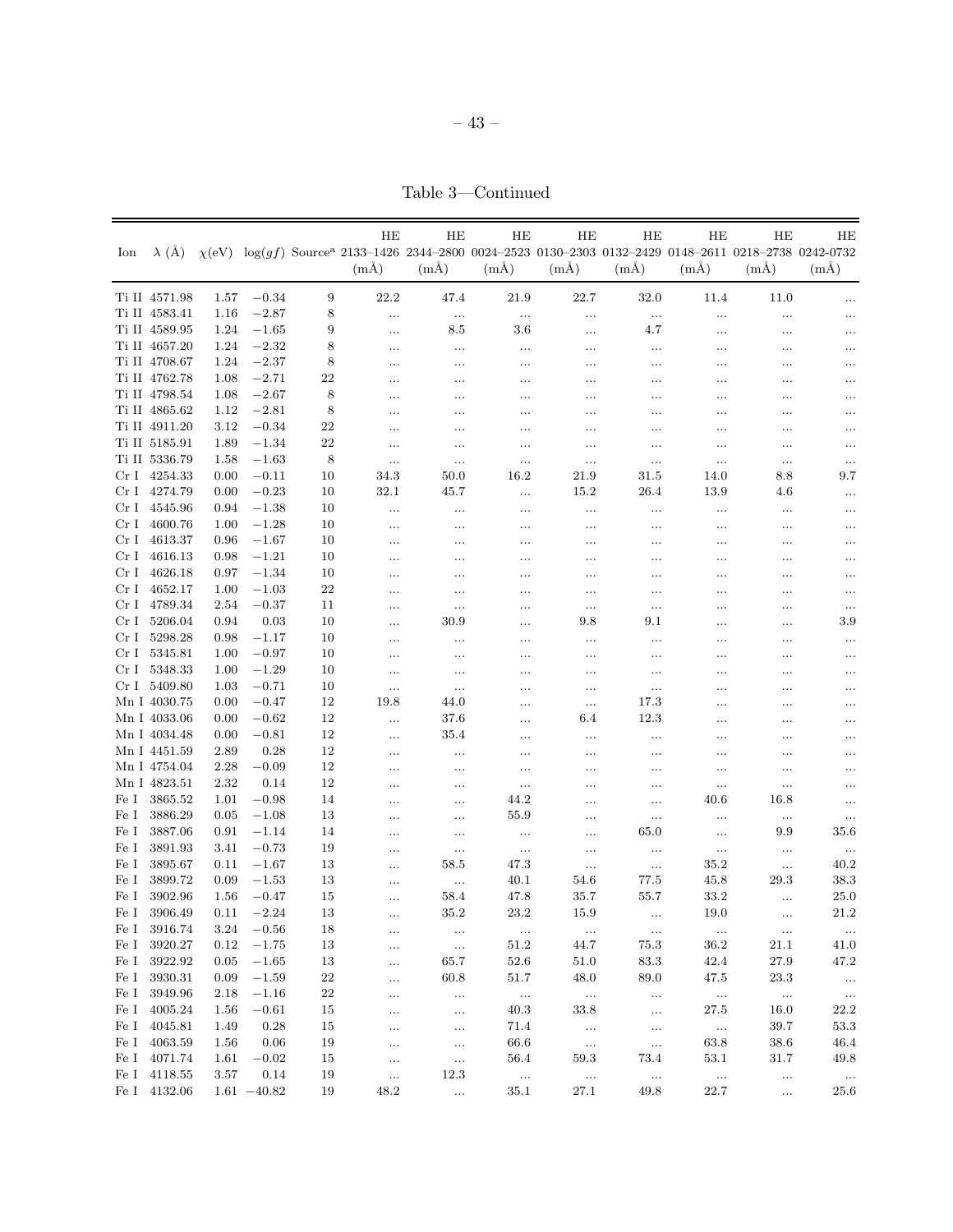Table 3—Continued

| Ion | λ (Å) | χ(eV) | log(gf) | Source[a] | HE 2133–1426 (mÅ) | HE 2344–2800 (mÅ) | HE 0024–2523 (mÅ) | HE 0130–2303 (mÅ) | HE 0132–2429 (mÅ) | HE 0148–2611 (mÅ) | HE 0218–2738 (mÅ) | HE 0242-0732 (mÅ) |
|---|---|---|---|---|---|---|---|---|---|---|---|---|
| Ti II | 4571.98 | 1.57 | −0.34 | 9 | 22.2 | 47.4 | 21.9 | 22.7 | 32.0 | 11.4 | 11.0 | ... |
| Ti II | 4583.41 | 1.16 | −2.87 | 8 | ... | ... | ... | ... | ... | ... | ... | ... |
| Ti II | 4589.95 | 1.24 | −1.65 | 9 | ... | 8.5 | 3.6 | ... | 4.7 | ... | ... | ... |
| Ti II | 4657.20 | 1.24 | −2.32 | 8 | ... | ... | ... | ... | ... | ... | ... | ... |
| Ti II | 4708.67 | 1.24 | −2.37 | 8 | ... | ... | ... | ... | ... | ... | ... | ... |
| Ti II | 4762.78 | 1.08 | −2.71 | 22 | ... | ... | ... | ... | ... | ... | ... | ... |
| Ti II | 4798.54 | 1.08 | −2.67 | 8 | ... | ... | ... | ... | ... | ... | ... | ... |
| Ti II | 4865.62 | 1.12 | −2.81 | 8 | ... | ... | ... | ... | ... | ... | ... | ... |
| Ti II | 4911.20 | 3.12 | −0.34 | 22 | ... | ... | ... | ... | ... | ... | ... | ... |
| Ti II | 5185.91 | 1.89 | −1.34 | 22 | ... | ... | ... | ... | ... | ... | ... | ... |
| Ti II | 5336.79 | 1.58 | −1.63 | 8 | ... | ... | ... | ... | ... | ... | ... | ... |
| Cr I | 4254.33 | 0.00 | −0.11 | 10 | 34.3 | 50.0 | 16.2 | 21.9 | 31.5 | 14.0 | 8.8 | 9.7 |
| Cr I | 4274.79 | 0.00 | −0.23 | 10 | 32.1 | 45.7 | ... | 15.2 | 26.4 | 13.9 | 4.6 | ... |
| Cr I | 4545.96 | 0.94 | −1.38 | 10 | ... | ... | ... | ... | ... | ... | ... | ... |
| Cr I | 4600.76 | 1.00 | −1.28 | 10 | ... | ... | ... | ... | ... | ... | ... | ... |
| Cr I | 4613.37 | 0.96 | −1.67 | 10 | ... | ... | ... | ... | ... | ... | ... | ... |
| Cr I | 4616.13 | 0.98 | −1.21 | 10 | ... | ... | ... | ... | ... | ... | ... | ... |
| Cr I | 4626.18 | 0.97 | −1.34 | 10 | ... | ... | ... | ... | ... | ... | ... | ... |
| Cr I | 4652.17 | 1.00 | −1.03 | 22 | ... | ... | ... | ... | ... | ... | ... | ... |
| Cr I | 4789.34 | 2.54 | −0.37 | 11 | ... | ... | ... | ... | ... | ... | ... | ... |
| Cr I | 5206.04 | 0.94 | 0.03 | 10 | ... | 30.9 | ... | 9.8 | 9.1 | ... | ... | 3.9 |
| Cr I | 5298.28 | 0.98 | −1.17 | 10 | ... | ... | ... | ... | ... | ... | ... | ... |
| Cr I | 5345.81 | 1.00 | −0.97 | 10 | ... | ... | ... | ... | ... | ... | ... | ... |
| Cr I | 5348.33 | 1.00 | −1.29 | 10 | ... | ... | ... | ... | ... | ... | ... | ... |
| Cr I | 5409.80 | 1.03 | −0.71 | 10 | ... | ... | ... | ... | ... | ... | ... | ... |
| Mn I | 4030.75 | 0.00 | −0.47 | 12 | 19.8 | 44.0 | ... | ... | 17.3 | ... | ... | ... |
| Mn I | 4033.06 | 0.00 | −0.62 | 12 | ... | 37.6 | ... | 6.4 | 12.3 | ... | ... | ... |
| Mn I | 4034.48 | 0.00 | −0.81 | 12 | ... | 35.4 | ... | ... | ... | ... | ... | ... |
| Mn I | 4451.59 | 2.89 | 0.28 | 12 | ... | ... | ... | ... | ... | ... | ... | ... |
| Mn I | 4754.04 | 2.28 | −0.09 | 12 | ... | ... | ... | ... | ... | ... | ... | ... |
| Mn I | 4823.51 | 2.32 | 0.14 | 12 | ... | ... | ... | ... | ... | ... | ... | ... |
| Fe I | 3865.52 | 1.01 | −0.98 | 14 | ... | ... | 44.2 | ... | ... | 40.6 | 16.8 | ... |
| Fe I | 3886.29 | 0.05 | −1.08 | 13 | ... | ... | 55.9 | ... | ... | ... | ... | ... |
| Fe I | 3887.06 | 0.91 | −1.14 | 14 | ... | ... | ... | ... | 65.0 | ... | 9.9 | 35.6 |
| Fe I | 3891.93 | 3.41 | −0.73 | 19 | ... | ... | ... | ... | ... | ... | ... | ... |
| Fe I | 3895.67 | 0.11 | −1.67 | 13 | ... | 58.5 | 47.3 | ... | ... | 35.2 | ... | 40.2 |
| Fe I | 3899.72 | 0.09 | −1.53 | 13 | ... | ... | 40.1 | 54.6 | 77.5 | 45.8 | 29.3 | 38.3 |
| Fe I | 3902.96 | 1.56 | −0.47 | 15 | ... | 58.4 | 47.8 | 35.7 | 55.7 | 33.2 | ... | 25.0 |
| Fe I | 3906.49 | 0.11 | −2.24 | 13 | ... | 35.2 | 23.2 | 15.9 | ... | 19.0 | ... | 21.2 |
| Fe I | 3916.74 | 3.24 | −0.56 | 18 | ... | ... | ... | ... | ... | ... | ... | ... |
| Fe I | 3920.27 | 0.12 | −1.75 | 13 | ... | ... | 51.2 | 44.7 | 75.3 | 36.2 | 21.1 | 41.0 |
| Fe I | 3922.92 | 0.05 | −1.65 | 13 | ... | 65.7 | 52.6 | 51.0 | 83.3 | 42.4 | 27.9 | 47.2 |
| Fe I | 3930.31 | 0.09 | −1.59 | 22 | ... | 60.8 | 51.7 | 48.0 | 89.0 | 47.5 | 23.3 | ... |
| Fe I | 3949.96 | 2.18 | −1.16 | 22 | ... | ... | ... | ... | ... | ... | ... | ... |
| Fe I | 4005.24 | 1.56 | −0.61 | 15 | ... | ... | 40.3 | 33.8 | ... | 27.5 | 16.0 | 22.2 |
| Fe I | 4045.81 | 1.49 | 0.28 | 15 | ... | ... | 71.4 | ... | ... | ... | 39.7 | 53.3 |
| Fe I | 4063.59 | 1.56 | 0.06 | 19 | ... | ... | 66.6 | ... | ... | 63.8 | 38.6 | 46.4 |
| Fe I | 4071.74 | 1.61 | −0.02 | 15 | ... | ... | 56.4 | 59.3 | 73.4 | 53.1 | 31.7 | 49.8 |
| Fe I | 4118.55 | 3.57 | 0.14 | 19 | ... | 12.3 | ... | ... | ... | ... | ... | ... |
| Fe I | 4132.06 | 1.61 | −40.82 | 19 | 48.2 | ... | 35.1 | 27.1 | 49.8 | 22.7 | ... | 25.6 |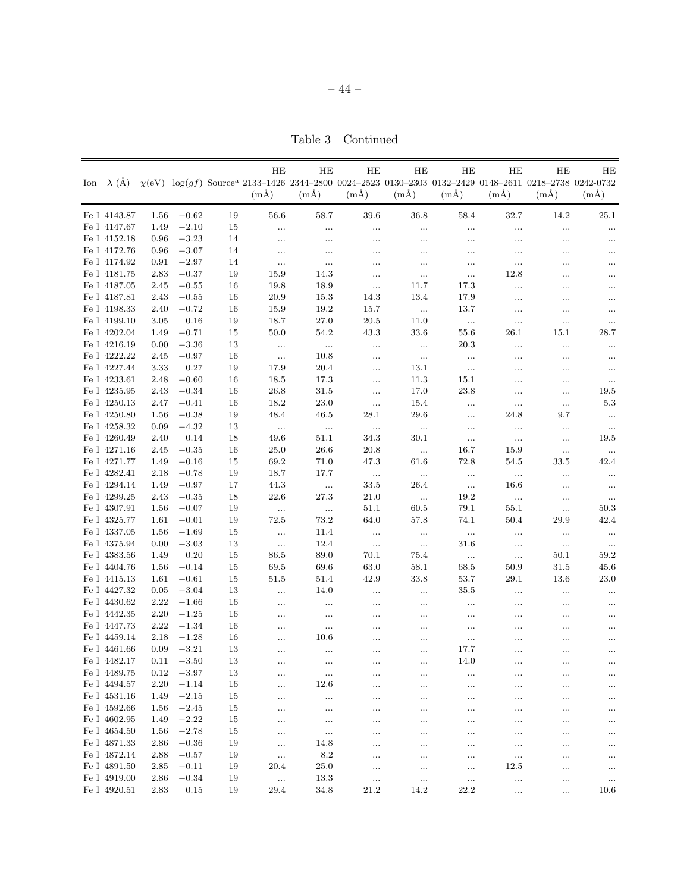Table 3—Continued

| Ion | λ (Å) | χ(eV) | log(gf) | Source[a] | HE 2133–1426 (mÅ) | HE 2344–2800 (mÅ) | HE 0024–2523 (mÅ) | HE 0130–2303 (mÅ) | HE 0132–2429 (mÅ) | HE 0148–2611 (mÅ) | HE 0218–2738 (mÅ) | HE 0242-0732 (mÅ) |
|---|---|---|---|---|---|---|---|---|---|---|---|---|
| Fe I | 4143.87 | 1.56 | −0.62 | 19 | 56.6 | 58.7 | 39.6 | 36.8 | 58.4 | 32.7 | 14.2 | 25.1 |
| Fe I | 4147.67 | 1.49 | −2.10 | 15 | ... | ... | ... | ... | ... | ... | ... | ... |
| Fe I | 4152.18 | 0.96 | −3.23 | 14 | ... | ... | ... | ... | ... | ... | ... | ... |
| Fe I | 4172.76 | 0.96 | −3.07 | 14 | ... | ... | ... | ... | ... | ... | ... | ... |
| Fe I | 4174.92 | 0.91 | −2.97 | 14 | ... | ... | ... | ... | ... | ... | ... | ... |
| Fe I | 4181.75 | 2.83 | −0.37 | 19 | 15.9 | 14.3 | ... | ... | ... | 12.8 | ... | ... |
| Fe I | 4187.05 | 2.45 | −0.55 | 16 | 19.8 | 18.9 | ... | 11.7 | 17.3 | ... | ... | ... |
| Fe I | 4187.81 | 2.43 | −0.55 | 16 | 20.9 | 15.3 | 14.3 | 13.4 | 17.9 | ... | ... | ... |
| Fe I | 4198.33 | 2.40 | −0.72 | 16 | 15.9 | 19.2 | 15.7 | ... | 13.7 | ... | ... | ... |
| Fe I | 4199.10 | 3.05 | 0.16 | 19 | 18.7 | 27.0 | 20.5 | 11.0 | ... | ... | ... | ... |
| Fe I | 4202.04 | 1.49 | −0.71 | 15 | 50.0 | 54.2 | 43.3 | 33.6 | 55.6 | 26.1 | 15.1 | 28.7 |
| Fe I | 4216.19 | 0.00 | −3.36 | 13 | ... | ... | ... | ... | 20.3 | ... | ... | ... |
| Fe I | 4222.22 | 2.45 | −0.97 | 16 | ... | 10.8 | ... | ... | ... | ... | ... | ... |
| Fe I | 4227.44 | 3.33 | 0.27 | 19 | 17.9 | 20.4 | ... | 13.1 | ... | ... | ... | ... |
| Fe I | 4233.61 | 2.48 | −0.60 | 16 | 18.5 | 17.3 | ... | 11.3 | 15.1 | ... | ... | ... |
| Fe I | 4235.95 | 2.43 | −0.34 | 16 | 26.8 | 31.5 | ... | 17.0 | 23.8 | ... | ... | 19.5 |
| Fe I | 4250.13 | 2.47 | −0.41 | 16 | 18.2 | 23.0 | ... | 15.4 | ... | ... | ... | 5.3 |
| Fe I | 4250.80 | 1.56 | −0.38 | 19 | 48.4 | 46.5 | 28.1 | 29.6 | ... | 24.8 | 9.7 | ... |
| Fe I | 4258.32 | 0.09 | −4.32 | 13 | ... | ... | ... | ... | ... | ... | ... | ... |
| Fe I | 4260.49 | 2.40 | 0.14 | 18 | 49.6 | 51.1 | 34.3 | 30.1 | ... | ... | ... | 19.5 |
| Fe I | 4271.16 | 2.45 | −0.35 | 16 | 25.0 | 26.6 | 20.8 | ... | 16.7 | 15.9 | ... | ... |
| Fe I | 4271.77 | 1.49 | −0.16 | 15 | 69.2 | 71.0 | 47.3 | 61.6 | 72.8 | 54.5 | 33.5 | 42.4 |
| Fe I | 4282.41 | 2.18 | −0.78 | 19 | 18.7 | 17.7 | ... | ... | ... | ... | ... | ... |
| Fe I | 4294.14 | 1.49 | −0.97 | 17 | 44.3 | ... | 33.5 | 26.4 | ... | 16.6 | ... | ... |
| Fe I | 4299.25 | 2.43 | −0.35 | 18 | 22.6 | 27.3 | 21.0 | ... | 19.2 | ... | ... | ... |
| Fe I | 4307.91 | 1.56 | −0.07 | 19 | ... | ... | 51.1 | 60.5 | 79.1 | 55.1 | ... | 50.3 |
| Fe I | 4325.77 | 1.61 | −0.01 | 19 | 72.5 | 73.2 | 64.0 | 57.8 | 74.1 | 50.4 | 29.9 | 42.4 |
| Fe I | 4337.05 | 1.56 | −1.69 | 15 | ... | 11.4 | ... | ... | ... | ... | ... | ... |
| Fe I | 4375.94 | 0.00 | −3.03 | 13 | ... | 12.4 | ... | ... | 31.6 | ... | ... | ... |
| Fe I | 4383.56 | 1.49 | 0.20 | 15 | 86.5 | 89.0 | 70.1 | 75.4 | ... | ... | 50.1 | 59.2 |
| Fe I | 4404.76 | 1.56 | −0.14 | 15 | 69.5 | 69.6 | 63.0 | 58.1 | 68.5 | 50.9 | 31.5 | 45.6 |
| Fe I | 4415.13 | 1.61 | −0.61 | 15 | 51.5 | 51.4 | 42.9 | 33.8 | 53.7 | 29.1 | 13.6 | 23.0 |
| Fe I | 4427.32 | 0.05 | −3.04 | 13 | ... | 14.0 | ... | ... | 35.5 | ... | ... | ... |
| Fe I | 4430.62 | 2.22 | −1.66 | 16 | ... | ... | ... | ... | ... | ... | ... | ... |
| Fe I | 4442.35 | 2.20 | −1.25 | 16 | ... | ... | ... | ... | ... | ... | ... | ... |
| Fe I | 4447.73 | 2.22 | −1.34 | 16 | ... | ... | ... | ... | ... | ... | ... | ... |
| Fe I | 4459.14 | 2.18 | −1.28 | 16 | ... | 10.6 | ... | ... | ... | ... | ... | ... |
| Fe I | 4461.66 | 0.09 | −3.21 | 13 | ... | ... | ... | ... | 17.7 | ... | ... | ... |
| Fe I | 4482.17 | 0.11 | −3.50 | 13 | ... | ... | ... | ... | 14.0 | ... | ... | ... |
| Fe I | 4489.75 | 0.12 | −3.97 | 13 | ... | ... | ... | ... | ... | ... | ... | ... |
| Fe I | 4494.57 | 2.20 | −1.14 | 16 | ... | 12.6 | ... | ... | ... | ... | ... | ... |
| Fe I | 4531.16 | 1.49 | −2.15 | 15 | ... | ... | ... | ... | ... | ... | ... | ... |
| Fe I | 4592.66 | 1.56 | −2.45 | 15 | ... | ... | ... | ... | ... | ... | ... | ... |
| Fe I | 4602.95 | 1.49 | −2.22 | 15 | ... | ... | ... | ... | ... | ... | ... | ... |
| Fe I | 4654.50 | 1.56 | −2.78 | 15 | ... | ... | ... | ... | ... | ... | ... | ... |
| Fe I | 4871.33 | 2.86 | −0.36 | 19 | ... | 14.8 | ... | ... | ... | ... | ... | ... |
| Fe I | 4872.14 | 2.88 | −0.57 | 19 | ... | 8.2 | ... | ... | ... | ... | ... | ... |
| Fe I | 4891.50 | 2.85 | −0.11 | 19 | 20.4 | 25.0 | ... | ... | ... | 12.5 | ... | ... |
| Fe I | 4919.00 | 2.86 | −0.34 | 19 | ... | 13.3 | ... | ... | ... | ... | ... | ... |
| Fe I | 4920.51 | 2.83 | 0.15 | 19 | 29.4 | 34.8 | 21.2 | 14.2 | 22.2 | ... | ... | 10.6 |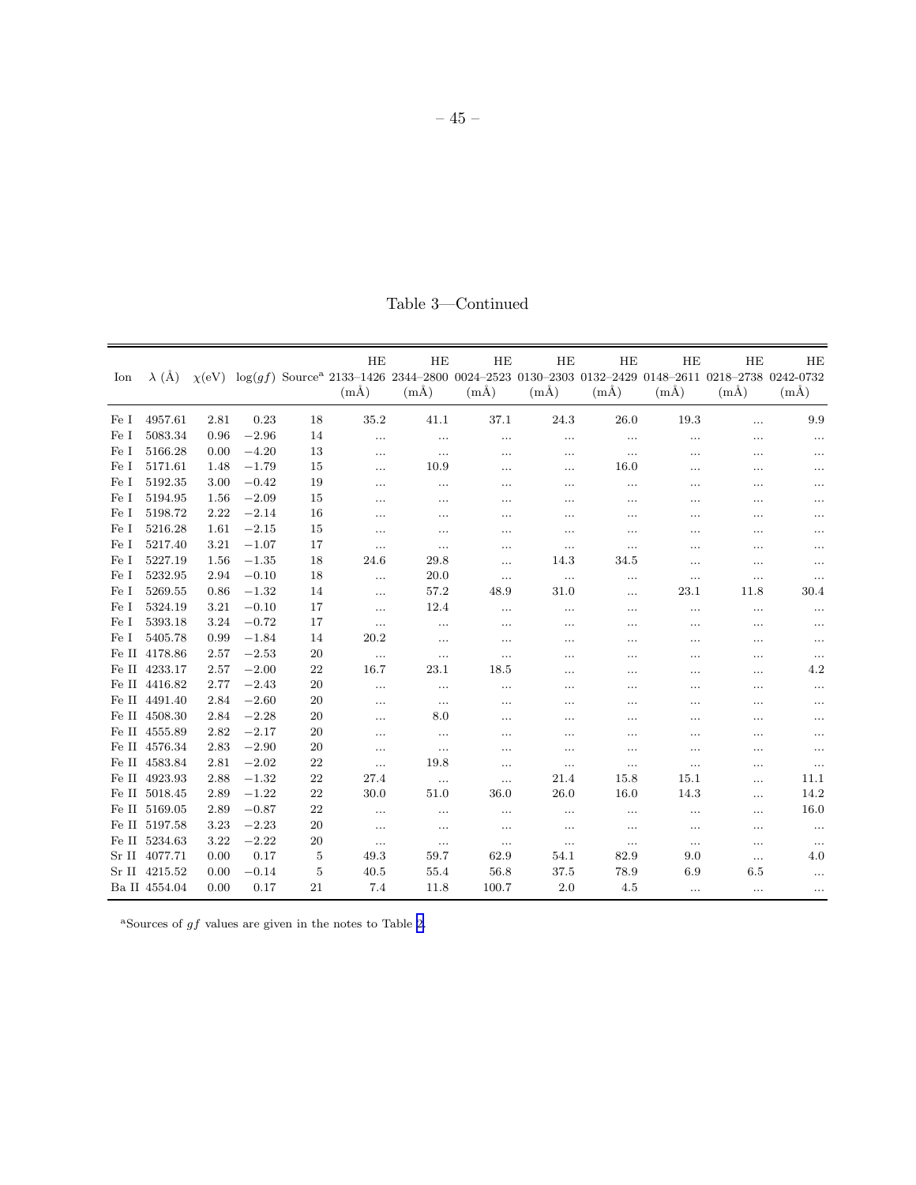Table 3—Continued

| Ion | λ (Å) | χ(eV) | log(*gf*) | Source[a] | HE 2133–1426 (mÅ) | HE 2344–2800 (mÅ) | HE 0024–2523 (mÅ) | HE 0130–2303 (mÅ) | HE 0132–2429 (mÅ) | HE 0148–2611 (mÅ) | HE 0218–2738 (mÅ) | HE 0242-0732 (mÅ) |
|---|---|---|---|---|---|---|---|---|---|---|---|---|
| Fe I | 4957.61 | 2.81 | 0.23 | 18 | 35.2 | 41.1 | 37.1 | 24.3 | 26.0 | 19.3 | ... | 9.9 |
| Fe I | 5083.34 | 0.96 | −2.96 | 14 | ... | ... | ... | ... | ... | ... | ... | ... |
| Fe I | 5166.28 | 0.00 | −4.20 | 13 | ... | ... | ... | ... | ... | ... | ... | ... |
| Fe I | 5171.61 | 1.48 | −1.79 | 15 | ... | 10.9 | ... | ... | 16.0 | ... | ... | ... |
| Fe I | 5192.35 | 3.00 | −0.42 | 19 | ... | ... | ... | ... | ... | ... | ... | ... |
| Fe I | 5194.95 | 1.56 | −2.09 | 15 | ... | ... | ... | ... | ... | ... | ... | ... |
| Fe I | 5198.72 | 2.22 | −2.14 | 16 | ... | ... | ... | ... | ... | ... | ... | ... |
| Fe I | 5216.28 | 1.61 | −2.15 | 15 | ... | ... | ... | ... | ... | ... | ... | ... |
| Fe I | 5217.40 | 3.21 | −1.07 | 17 | ... | ... | ... | ... | ... | ... | ... | ... |
| Fe I | 5227.19 | 1.56 | −1.35 | 18 | 24.6 | 29.8 | ... | 14.3 | 34.5 | ... | ... | ... |
| Fe I | 5232.95 | 2.94 | −0.10 | 18 | ... | 20.0 | ... | ... | ... | ... | ... | ... |
| Fe I | 5269.55 | 0.86 | −1.32 | 14 | ... | 57.2 | 48.9 | 31.0 | ... | 23.1 | 11.8 | 30.4 |
| Fe I | 5324.19 | 3.21 | −0.10 | 17 | ... | 12.4 | ... | ... | ... | ... | ... | ... |
| Fe I | 5393.18 | 3.24 | −0.72 | 17 | ... | ... | ... | ... | ... | ... | ... | ... |
| Fe I | 5405.78 | 0.99 | −1.84 | 14 | 20.2 | ... | ... | ... | ... | ... | ... | ... |
| Fe II | 4178.86 | 2.57 | −2.53 | 20 | ... | ... | ... | ... | ... | ... | ... | ... |
| Fe II | 4233.17 | 2.57 | −2.00 | 22 | 16.7 | 23.1 | 18.5 | ... | ... | ... | ... | 4.2 |
| Fe II | 4416.82 | 2.77 | −2.43 | 20 | ... | ... | ... | ... | ... | ... | ... | ... |
| Fe II | 4491.40 | 2.84 | −2.60 | 20 | ... | ... | ... | ... | ... | ... | ... | ... |
| Fe II | 4508.30 | 2.84 | −2.28 | 20 | ... | 8.0 | ... | ... | ... | ... | ... | ... |
| Fe II | 4555.89 | 2.82 | −2.17 | 20 | ... | ... | ... | ... | ... | ... | ... | ... |
| Fe II | 4576.34 | 2.83 | −2.90 | 20 | ... | ... | ... | ... | ... | ... | ... | ... |
| Fe II | 4583.84 | 2.81 | −2.02 | 22 | ... | 19.8 | ... | ... | ... | ... | ... | ... |
| Fe II | 4923.93 | 2.88 | −1.32 | 22 | 27.4 | ... | ... | 21.4 | 15.8 | 15.1 | ... | 11.1 |
| Fe II | 5018.45 | 2.89 | −1.22 | 22 | 30.0 | 51.0 | 36.0 | 26.0 | 16.0 | 14.3 | ... | 14.2 |
| Fe II | 5169.05 | 2.89 | −0.87 | 22 | ... | ... | ... | ... | ... | ... | ... | 16.0 |
| Fe II | 5197.58 | 3.23 | −2.23 | 20 | ... | ... | ... | ... | ... | ... | ... | ... |
| Fe II | 5234.63 | 3.22 | −2.22 | 20 | ... | ... | ... | ... | ... | ... | ... | ... |
| Sr II | 4077.71 | 0.00 | 0.17 | 5 | 49.3 | 59.7 | 62.9 | 54.1 | 82.9 | 9.0 | ... | 4.0 |
| Sr II | 4215.52 | 0.00 | −0.14 | 5 | 40.5 | 55.4 | 56.8 | 37.5 | 78.9 | 6.9 | 6.5 | ... |
| Ba II | 4554.04 | 0.00 | 0.17 | 21 | 7.4 | 11.8 | 100.7 | 2.0 | 4.5 | ... | ... | ... |

[a]Sources of *gf* values are given in the notes to Table 2.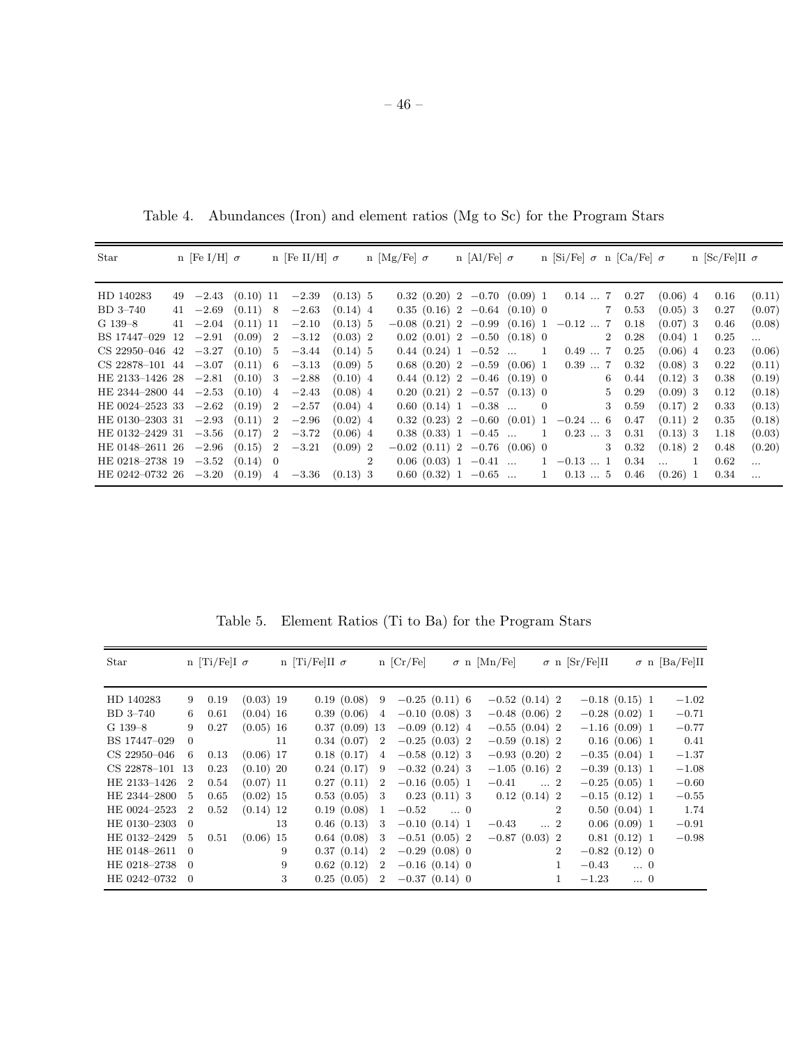Table 4. Abundances (Iron) and element ratios (Mg to Sc) for the Program Stars

| Star | n | [Fe I/H] | σ | n | [Fe II/H] | σ | n | [Mg/Fe] | σ | n | [Al/Fe] | σ | n | [Si/Fe] | σ | n | [Ca/Fe] | σ | n | [Sc/Fe]II | σ |
|---|---|---|---|---|---|---|---|---|---|---|---|---|---|---|---|---|---|---|---|---|---|
| HD 140283 | 49 | −2.43 | (0.10) | 11 | −2.39 | (0.13) | 5 | 0.32 | (0.20) | 2 | −0.70 | (0.09) | 1 | 0.14 | ... | 7 | 0.27 | (0.06) | 4 | 0.16 | (0.11) |
| BD 3–740 | 41 | −2.69 | (0.11) | 8 | −2.63 | (0.14) | 4 | 0.35 | (0.16) | 2 | −0.64 | (0.10) | 0 | | | 7 | 0.53 | (0.05) | 3 | 0.27 | (0.07) |
| G 139–8 | 41 | −2.04 | (0.11) | 11 | −2.10 | (0.13) | 5 | −0.08 | (0.21) | 2 | −0.99 | (0.16) | 1 | −0.12 | ... | 7 | 0.18 | (0.07) | 3 | 0.46 | (0.08) |
| BS 17447–029 | 12 | −2.91 | (0.09) | 2 | −3.12 | (0.03) | 2 | 0.02 | (0.01) | 2 | −0.50 | (0.18) | 0 | | | 2 | 0.28 | (0.04) | 1 | 0.25 | ... |
| CS 22950–046 | 42 | −3.27 | (0.10) | 5 | −3.44 | (0.14) | 5 | 0.44 | (0.24) | 1 | −0.52 | ... | 1 | 0.49 | ... | 7 | 0.25 | (0.06) | 4 | 0.23 | (0.06) |
| CS 22878–101 | 44 | −3.07 | (0.11) | 6 | −3.13 | (0.09) | 5 | 0.68 | (0.20) | 2 | −0.59 | (0.06) | 1 | 0.39 | ... | 7 | 0.32 | (0.08) | 3 | 0.22 | (0.11) |
| HE 2133–1426 | 28 | −2.81 | (0.10) | 3 | −2.88 | (0.10) | 4 | 0.44 | (0.12) | 2 | −0.46 | (0.19) | 0 | | | 6 | 0.44 | (0.12) | 3 | 0.38 | (0.19) |
| HE 2344–2800 | 44 | −2.53 | (0.10) | 4 | −2.43 | (0.08) | 4 | 0.20 | (0.21) | 2 | −0.57 | (0.13) | 0 | | | 5 | 0.29 | (0.09) | 3 | 0.12 | (0.18) |
| HE 0024–2523 | 33 | −2.62 | (0.19) | 2 | −2.57 | (0.04) | 4 | 0.60 | (0.14) | 1 | −0.38 | ... | 0 | | | 3 | 0.59 | (0.17) | 2 | 0.33 | (0.13) |
| HE 0130–2303 | 31 | −2.93 | (0.11) | 2 | −2.96 | (0.02) | 4 | 0.32 | (0.23) | 2 | −0.60 | (0.01) | 1 | −0.24 | ... | 6 | 0.47 | (0.11) | 2 | 0.35 | (0.18) |
| HE 0132–2429 | 31 | −3.56 | (0.17) | 2 | −3.72 | (0.06) | 4 | 0.38 | (0.33) | 1 | −0.45 | ... | 1 | 0.23 | ... | 3 | 0.31 | (0.13) | 3 | 1.18 | (0.03) |
| HE 0148–2611 | 26 | −2.96 | (0.15) | 2 | −3.21 | (0.09) | 2 | −0.02 | (0.11) | 2 | −0.76 | (0.06) | 0 | | | 3 | 0.32 | (0.18) | 2 | 0.48 | (0.20) |
| HE 0218–2738 | 19 | −3.52 | (0.14) | 0 | | | 2 | 0.06 | (0.03) | 1 | −0.41 | ... | 1 | −0.13 | ... | 1 | 0.34 | ... | 1 | 0.62 | ... |
| HE 0242–0732 | 26 | −3.20 | (0.19) | 4 | −3.36 | (0.13) | 3 | 0.60 | (0.32) | 1 | −0.65 | ... | 1 | 0.13 | ... | 5 | 0.46 | (0.26) | 1 | 0.34 | ... |

Table 5. Element Ratios (Ti to Ba) for the Program Stars

| Star | n | [Ti/Fe]I | σ | n | [Ti/Fe]II | σ | n | [Cr/Fe] | σ | n | [Mn/Fe] | σ | n | [Sr/Fe]II | σ | n | [Ba/Fe]II |
|---|---|---|---|---|---|---|---|---|---|---|---|---|---|---|---|---|---|
| HD 140283 | 9 | 0.19 | (0.03) | 19 | 0.19 | (0.08) | 9 | −0.25 | (0.11) | 6 | −0.52 | (0.14) | 2 | −0.18 | (0.15) | 1 | −1.02 |
| BD 3–740 | 6 | 0.61 | (0.04) | 16 | 0.39 | (0.06) | 4 | −0.10 | (0.08) | 3 | −0.48 | (0.06) | 2 | −0.28 | (0.02) | 1 | −0.71 |
| G 139–8 | 9 | 0.27 | (0.05) | 16 | 0.37 | (0.09) | 13 | −0.09 | (0.12) | 4 | −0.55 | (0.04) | 2 | −1.16 | (0.09) | 1 | −0.77 |
| BS 17447–029 | 0 | | | 11 | 0.34 | (0.07) | 2 | −0.25 | (0.03) | 2 | −0.59 | (0.18) | 2 | 0.16 | (0.06) | 1 | 0.41 |
| CS 22950–046 | 6 | 0.13 | (0.06) | 17 | 0.18 | (0.17) | 4 | −0.58 | (0.12) | 3 | −0.93 | (0.20) | 2 | −0.35 | (0.04) | 1 | −1.37 |
| CS 22878–101 | 13 | 0.23 | (0.10) | 20 | 0.24 | (0.17) | 9 | −0.32 | (0.24) | 3 | −1.05 | (0.16) | 2 | −0.39 | (0.13) | 1 | −1.08 |
| HE 2133–1426 | 2 | 0.54 | (0.07) | 11 | 0.27 | (0.11) | 2 | −0.16 | (0.05) | 1 | −0.41 | ... | 2 | −0.25 | (0.05) | 1 | −0.60 |
| HE 2344–2800 | 5 | 0.65 | (0.02) | 15 | 0.53 | (0.05) | 3 | 0.23 | (0.11) | 3 | 0.12 | (0.14) | 2 | −0.15 | (0.12) | 1 | −0.55 |
| HE 0024–2523 | 2 | 0.52 | (0.14) | 12 | 0.19 | (0.08) | 1 | −0.52 | ... | 0 | | | 2 | 0.50 | (0.04) | 1 | 1.74 |
| HE 0130–2303 | 0 | | | 13 | 0.46 | (0.13) | 3 | −0.10 | (0.14) | 1 | −0.43 | ... | 2 | 0.06 | (0.09) | 1 | −0.91 |
| HE 0132–2429 | 5 | 0.51 | (0.06) | 15 | 0.64 | (0.08) | 3 | −0.51 | (0.05) | 2 | −0.87 | (0.03) | 2 | 0.81 | (0.12) | 1 | −0.98 |
| HE 0148–2611 | 0 | | | 9 | 0.37 | (0.14) | 2 | −0.29 | (0.08) | 0 | | | 2 | −0.82 | (0.12) | 0 | |
| HE 0218–2738 | 0 | | | 9 | 0.62 | (0.12) | 2 | −0.16 | (0.14) | 0 | | | 1 | −0.43 | ... | 0 | |
| HE 0242–0732 | 0 | | | 3 | 0.25 | (0.05) | 2 | −0.37 | (0.14) | 0 | | | 1 | −1.23 | ... | 0 | |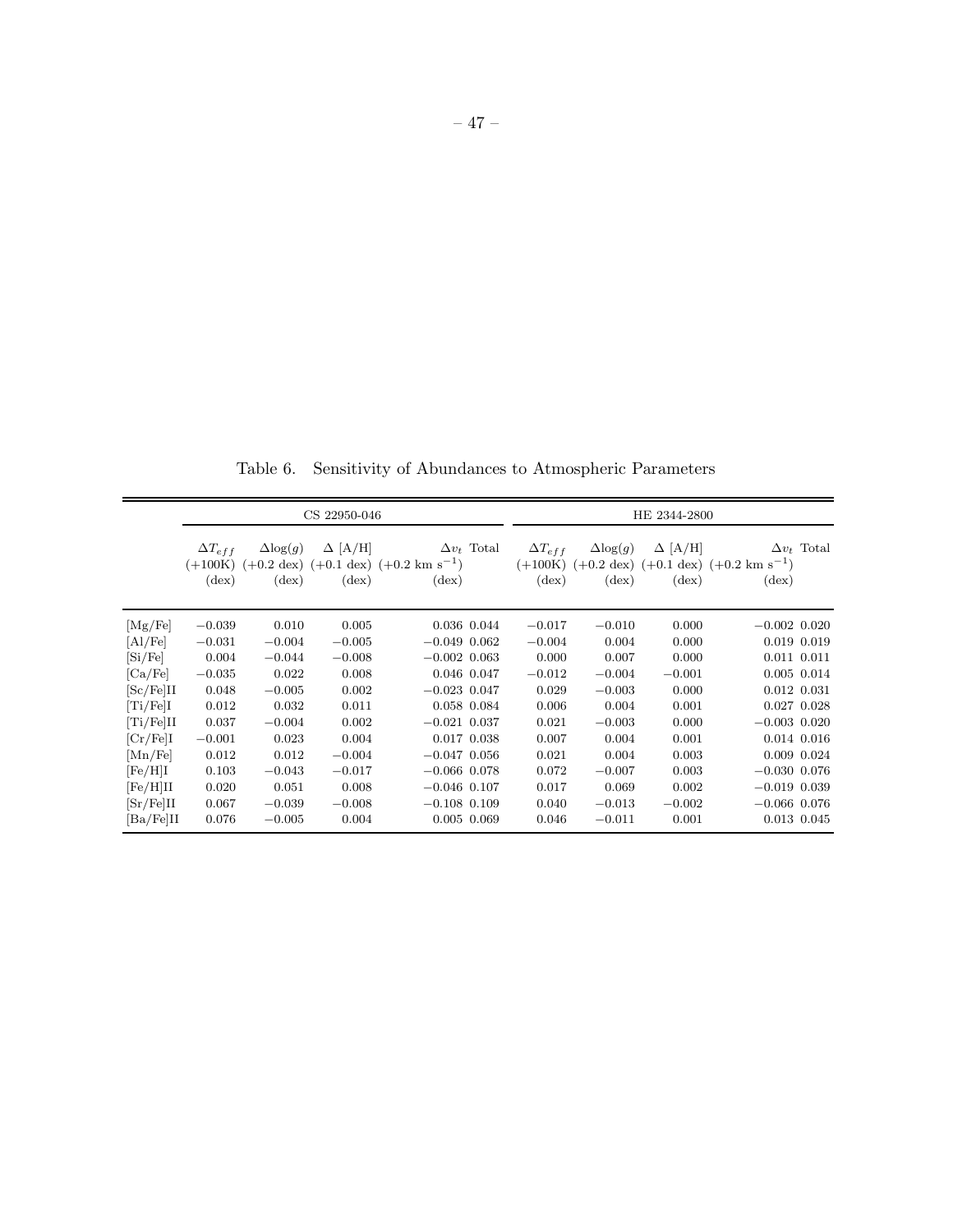Table 6. Sensitivity of Abundances to Atmospheric Parameters

| | CS 22950-046 | | | | | HE 2344-2800 | | | | |
|---|---|---|---|---|---|---|---|---|---|---|
| | $\Delta T_{eff}$ (+100K) (dex) | $\Delta \log(g)$ (+0.2 dex) (dex) | $\Delta$ [A/H] (+0.1 dex) (dex) | $\Delta v_t$ (+0.2 km s$^{-1}$) (dex) | Total | $\Delta T_{eff}$ (+100K) (dex) | $\Delta \log(g)$ (+0.2 dex) (dex) | $\Delta$ [A/H] (+0.1 dex) (dex) | $\Delta v_t$ (+0.2 km s$^{-1}$) (dex) | Total |
| [Mg/Fe] | −0.039 | 0.010 | 0.005 | 0.036 | 0.044 | −0.017 | −0.010 | 0.000 | −0.002 | 0.020 |
| [Al/Fe] | −0.031 | −0.004 | −0.005 | −0.049 | 0.062 | −0.004 | 0.004 | 0.000 | 0.019 | 0.019 |
| [Si/Fe] | 0.004 | −0.044 | −0.008 | −0.002 | 0.063 | 0.000 | 0.007 | 0.000 | 0.011 | 0.011 |
| [Ca/Fe] | −0.035 | 0.022 | 0.008 | 0.046 | 0.047 | −0.012 | −0.004 | −0.001 | 0.005 | 0.014 |
| [Sc/Fe]II | 0.048 | −0.005 | 0.002 | −0.023 | 0.047 | 0.029 | −0.003 | 0.000 | 0.012 | 0.031 |
| [Ti/Fe]I | 0.012 | 0.032 | 0.011 | 0.058 | 0.084 | 0.006 | 0.004 | 0.001 | 0.027 | 0.028 |
| [Ti/Fe]II | 0.037 | −0.004 | 0.002 | −0.021 | 0.037 | 0.021 | −0.003 | 0.000 | −0.003 | 0.020 |
| [Cr/Fe]I | −0.001 | 0.023 | 0.004 | 0.017 | 0.038 | 0.007 | 0.004 | 0.001 | 0.014 | 0.016 |
| [Mn/Fe] | 0.012 | 0.012 | −0.004 | −0.047 | 0.056 | 0.021 | 0.004 | 0.003 | 0.009 | 0.024 |
| [Fe/H]I | 0.103 | −0.043 | −0.017 | −0.066 | 0.078 | 0.072 | −0.007 | 0.003 | −0.030 | 0.076 |
| [Fe/H]II | 0.020 | 0.051 | 0.008 | −0.046 | 0.107 | 0.017 | 0.069 | 0.002 | −0.019 | 0.039 |
| [Sr/Fe]II | 0.067 | −0.039 | −0.008 | −0.108 | 0.109 | 0.040 | −0.013 | −0.002 | −0.066 | 0.076 |
| [Ba/Fe]II | 0.076 | −0.005 | 0.004 | 0.005 | 0.069 | 0.046 | −0.011 | 0.001 | 0.013 | 0.045 |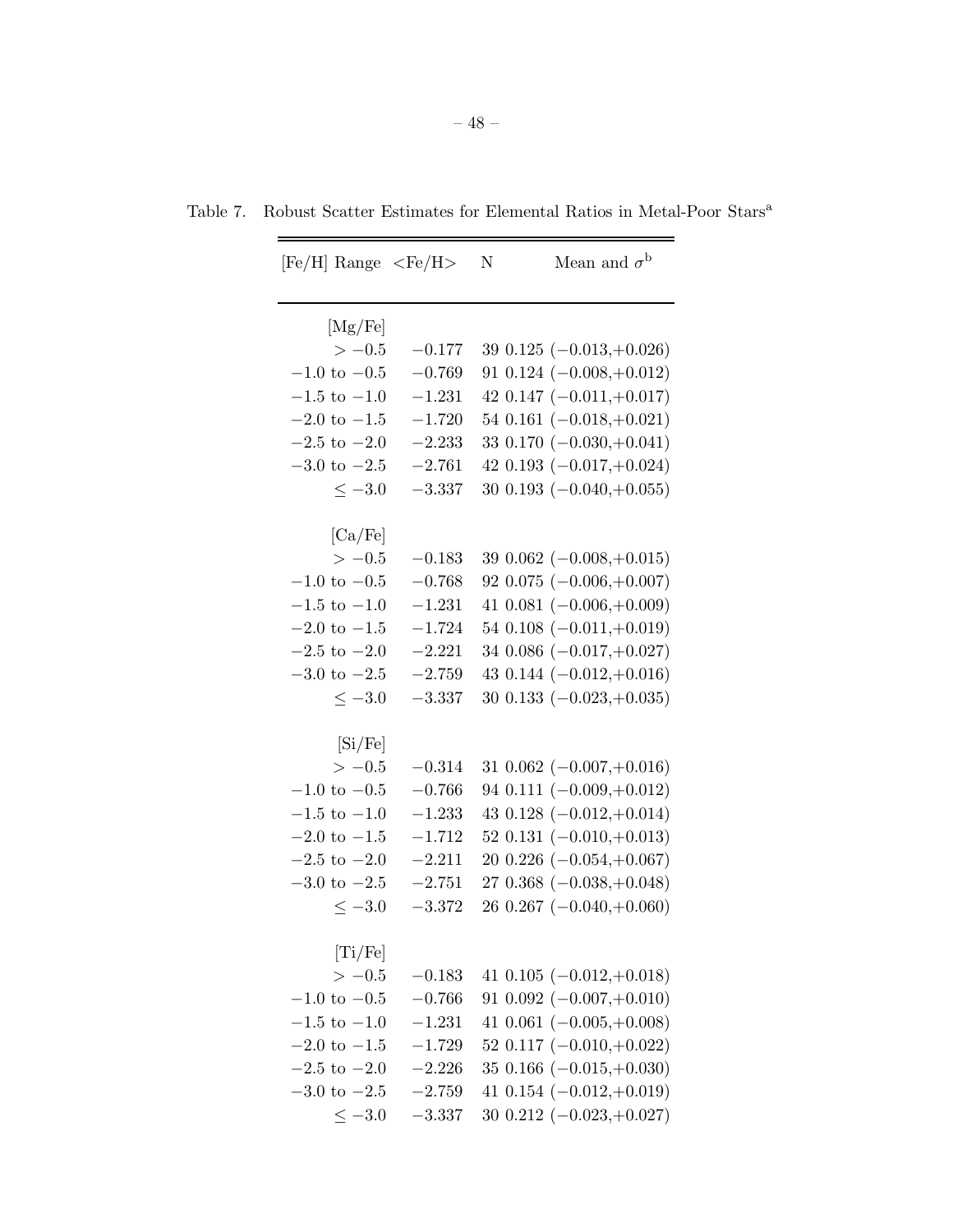Table 7. Robust Scatter Estimates for Elemental Ratios in Metal-Poor Stars[a]

| [Fe/H] Range | <Fe/H> | N | Mean and $\sigma$[b] |
|---|---|---|---|
| [Mg/Fe] | | | |
| $> -0.5$ | $-0.177$ | 39 | 0.125 ($-0.013$,$+0.026$) |
| $-1.0$ to $-0.5$ | $-0.769$ | 91 | 0.124 ($-0.008$,$+0.012$) |
| $-1.5$ to $-1.0$ | $-1.231$ | 42 | 0.147 ($-0.011$,$+0.017$) |
| $-2.0$ to $-1.5$ | $-1.720$ | 54 | 0.161 ($-0.018$,$+0.021$) |
| $-2.5$ to $-2.0$ | $-2.233$ | 33 | 0.170 ($-0.030$,$+0.041$) |
| $-3.0$ to $-2.5$ | $-2.761$ | 42 | 0.193 ($-0.017$,$+0.024$) |
| $\leq -3.0$ | $-3.337$ | 30 | 0.193 ($-0.040$,$+0.055$) |
| [Ca/Fe] | | | |
| $> -0.5$ | $-0.183$ | 39 | 0.062 ($-0.008$,$+0.015$) |
| $-1.0$ to $-0.5$ | $-0.768$ | 92 | 0.075 ($-0.006$,$+0.007$) |
| $-1.5$ to $-1.0$ | $-1.231$ | 41 | 0.081 ($-0.006$,$+0.009$) |
| $-2.0$ to $-1.5$ | $-1.724$ | 54 | 0.108 ($-0.011$,$+0.019$) |
| $-2.5$ to $-2.0$ | $-2.221$ | 34 | 0.086 ($-0.017$,$+0.027$) |
| $-3.0$ to $-2.5$ | $-2.759$ | 43 | 0.144 ($-0.012$,$+0.016$) |
| $\leq -3.0$ | $-3.337$ | 30 | 0.133 ($-0.023$,$+0.035$) |
| [Si/Fe] | | | |
| $> -0.5$ | $-0.314$ | 31 | 0.062 ($-0.007$,$+0.016$) |
| $-1.0$ to $-0.5$ | $-0.766$ | 94 | 0.111 ($-0.009$,$+0.012$) |
| $-1.5$ to $-1.0$ | $-1.233$ | 43 | 0.128 ($-0.012$,$+0.014$) |
| $-2.0$ to $-1.5$ | $-1.712$ | 52 | 0.131 ($-0.010$,$+0.013$) |
| $-2.5$ to $-2.0$ | $-2.211$ | 20 | 0.226 ($-0.054$,$+0.067$) |
| $-3.0$ to $-2.5$ | $-2.751$ | 27 | 0.368 ($-0.038$,$+0.048$) |
| $\leq -3.0$ | $-3.372$ | 26 | 0.267 ($-0.040$,$+0.060$) |
| [Ti/Fe] | | | |
| $> -0.5$ | $-0.183$ | 41 | 0.105 ($-0.012$,$+0.018$) |
| $-1.0$ to $-0.5$ | $-0.766$ | 91 | 0.092 ($-0.007$,$+0.010$) |
| $-1.5$ to $-1.0$ | $-1.231$ | 41 | 0.061 ($-0.005$,$+0.008$) |
| $-2.0$ to $-1.5$ | $-1.729$ | 52 | 0.117 ($-0.010$,$+0.022$) |
| $-2.5$ to $-2.0$ | $-2.226$ | 35 | 0.166 ($-0.015$,$+0.030$) |
| $-3.0$ to $-2.5$ | $-2.759$ | 41 | 0.154 ($-0.012$,$+0.019$) |
| $\leq -3.0$ | $-3.337$ | 30 | 0.212 ($-0.023$,$+0.027$) |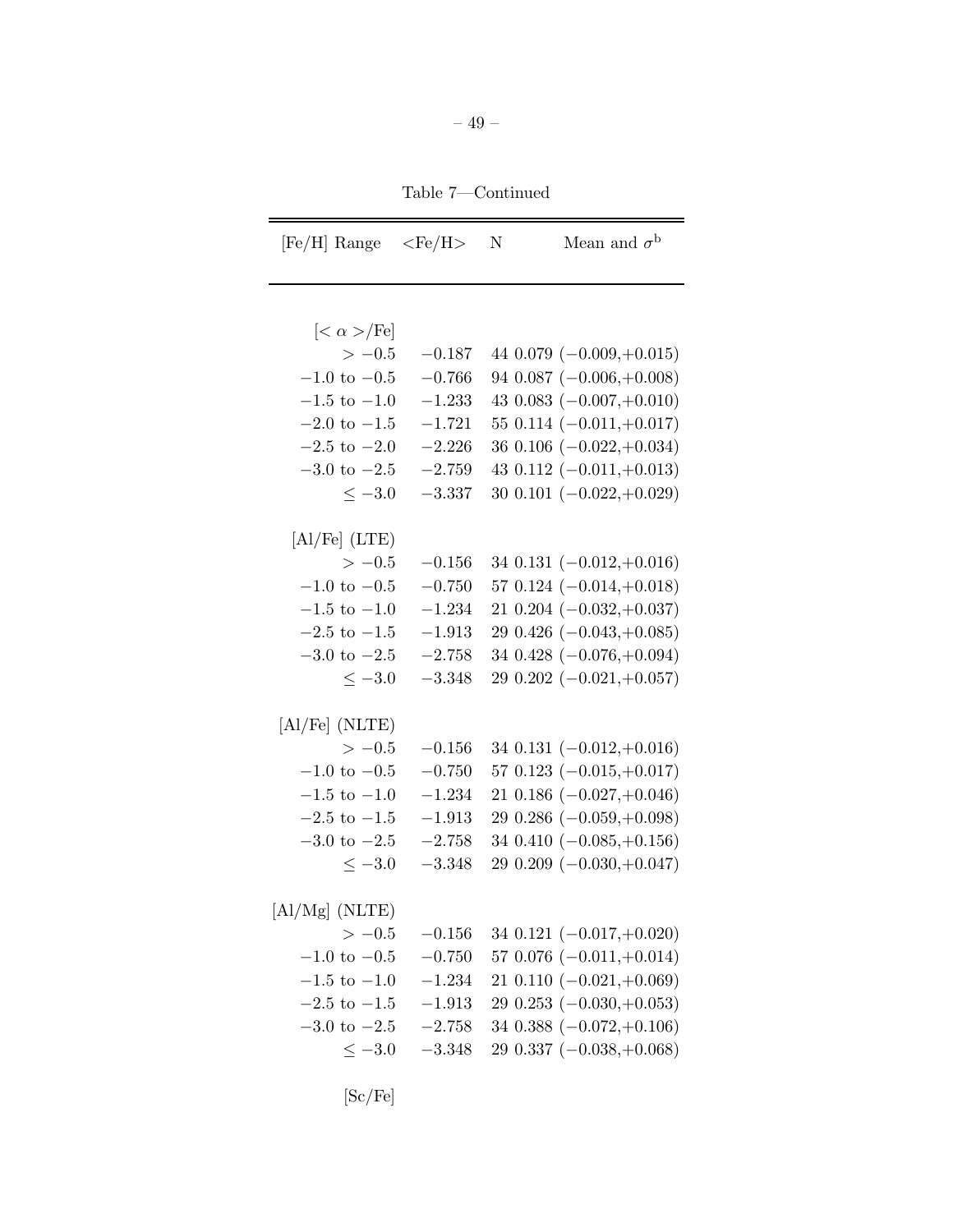Table 7—Continued

| [Fe/H] Range | <Fe/H> | N | Mean and $\sigma^{b}$ |
|---|---|---|---|
| [< α >/Fe] | | | |
| > −0.5 | −0.187 | 44 | 0.079 (−0.009,+0.015) |
| −1.0 to −0.5 | −0.766 | 94 | 0.087 (−0.006,+0.008) |
| −1.5 to −1.0 | −1.233 | 43 | 0.083 (−0.007,+0.010) |
| −2.0 to −1.5 | −1.721 | 55 | 0.114 (−0.011,+0.017) |
| −2.5 to −2.0 | −2.226 | 36 | 0.106 (−0.022,+0.034) |
| −3.0 to −2.5 | −2.759 | 43 | 0.112 (−0.011,+0.013) |
| ≤ −3.0 | −3.337 | 30 | 0.101 (−0.022,+0.029) |
| [Al/Fe] (LTE) | | | |
| > −0.5 | −0.156 | 34 | 0.131 (−0.012,+0.016) |
| −1.0 to −0.5 | −0.750 | 57 | 0.124 (−0.014,+0.018) |
| −1.5 to −1.0 | −1.234 | 21 | 0.204 (−0.032,+0.037) |
| −2.5 to −1.5 | −1.913 | 29 | 0.426 (−0.043,+0.085) |
| −3.0 to −2.5 | −2.758 | 34 | 0.428 (−0.076,+0.094) |
| ≤ −3.0 | −3.348 | 29 | 0.202 (−0.021,+0.057) |
| [Al/Fe] (NLTE) | | | |
| > −0.5 | −0.156 | 34 | 0.131 (−0.012,+0.016) |
| −1.0 to −0.5 | −0.750 | 57 | 0.123 (−0.015,+0.017) |
| −1.5 to −1.0 | −1.234 | 21 | 0.186 (−0.027,+0.046) |
| −2.5 to −1.5 | −1.913 | 29 | 0.286 (−0.059,+0.098) |
| −3.0 to −2.5 | −2.758 | 34 | 0.410 (−0.085,+0.156) |
| ≤ −3.0 | −3.348 | 29 | 0.209 (−0.030,+0.047) |
| [Al/Mg] (NLTE) | | | |
| > −0.5 | −0.156 | 34 | 0.121 (−0.017,+0.020) |
| −1.0 to −0.5 | −0.750 | 57 | 0.076 (−0.011,+0.014) |
| −1.5 to −1.0 | −1.234 | 21 | 0.110 (−0.021,+0.069) |
| −2.5 to −1.5 | −1.913 | 29 | 0.253 (−0.030,+0.053) |
| −3.0 to −2.5 | −2.758 | 34 | 0.388 (−0.072,+0.106) |
| ≤ −3.0 | −3.348 | 29 | 0.337 (−0.038,+0.068) |
| [Sc/Fe] | | | |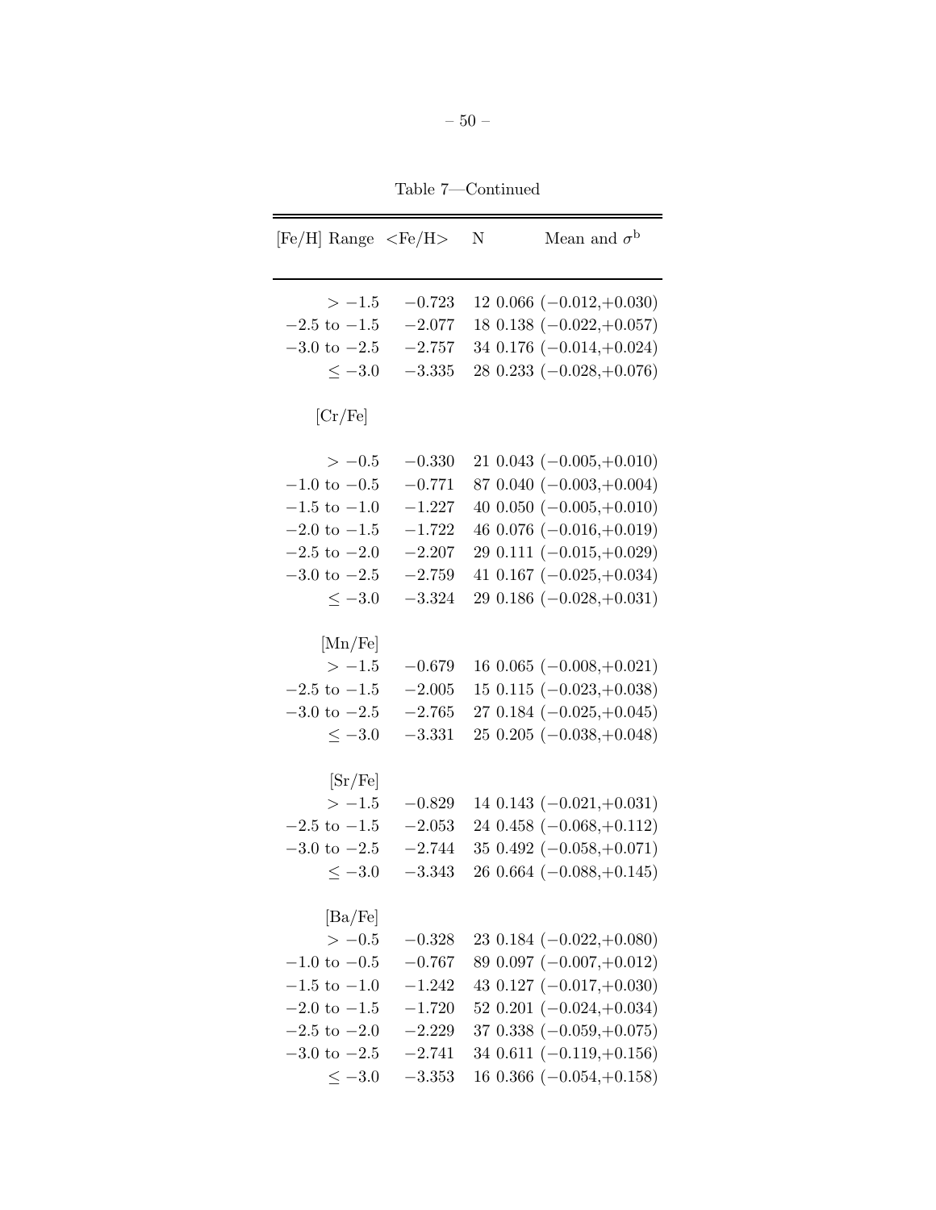Table 7—Continued

| [Fe/H] Range | <Fe/H> | N | Mean and $\sigma^{b}$ |
|---|---|---|---|
| $> -1.5$ | $-0.723$ | 12 | 0.066 ($-0.012$,$+0.030$) |
| $-2.5$ to $-1.5$ | $-2.077$ | 18 | 0.138 ($-0.022$,$+0.057$) |
| $-3.0$ to $-2.5$ | $-2.757$ | 34 | 0.176 ($-0.014$,$+0.024$) |
| $\leq -3.0$ | $-3.335$ | 28 | 0.233 ($-0.028$,$+0.076$) |
| [Cr/Fe] | | | |
| $> -0.5$ | $-0.330$ | 21 | 0.043 ($-0.005$,$+0.010$) |
| $-1.0$ to $-0.5$ | $-0.771$ | 87 | 0.040 ($-0.003$,$+0.004$) |
| $-1.5$ to $-1.0$ | $-1.227$ | 40 | 0.050 ($-0.005$,$+0.010$) |
| $-2.0$ to $-1.5$ | $-1.722$ | 46 | 0.076 ($-0.016$,$+0.019$) |
| $-2.5$ to $-2.0$ | $-2.207$ | 29 | 0.111 ($-0.015$,$+0.029$) |
| $-3.0$ to $-2.5$ | $-2.759$ | 41 | 0.167 ($-0.025$,$+0.034$) |
| $\leq -3.0$ | $-3.324$ | 29 | 0.186 ($-0.028$,$+0.031$) |
| [Mn/Fe] | | | |
| $> -1.5$ | $-0.679$ | 16 | 0.065 ($-0.008$,$+0.021$) |
| $-2.5$ to $-1.5$ | $-2.005$ | 15 | 0.115 ($-0.023$,$+0.038$) |
| $-3.0$ to $-2.5$ | $-2.765$ | 27 | 0.184 ($-0.025$,$+0.045$) |
| $\leq -3.0$ | $-3.331$ | 25 | 0.205 ($-0.038$,$+0.048$) |
| [Sr/Fe] | | | |
| $> -1.5$ | $-0.829$ | 14 | 0.143 ($-0.021$,$+0.031$) |
| $-2.5$ to $-1.5$ | $-2.053$ | 24 | 0.458 ($-0.068$,$+0.112$) |
| $-3.0$ to $-2.5$ | $-2.744$ | 35 | 0.492 ($-0.058$,$+0.071$) |
| $\leq -3.0$ | $-3.343$ | 26 | 0.664 ($-0.088$,$+0.145$) |
| [Ba/Fe] | | | |
| $> -0.5$ | $-0.328$ | 23 | 0.184 ($-0.022$,$+0.080$) |
| $-1.0$ to $-0.5$ | $-0.767$ | 89 | 0.097 ($-0.007$,$+0.012$) |
| $-1.5$ to $-1.0$ | $-1.242$ | 43 | 0.127 ($-0.017$,$+0.030$) |
| $-2.0$ to $-1.5$ | $-1.720$ | 52 | 0.201 ($-0.024$,$+0.034$) |
| $-2.5$ to $-2.0$ | $-2.229$ | 37 | 0.338 ($-0.059$,$+0.075$) |
| $-3.0$ to $-2.5$ | $-2.741$ | 34 | 0.611 ($-0.119$,$+0.156$) |
| $\leq -3.0$ | $-3.353$ | 16 | 0.366 ($-0.054$,$+0.158$) |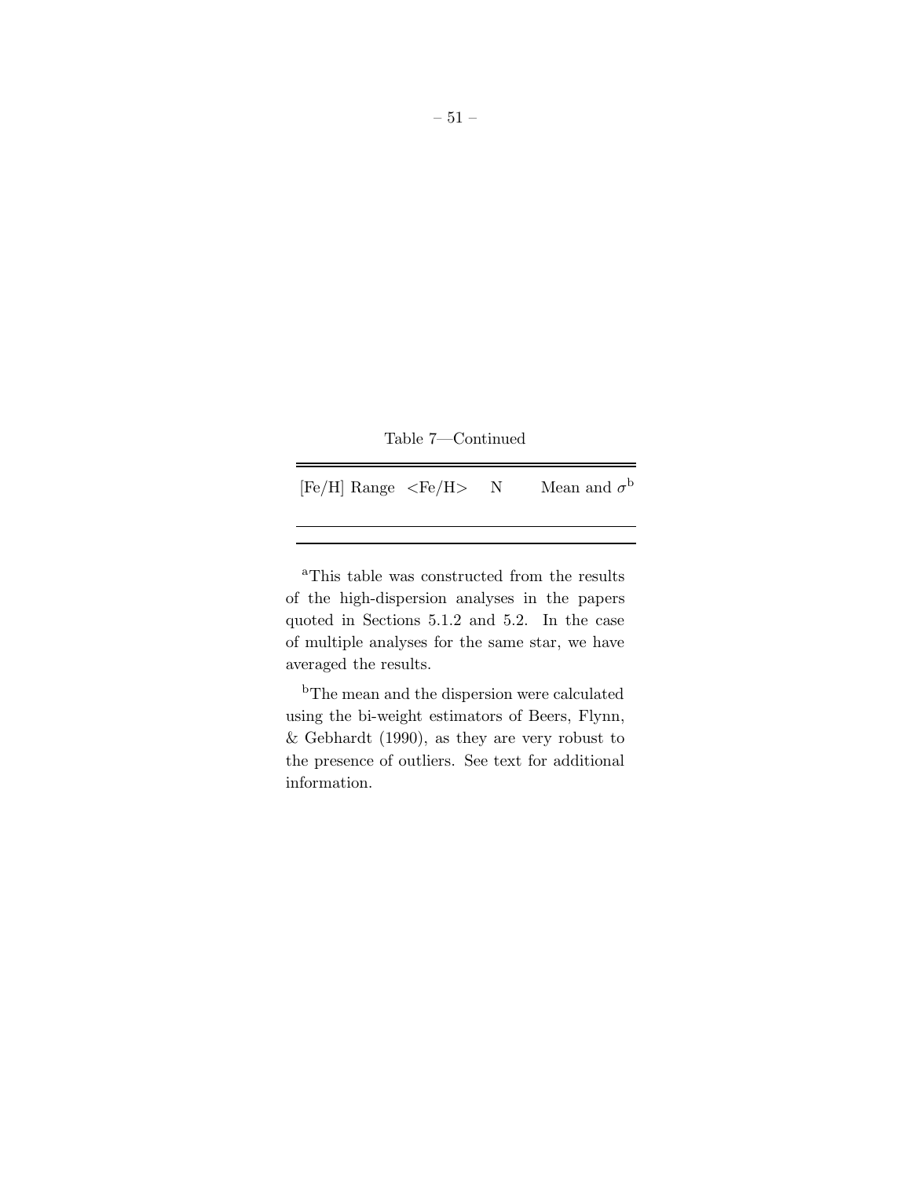Table 7—Continued

| [Fe/H] Range | <Fe/H> | N | Mean and $\sigma$[b] |
|---|---|---|---|

[a]This table was constructed from the results of the high-dispersion analyses in the papers quoted in Sections 5.1.2 and 5.2. In the case of multiple analyses for the same star, we have averaged the results.

[b]The mean and the dispersion were calculated using the bi-weight estimators of Beers, Flynn, & Gebhardt (1990), as they are very robust to the presence of outliers. See text for additional information.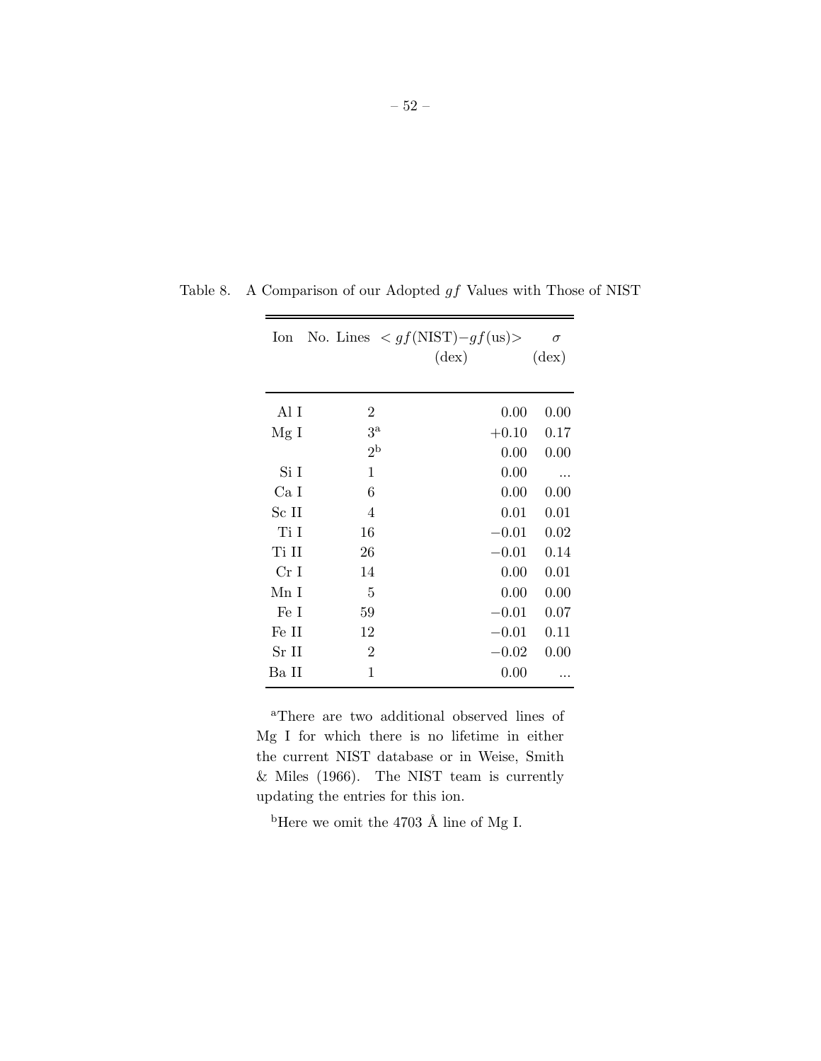Table 8. A Comparison of our Adopted $gf$ Values with Those of NIST

| Ion | No. Lines | $< gf(\mathrm{NIST}) - gf(\mathrm{us}) >$ (dex) | $\sigma$ (dex) |
|---|---|---|---|
| Al I | 2 | 0.00 | 0.00 |
| Mg I | 3[a] | +0.10 | 0.17 |
| | 2[b] | 0.00 | 0.00 |
| Si I | 1 | 0.00 | ... |
| Ca I | 6 | 0.00 | 0.00 |
| Sc II | 4 | 0.01 | 0.01 |
| Ti I | 16 | −0.01 | 0.02 |
| Ti II | 26 | −0.01 | 0.14 |
| Cr I | 14 | 0.00 | 0.01 |
| Mn I | 5 | 0.00 | 0.00 |
| Fe I | 59 | −0.01 | 0.07 |
| Fe II | 12 | −0.01 | 0.11 |
| Sr II | 2 | −0.02 | 0.00 |
| Ba II | 1 | 0.00 | ... |

[a]There are two additional observed lines of Mg I for which there is no lifetime in either the current NIST database or in Weise, Smith & Miles (1966). The NIST team is currently updating the entries for this ion.

[b]Here we omit the 4703 Å line of Mg I.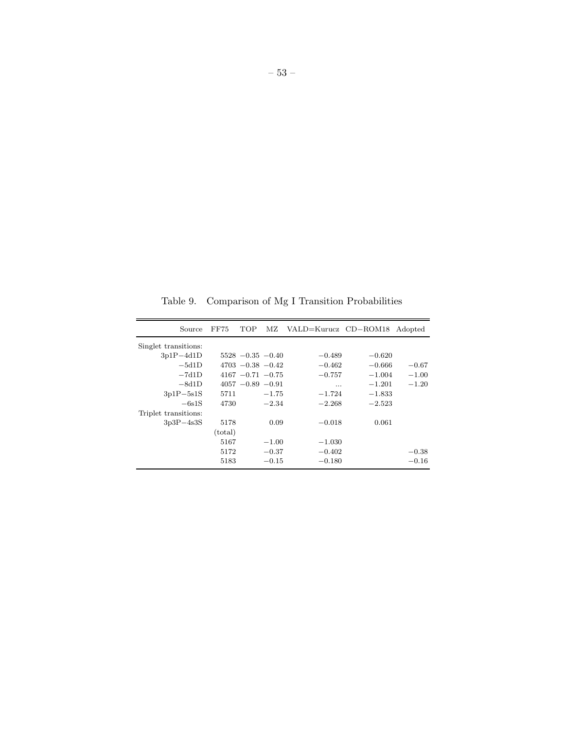Table 9. Comparison of Mg I Transition Probabilities

| Source | FF75 | TOP | MZ | VALD=Kurucz | CD−ROM18 | Adopted |
|---|---|---|---|---|---|---|
| Singlet transitions: | | | | | | |
| 3p1P−4d1D | 5528 | −0.35 | −0.40 | −0.489 | −0.620 | |
| −5d1D | 4703 | −0.38 | −0.42 | −0.462 | −0.666 | −0.67 |
| −7d1D | 4167 | −0.71 | −0.75 | −0.757 | −1.004 | −1.00 |
| −8d1D | 4057 | −0.89 | −0.91 | ... | −1.201 | −1.20 |
| 3p1P−5s1S | 5711 | | −1.75 | −1.724 | −1.833 | |
| −6s1S | 4730 | | −2.34 | −2.268 | −2.523 | |
| Triplet transitions: | | | | | | |
| 3p3P−4s3S | 5178 | | 0.09 | −0.018 | 0.061 | |
| | (total) | | | | | |
| | 5167 | | −1.00 | −1.030 | | |
| | 5172 | | −0.37 | −0.402 | | −0.38 |
| | 5183 | | −0.15 | −0.180 | | −0.16 |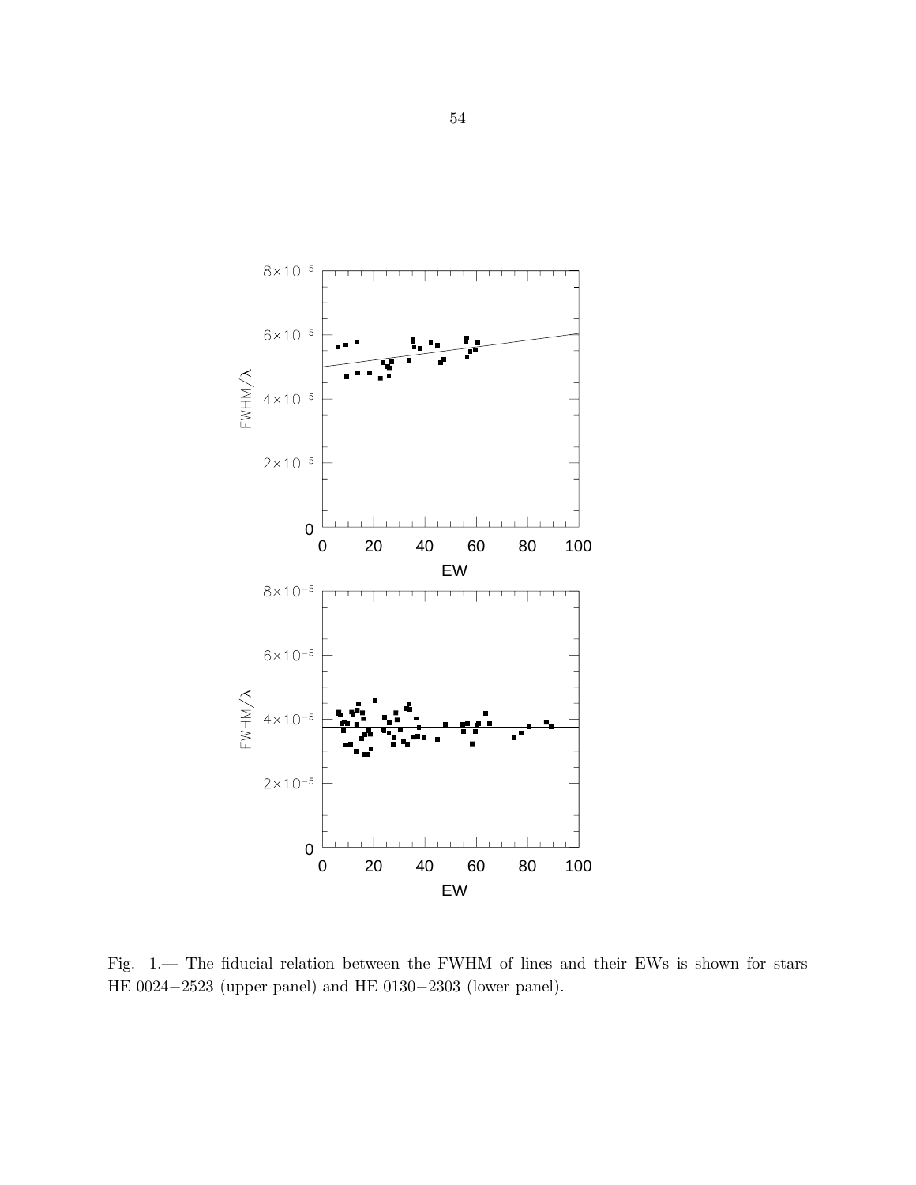Fig. 1.— The fiducial relation between the FWHM of lines and their EWs is shown for stars HE 0024−2523 (upper panel) and HE 0130−2303 (lower panel).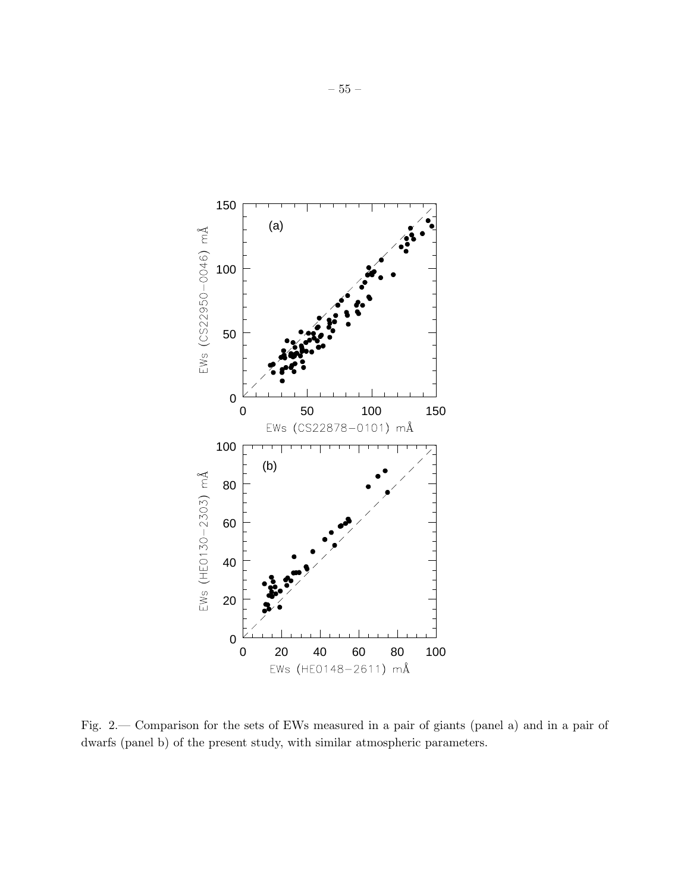Fig. 2.— Comparison for the sets of EWs measured in a pair of giants (panel a) and in a pair of dwarfs (panel b) of the present study, with similar atmospheric parameters.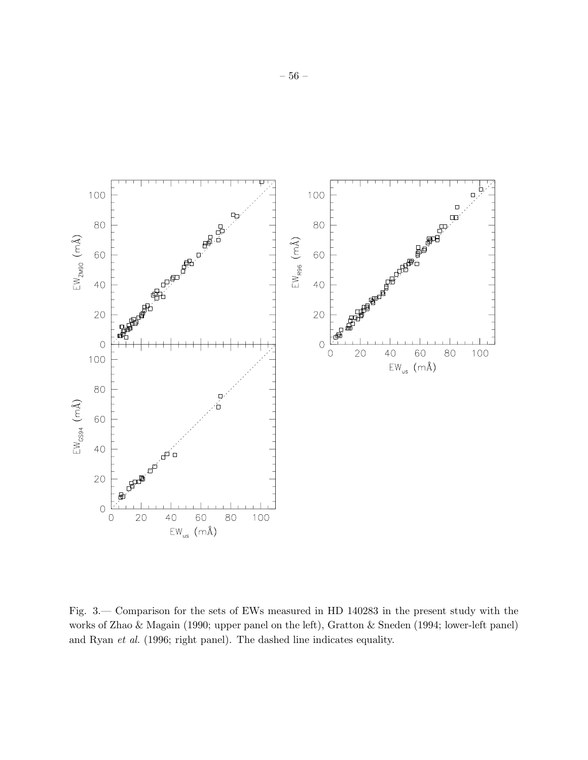Fig. 3.— Comparison for the sets of EWs measured in HD 140283 in the present study with the works of Zhao & Magain (1990; upper panel on the left), Gratton & Sneden (1994; lower-left panel) and Ryan *et al.* (1996; right panel). The dashed line indicates equality.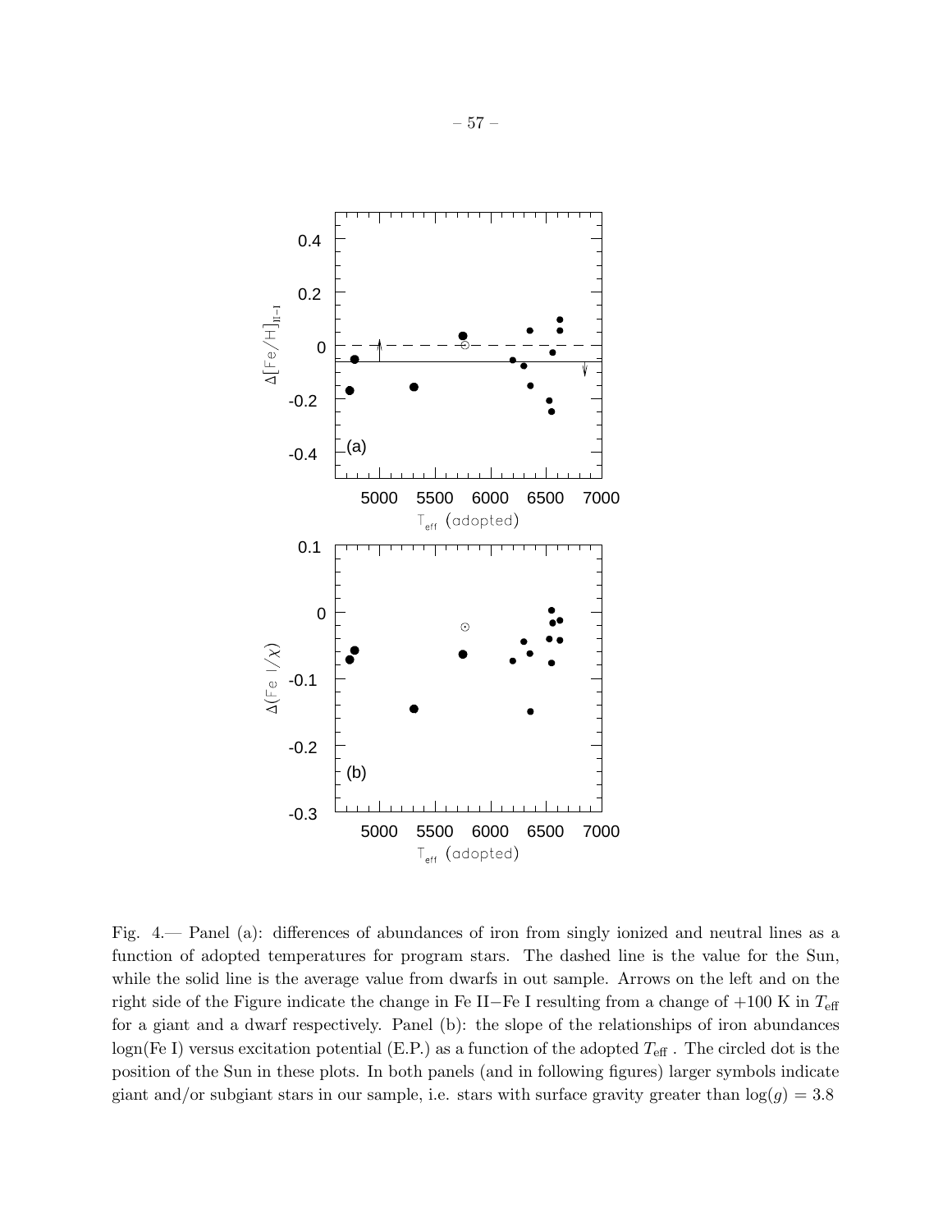Fig. 4.— Panel (a): differences of abundances of iron from singly ionized and neutral lines as a function of adopted temperatures for program stars. The dashed line is the value for the Sun, while the solid line is the average value from dwarfs in out sample. Arrows on the left and on the right side of the Figure indicate the change in Fe II−Fe I resulting from a change of +100 K in $T_{\rm eff}$ for a giant and a dwarf respectively. Panel (b): the slope of the relationships of iron abundances logn(Fe I) versus excitation potential (E.P.) as a function of the adopted $T_{\rm eff}$ . The circled dot is the position of the Sun in these plots. In both panels (and in following figures) larger symbols indicate giant and/or subgiant stars in our sample, i.e. stars with surface gravity greater than $\log(g) = 3.8$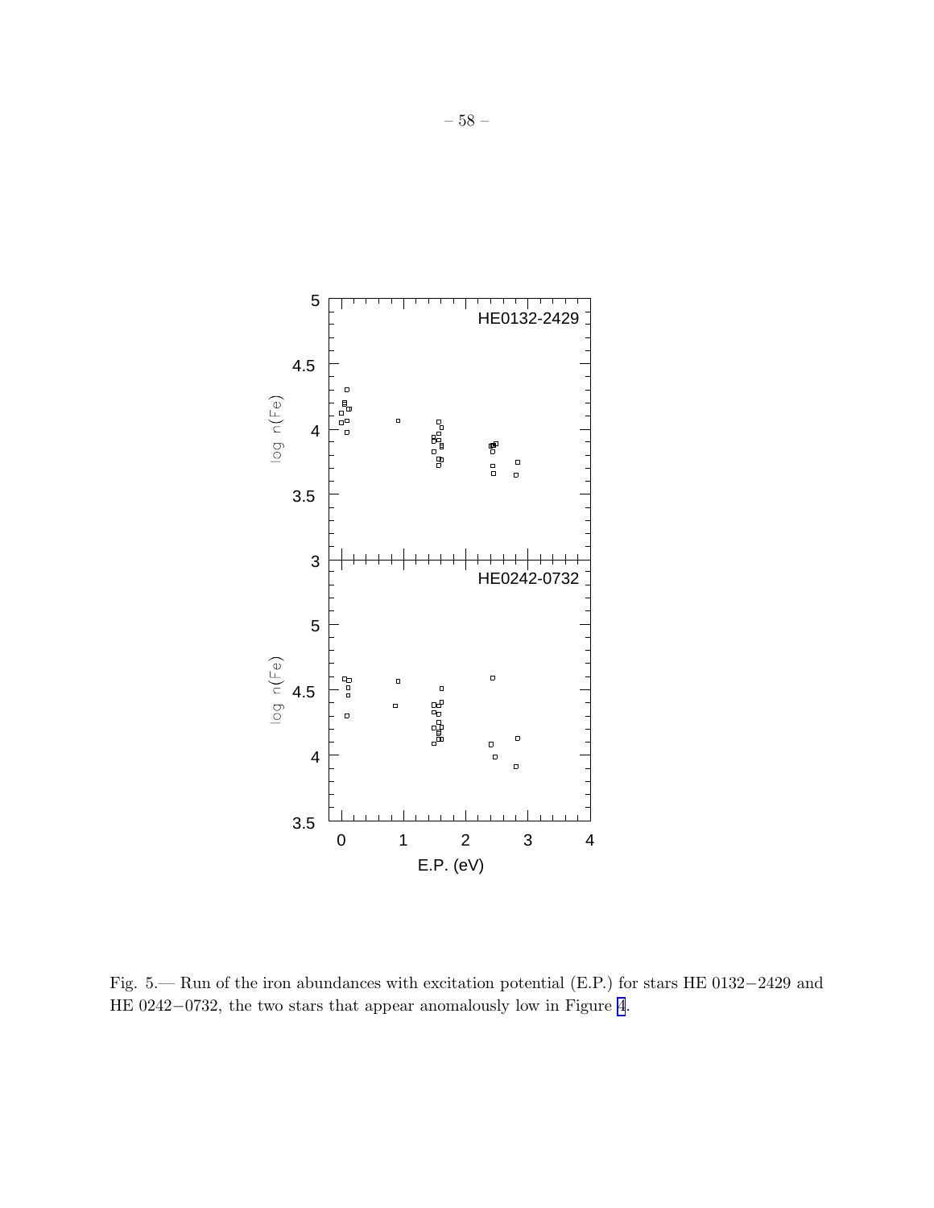Fig. 5.— Run of the iron abundances with excitation potential (E.P.) for stars HE 0132−2429 and HE 0242−0732, the two stars that appear anomalously low in Figure 4.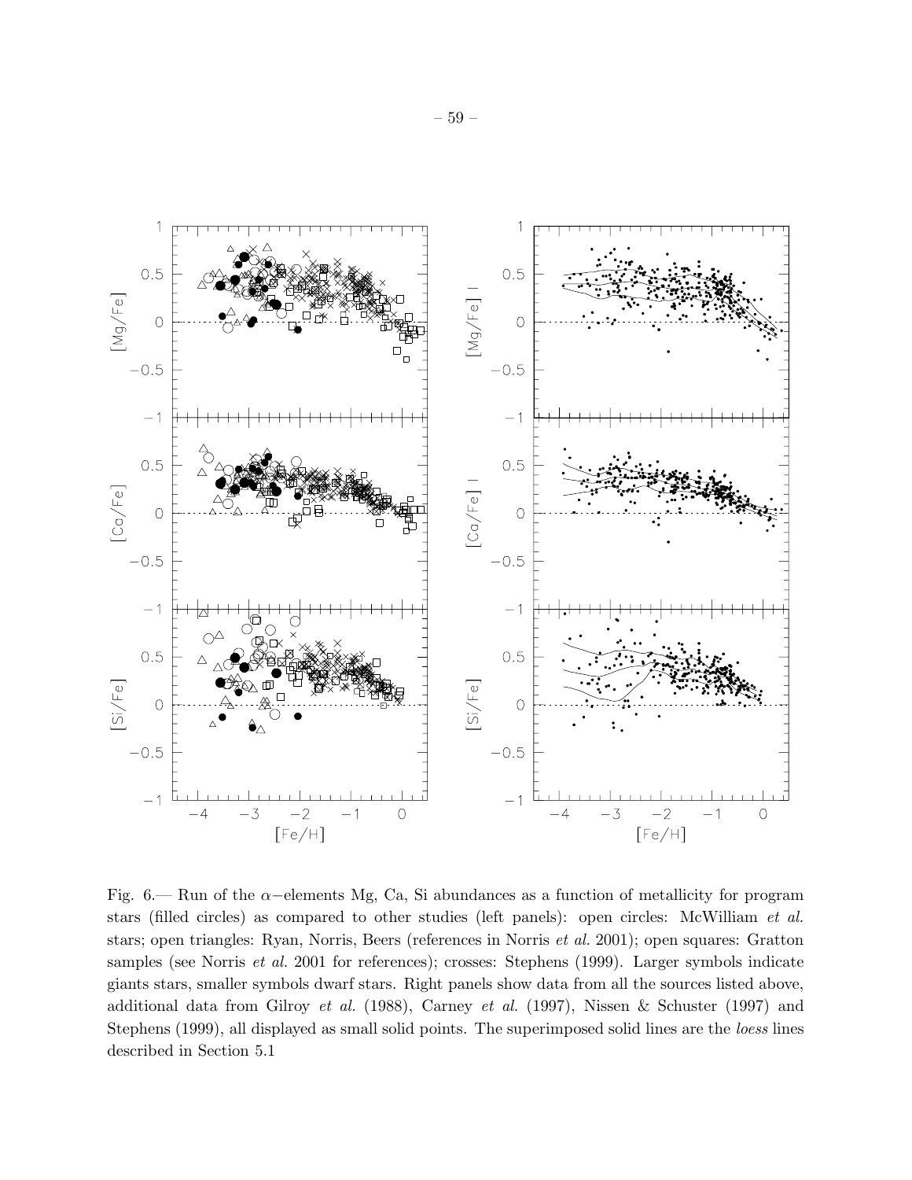Fig. 6.— Run of the $\alpha-$elements Mg, Ca, Si abundances as a function of metallicity for program stars (filled circles) as compared to other studies (left panels): open circles: McWilliam *et al.* stars; open triangles: Ryan, Norris, Beers (references in Norris *et al.* 2001); open squares: Gratton samples (see Norris *et al.* 2001 for references); crosses: Stephens (1999). Larger symbols indicate giants stars, smaller symbols dwarf stars. Right panels show data from all the sources listed above, additional data from Gilroy *et al.* (1988), Carney *et al.* (1997), Nissen & Schuster (1997) and Stephens (1999), all displayed as small solid points. The superimposed solid lines are the *loess* lines described in Section 5.1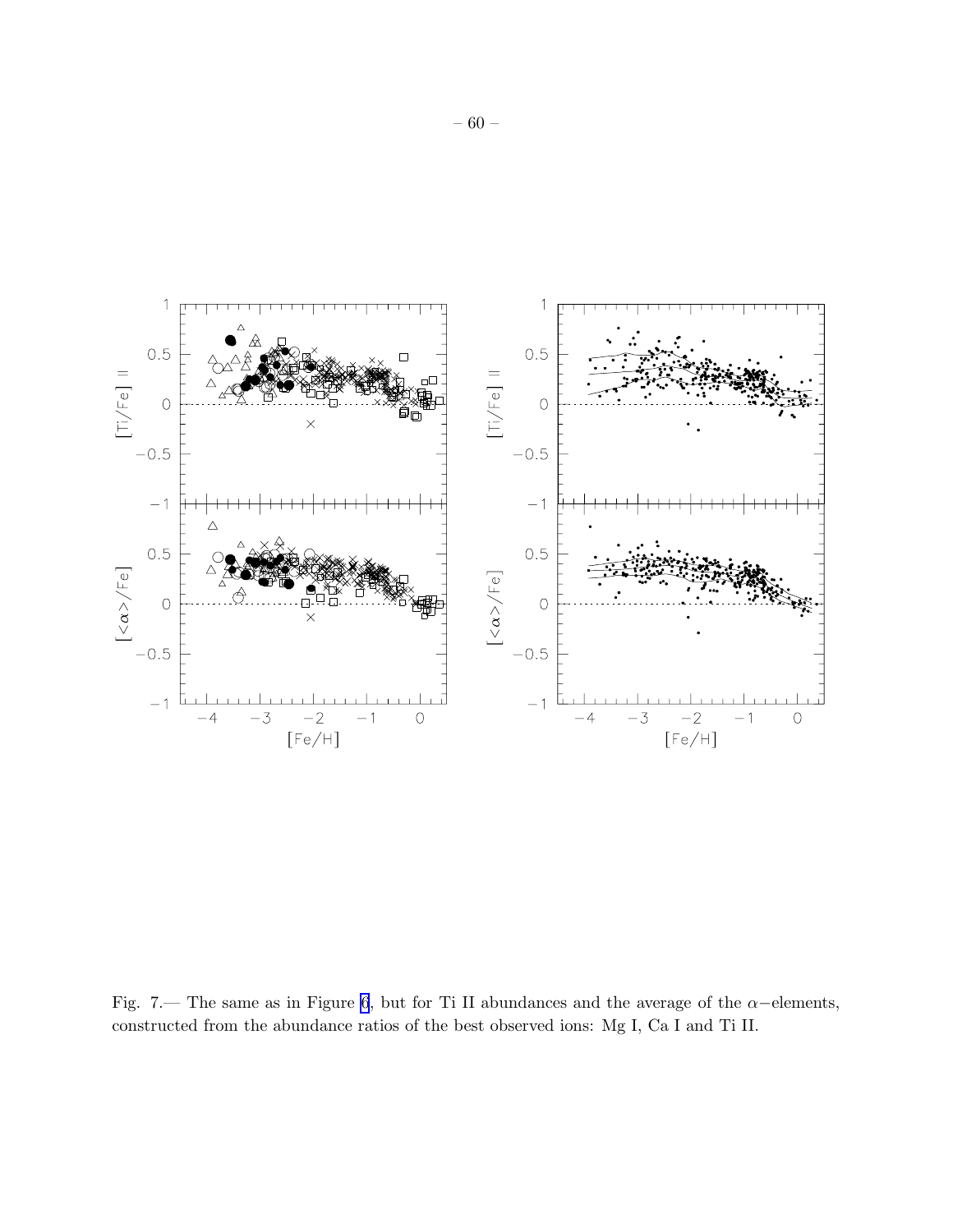Fig. 7.— The same as in Figure 6, but for Ti II abundances and the average of the $\alpha-$elements, constructed from the abundance ratios of the best observed ions: Mg I, Ca I and Ti II.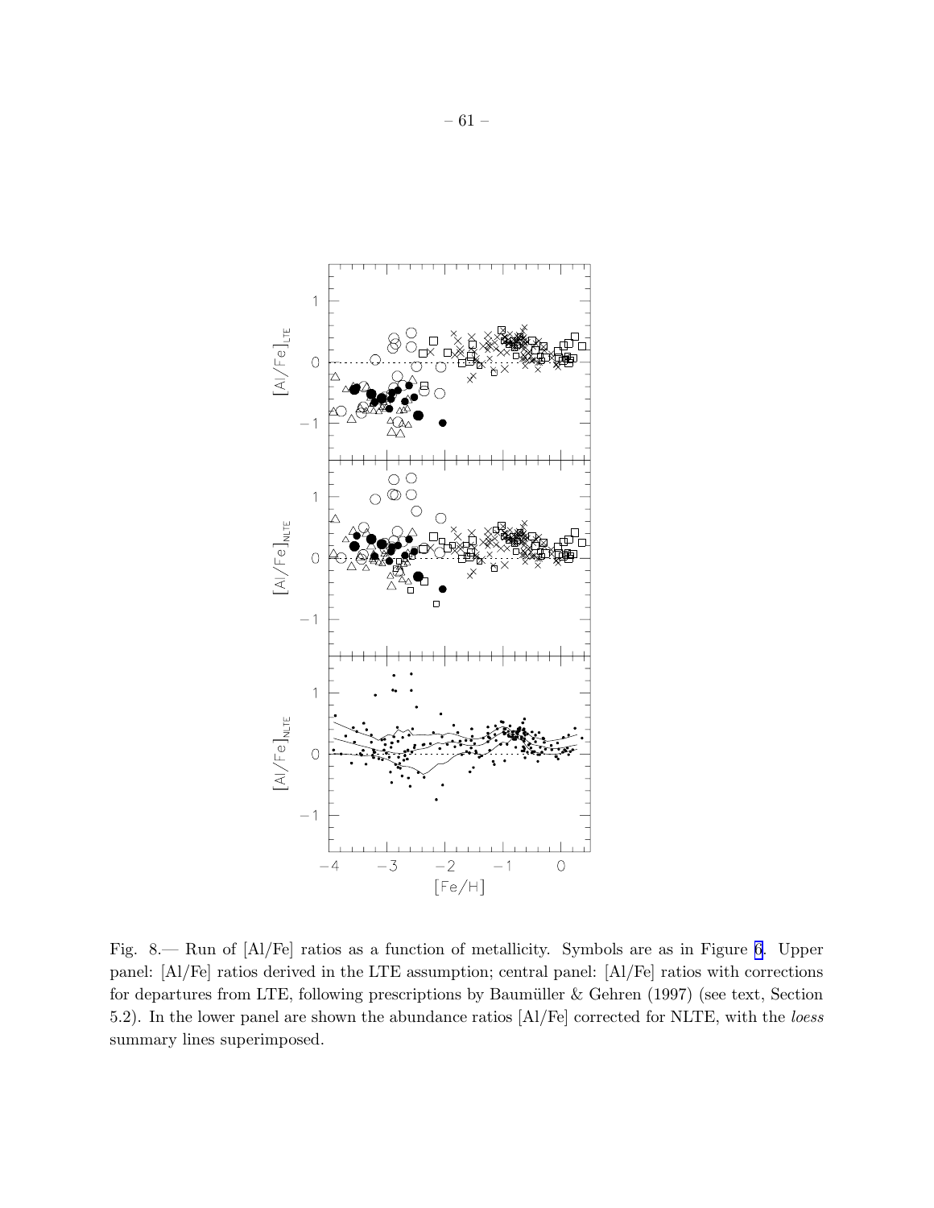Fig. 8.— Run of [Al/Fe] ratios as a function of metallicity. Symbols are as in Figure 6. Upper panel: [Al/Fe] ratios derived in the LTE assumption; central panel: [Al/Fe] ratios with corrections for departures from LTE, following prescriptions by Baumüller & Gehren (1997) (see text, Section 5.2). In the lower panel are shown the abundance ratios [Al/Fe] corrected for NLTE, with the *loess* summary lines superimposed.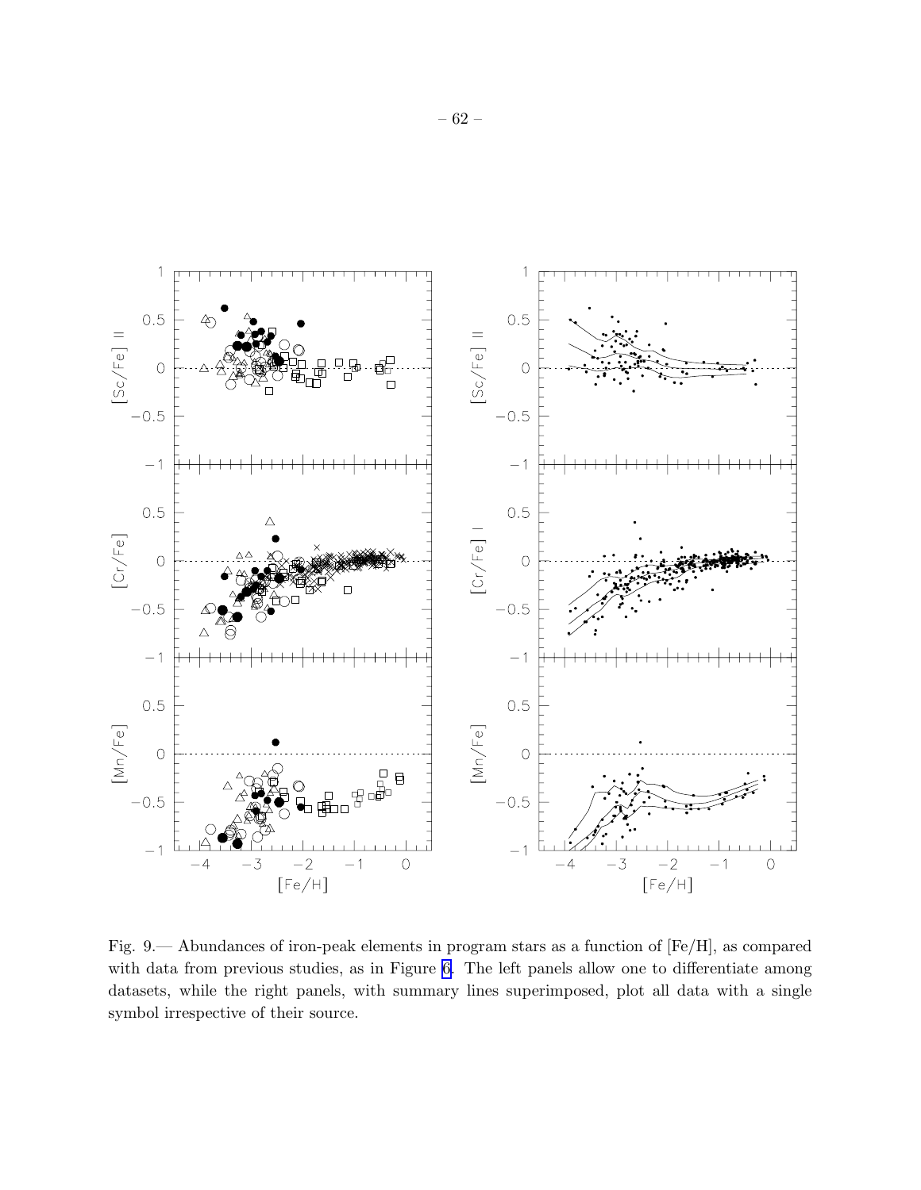Fig. 9.— Abundances of iron-peak elements in program stars as a function of [Fe/H], as compared with data from previous studies, as in Figure 6. The left panels allow one to differentiate among datasets, while the right panels, with summary lines superimposed, plot all data with a single symbol irrespective of their source.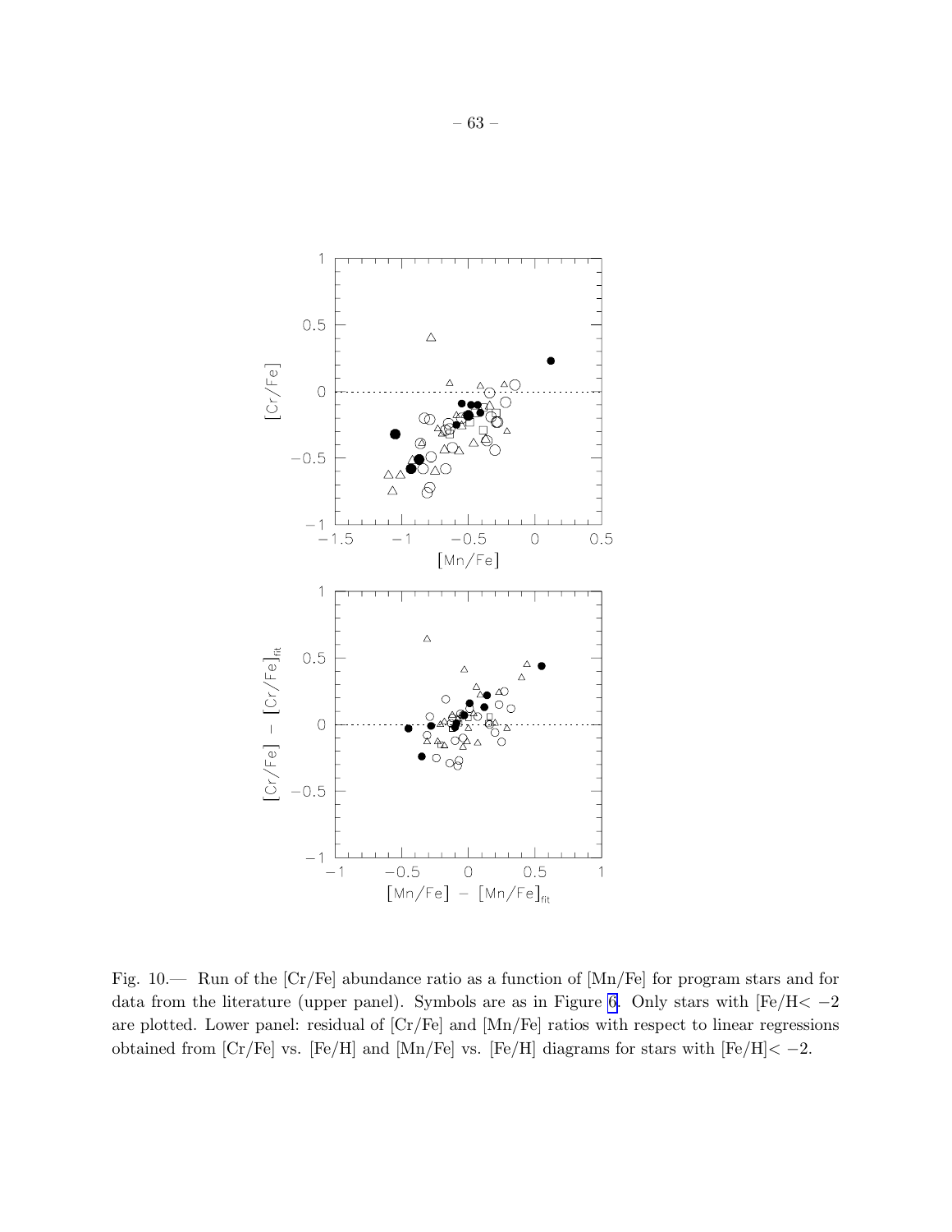Fig. 10.— Run of the [Cr/Fe] abundance ratio as a function of [Mn/Fe] for program stars and for data from the literature (upper panel). Symbols are as in Figure 6. Only stars with [Fe/H$< -2$ are plotted. Lower panel: residual of [Cr/Fe] and [Mn/Fe] ratios with respect to linear regressions obtained from [Cr/Fe] vs. [Fe/H] and [Mn/Fe] vs. [Fe/H] diagrams for stars with [Fe/H]$< -2$.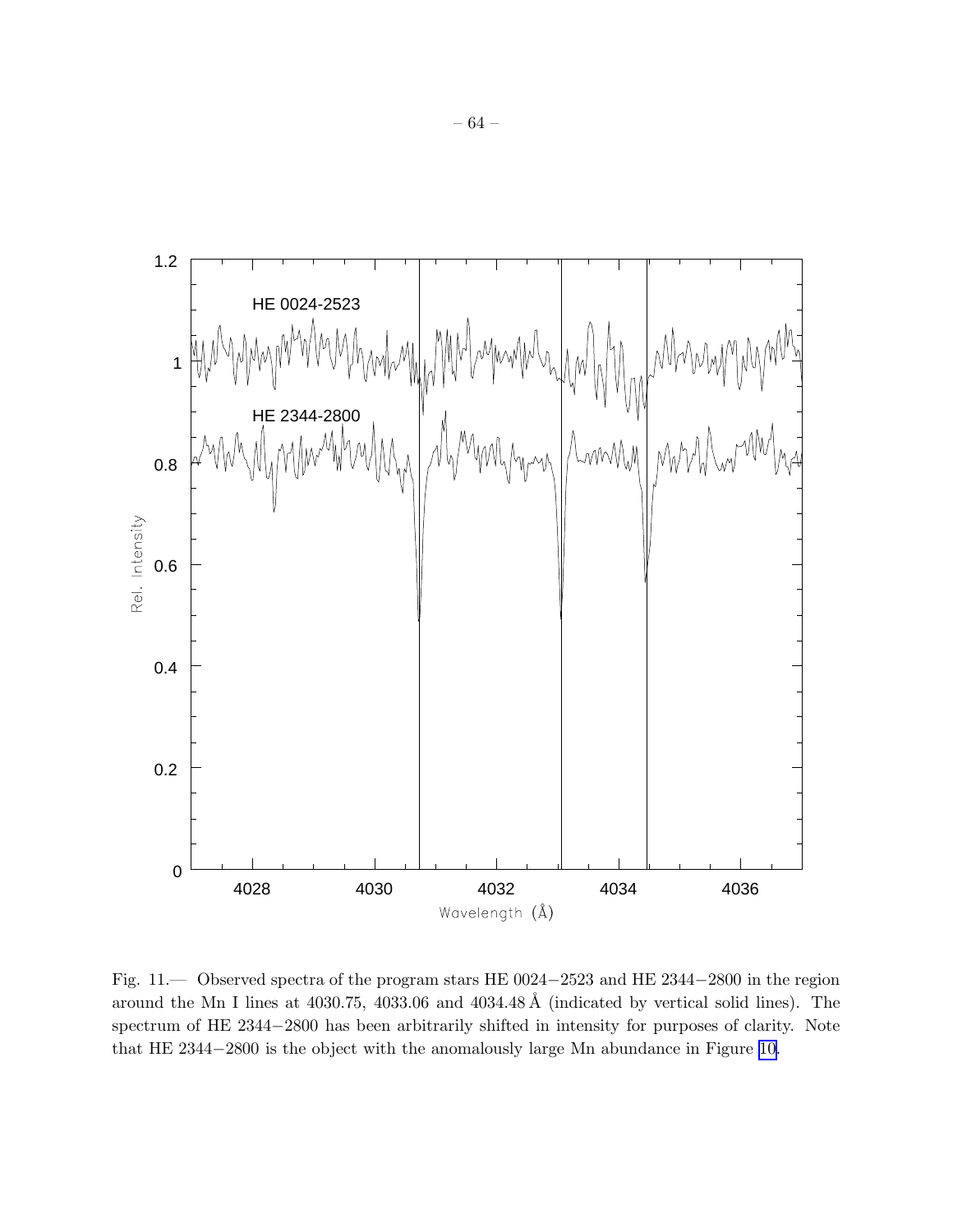Fig. 11.— Observed spectra of the program stars HE 0024−2523 and HE 2344−2800 in the region around the Mn I lines at 4030.75, 4033.06 and 4034.48 Å (indicated by vertical solid lines). The spectrum of HE 2344−2800 has been arbitrarily shifted in intensity for purposes of clarity. Note that HE 2344−2800 is the object with the anomalously large Mn abundance in Figure 10.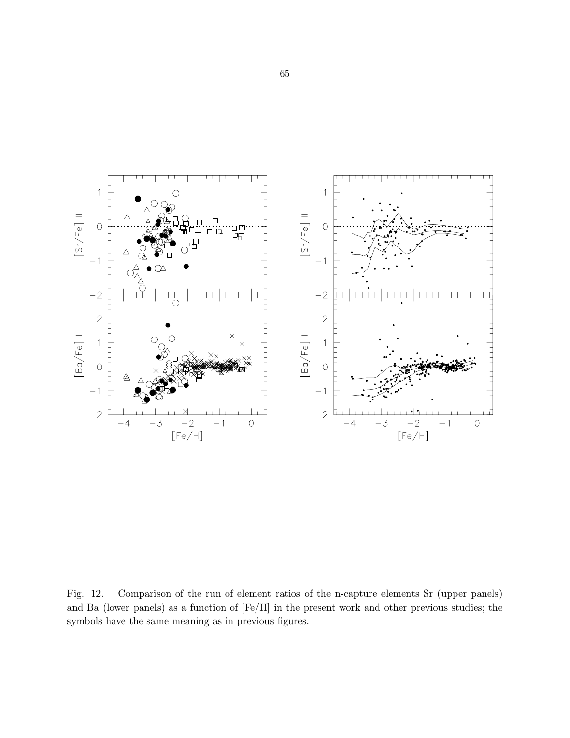Fig. 12.— Comparison of the run of element ratios of the n-capture elements Sr (upper panels) and Ba (lower panels) as a function of [Fe/H] in the present work and other previous studies; the symbols have the same meaning as in previous figures.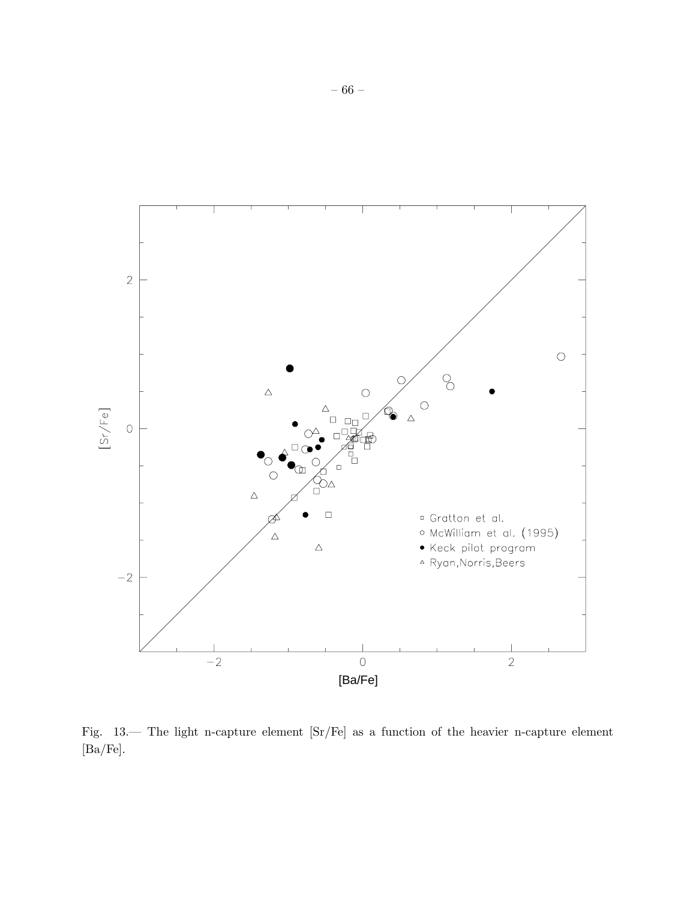Fig. 13.— The light n-capture element [Sr/Fe] as a function of the heavier n-capture element [Ba/Fe].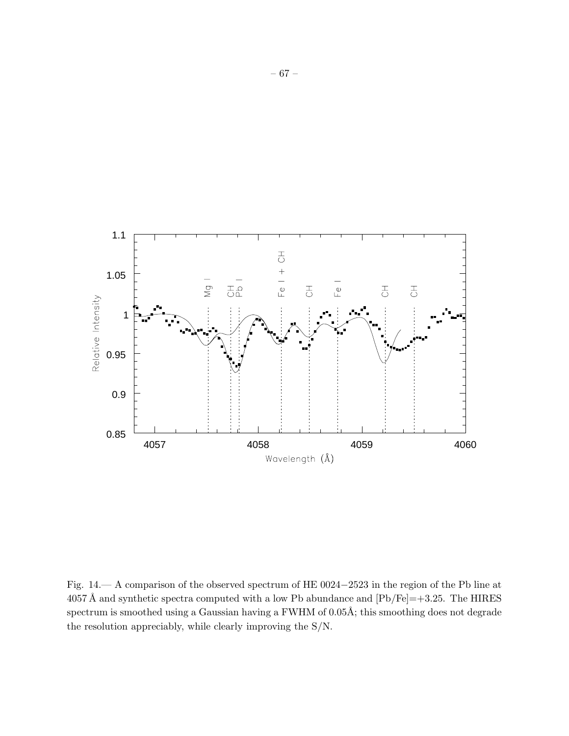Relative Intensity

1.1
1.05
1
0.95
0.9
0.85

4057
4058
4059
4060

Wavelength (Å)

Mg I
CH
Pb I
Fe I + CH
CH
Fe I
CH
CH

Fig. 14.— A comparison of the observed spectrum of HE 0024−2523 in the region of the Pb line at 4057 Å and synthetic spectra computed with a low Pb abundance and [Pb/Fe]=+3.25. The HIRES spectrum is smoothed using a Gaussian having a FWHM of 0.05Å; this smoothing does not degrade the resolution appreciably, while clearly improving the S/N.